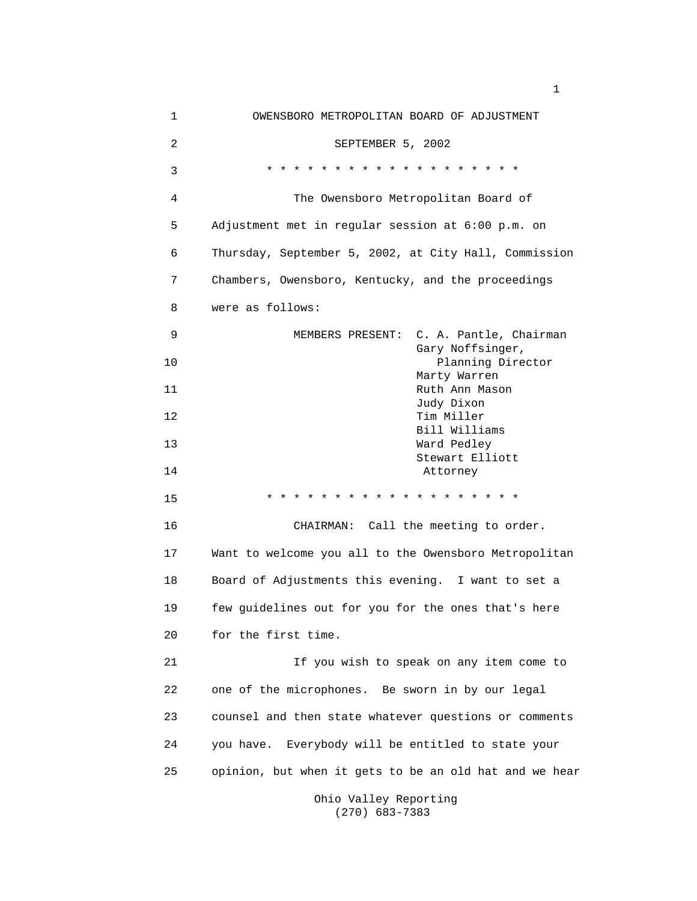# OWENSBORO METROPOLITAN BOARD OF ADJUSTMENT

SEPTEMBER 5, 2002

* * * * * * * * * * * * * * * * * * * *

The Owensboro Metropolitan Board of Adjustment met in regular session at 6:00 p.m. on Thursday, September 5, 2002, at City Hall, Commission Chambers, Owensboro, Kentucky, and the proceedings were as follows:

MEMBERS PRESENT:
- C. A. Pantle, Chairman
- Gary Noffsinger, Planning Director
- Marty Warren
- Ruth Ann Mason
- Judy Dixon
- Tim Miller
- Bill Williams
- Ward Pedley
- Stewart Elliott, Attorney

* * * * * * * * * * * * * * * * * * * *

CHAIRMAN: Call the meeting to order. Want to welcome you all to the Owensboro Metropolitan Board of Adjustments this evening. I want to set a few guidelines out for you for the ones that's here for the first time.

If you wish to speak on any item come to one of the microphones. Be sworn in by our legal counsel and then state whatever questions or comments you have. Everybody will be entitled to state your opinion, but when it gets to be an old hat and we hear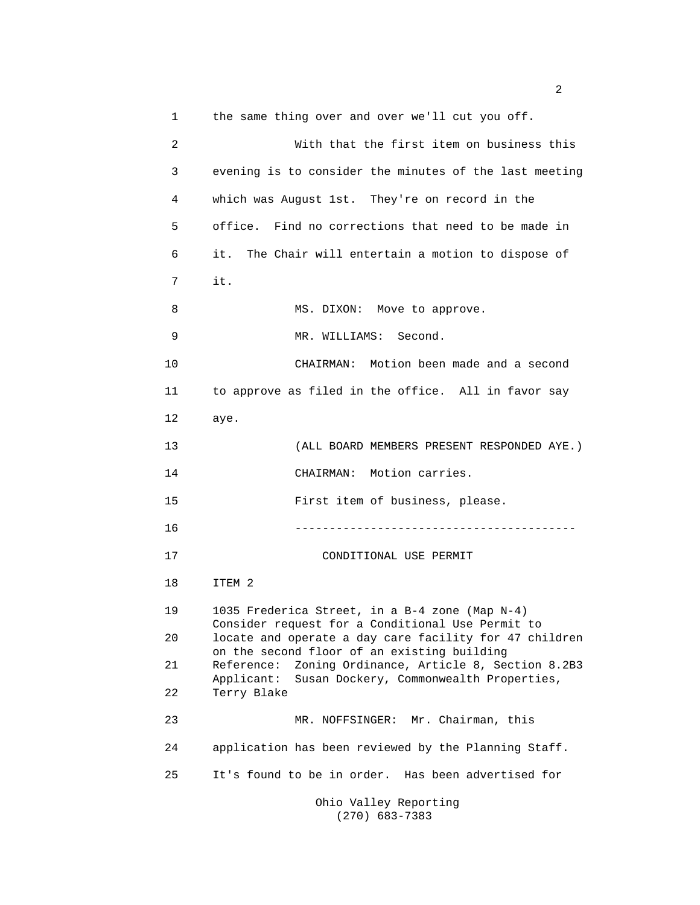the same thing over and over we'll cut you off.

With that the first item on business this evening is to consider the minutes of the last meeting which was August 1st. They're on record in the office. Find no corrections that need to be made in it. The Chair will entertain a motion to dispose of it.

MS. DIXON: Move to approve.

MR. WILLIAMS: Second.

CHAIRMAN: Motion been made and a second to approve as filed in the office. All in favor say aye.

(ALL BOARD MEMBERS PRESENT RESPONDED AYE.)

CHAIRMAN: Motion carries.

First item of business, please.

----------------------------------------

CONDITIONAL USE PERMIT

ITEM 2

1035 Frederica Street, in a B-4 zone (Map N-4)
Consider request for a Conditional Use Permit to locate and operate a day care facility for 47 children on the second floor of an existing building
Reference: Zoning Ordinance, Article 8, Section 8.2B3
Applicant: Susan Dockery, Commonwealth Properties, Terry Blake

MR. NOFFSINGER: Mr. Chairman, this application has been reviewed by the Planning Staff. It's found to be in order. Has been advertised for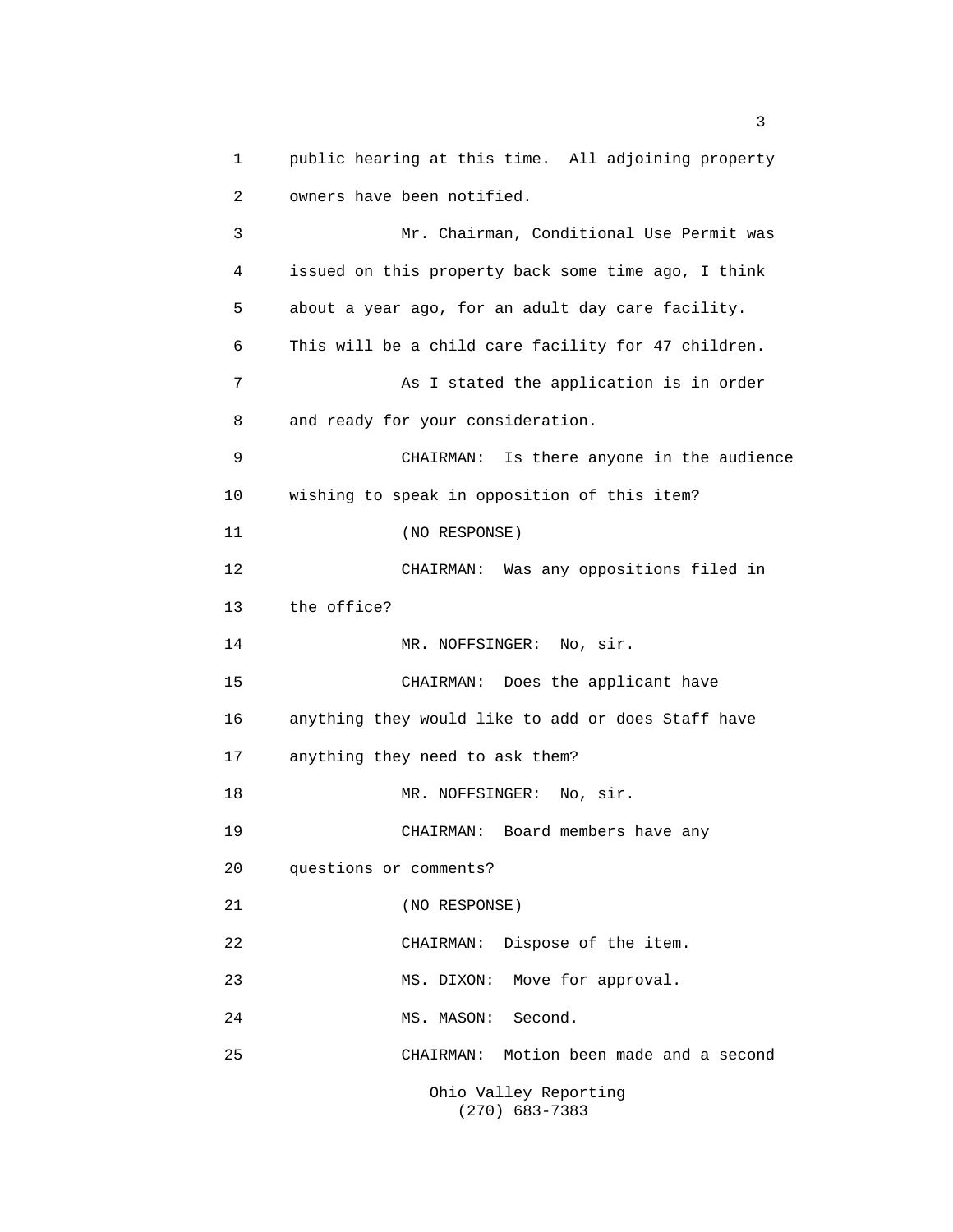public hearing at this time. All adjoining property owners have been notified.

Mr. Chairman, Conditional Use Permit was issued on this property back some time ago, I think about a year ago, for an adult day care facility. This will be a child care facility for 47 children.

As I stated the application is in order and ready for your consideration.

CHAIRMAN: Is there anyone in the audience wishing to speak in opposition of this item?

(NO RESPONSE)

CHAIRMAN: Was any oppositions filed in the office?

MR. NOFFSINGER: No, sir.

CHAIRMAN: Does the applicant have anything they would like to add or does Staff have anything they need to ask them?

MR. NOFFSINGER: No, sir.

CHAIRMAN: Board members have any questions or comments?

(NO RESPONSE)

CHAIRMAN: Dispose of the item.

MS. DIXON: Move for approval.

MS. MASON: Second.

CHAIRMAN: Motion been made and a second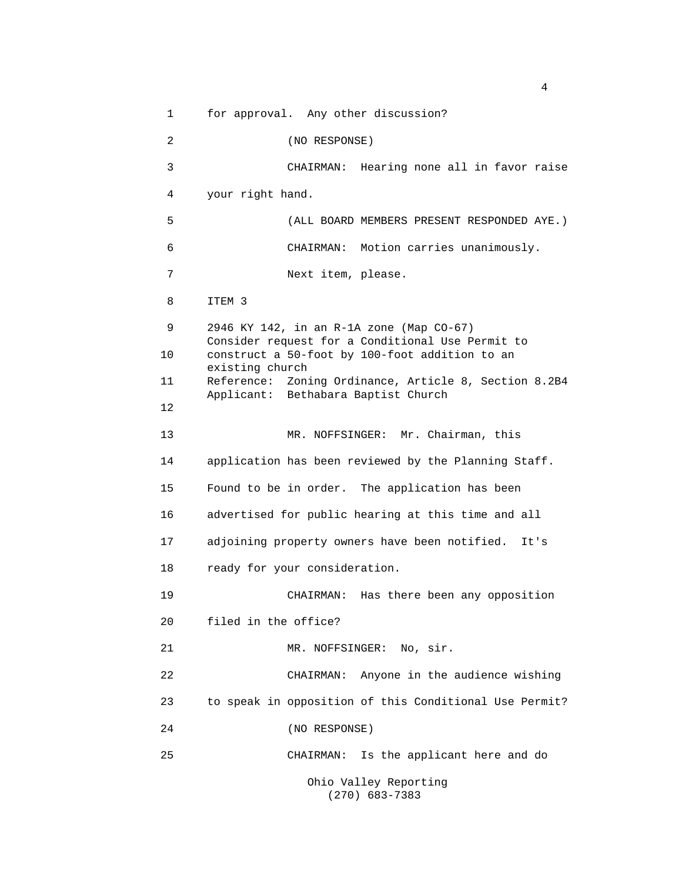for approval. Any other discussion?

(NO RESPONSE)

CHAIRMAN: Hearing none all in favor raise your right hand.

(ALL BOARD MEMBERS PRESENT RESPONDED AYE.)

CHAIRMAN: Motion carries unanimously.

Next item, please.

ITEM 3

2946 KY 142, in an R-1A zone (Map CO-67)
Consider request for a Conditional Use Permit to construct a 50-foot by 100-foot addition to an existing church
Reference: Zoning Ordinance, Article 8, Section 8.2B4
Applicant: Bethabara Baptist Church

MR. NOFFSINGER: Mr. Chairman, this application has been reviewed by the Planning Staff. Found to be in order. The application has been advertised for public hearing at this time and all adjoining property owners have been notified. It's ready for your consideration.

CHAIRMAN: Has there been any opposition filed in the office?

MR. NOFFSINGER: No, sir.

CHAIRMAN: Anyone in the audience wishing to speak in opposition of this Conditional Use Permit?

(NO RESPONSE)

CHAIRMAN: Is the applicant here and do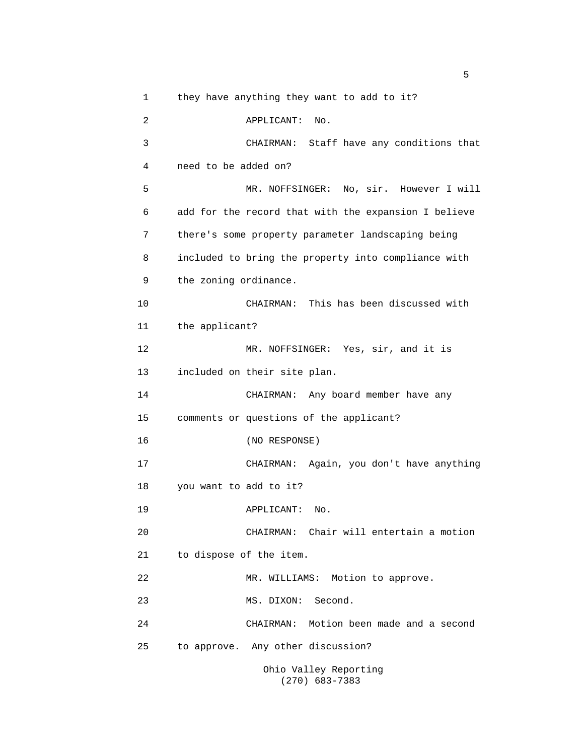they have anything they want to add to it?

APPLICANT: No.

CHAIRMAN: Staff have any conditions that need to be added on?

MR. NOFFSINGER: No, sir. However I will add for the record that with the expansion I believe there's some property parameter landscaping being included to bring the property into compliance with the zoning ordinance.

CHAIRMAN: This has been discussed with the applicant?

MR. NOFFSINGER: Yes, sir, and it is included on their site plan.

CHAIRMAN: Any board member have any comments or questions of the applicant?

(NO RESPONSE)

CHAIRMAN: Again, you don't have anything you want to add to it?

APPLICANT: No.

CHAIRMAN: Chair will entertain a motion to dispose of the item.

MR. WILLIAMS: Motion to approve.

MS. DIXON: Second.

CHAIRMAN: Motion been made and a second to approve. Any other discussion?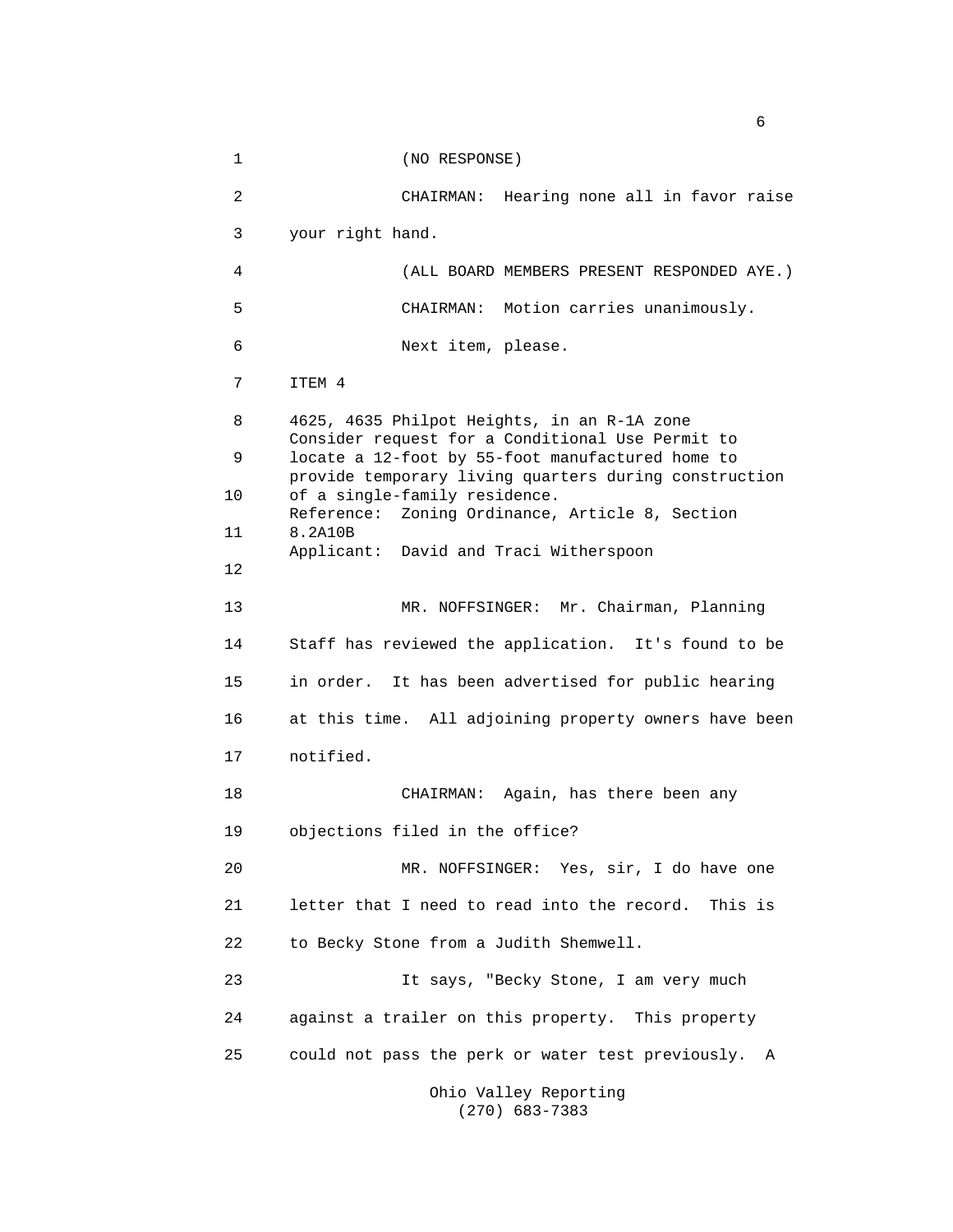(NO RESPONSE)

CHAIRMAN: Hearing none all in favor raise your right hand.

(ALL BOARD MEMBERS PRESENT RESPONDED AYE.)

CHAIRMAN: Motion carries unanimously.

Next item, please.

ITEM 4

4625, 4635 Philpot Heights, in an R-1A zone
Consider request for a Conditional Use Permit to locate a 12-foot by 55-foot manufactured home to provide temporary living quarters during construction of a single-family residence.
Reference: Zoning Ordinance, Article 8, Section 8.2A10B
Applicant: David and Traci Witherspoon

MR. NOFFSINGER: Mr. Chairman, Planning Staff has reviewed the application. It's found to be in order. It has been advertised for public hearing at this time. All adjoining property owners have been notified.

CHAIRMAN: Again, has there been any objections filed in the office?

MR. NOFFSINGER: Yes, sir, I do have one letter that I need to read into the record. This is to Becky Stone from a Judith Shemwell.

It says, "Becky Stone, I am very much against a trailer on this property. This property could not pass the perk or water test previously. A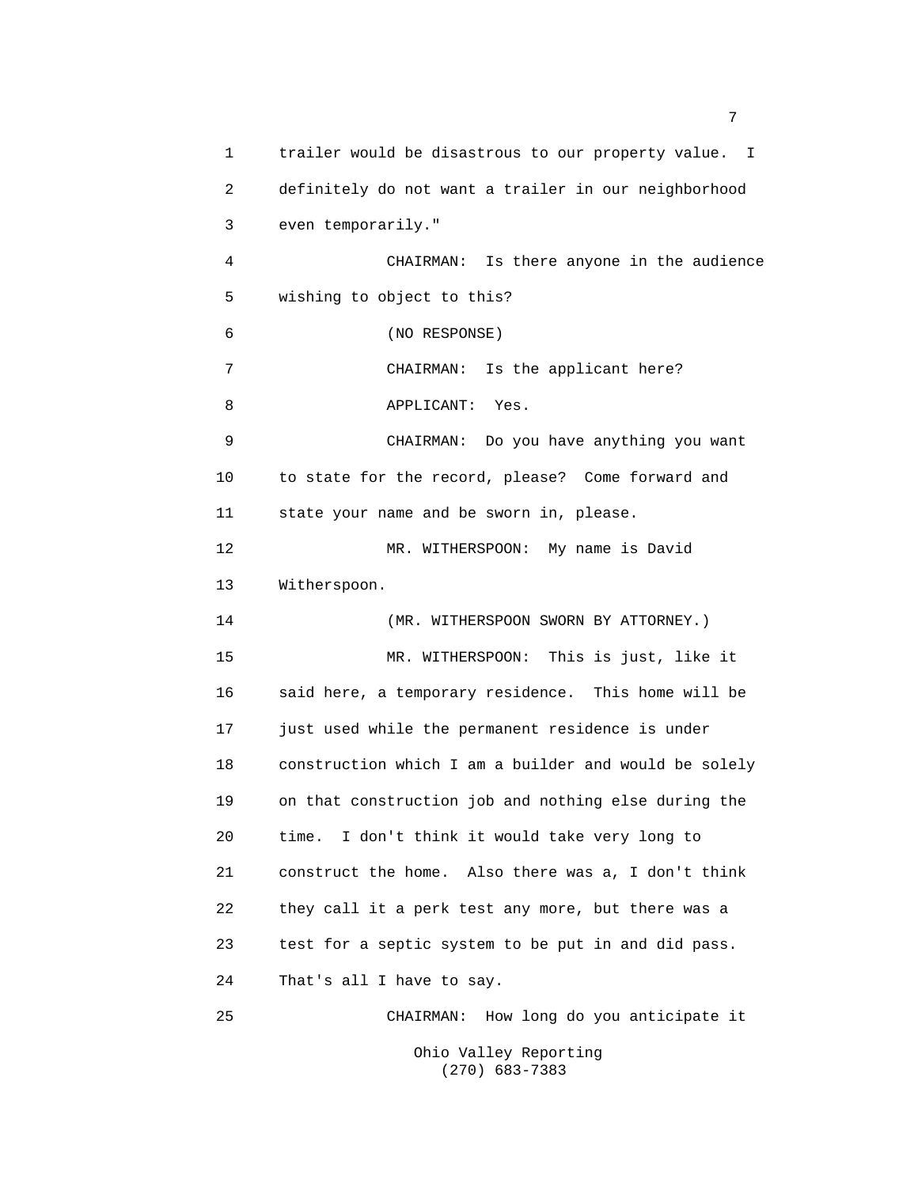trailer would be disastrous to our property value. I definitely do not want a trailer in our neighborhood even temporarily."

CHAIRMAN: Is there anyone in the audience wishing to object to this?

(NO RESPONSE)

CHAIRMAN: Is the applicant here?

APPLICANT: Yes.

CHAIRMAN: Do you have anything you want to state for the record, please? Come forward and state your name and be sworn in, please.

MR. WITHERSPOON: My name is David Witherspoon.

(MR. WITHERSPOON SWORN BY ATTORNEY.)

MR. WITHERSPOON: This is just, like it said here, a temporary residence. This home will be just used while the permanent residence is under construction which I am a builder and would be solely on that construction job and nothing else during the time. I don't think it would take very long to construct the home. Also there was a, I don't think they call it a perk test any more, but there was a test for a septic system to be put in and did pass. That's all I have to say.

CHAIRMAN: How long do you anticipate it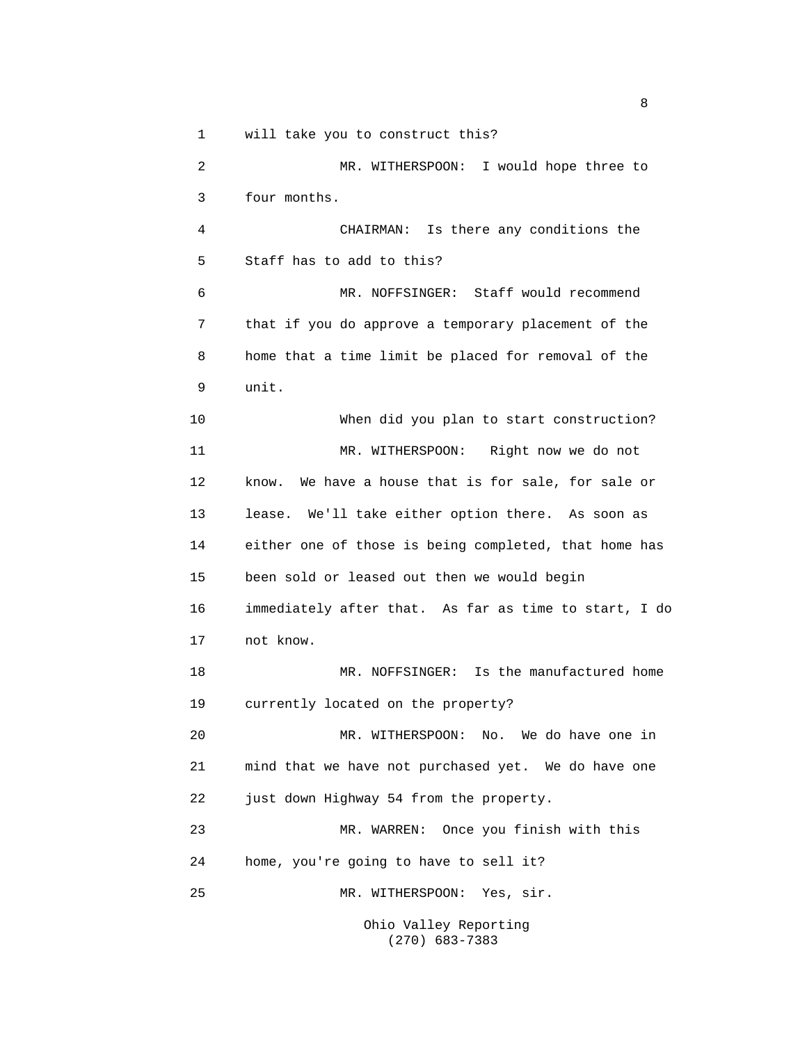will take you to construct this?

MR. WITHERSPOON: I would hope three to four months.

CHAIRMAN: Is there any conditions the Staff has to add to this?

MR. NOFFSINGER: Staff would recommend that if you do approve a temporary placement of the home that a time limit be placed for removal of the unit.

When did you plan to start construction?

MR. WITHERSPOON: Right now we do not know. We have a house that is for sale, for sale or lease. We'll take either option there. As soon as either one of those is being completed, that home has been sold or leased out then we would begin immediately after that. As far as time to start, I do not know.

MR. NOFFSINGER: Is the manufactured home currently located on the property?

MR. WITHERSPOON: No. We do have one in mind that we have not purchased yet. We do have one just down Highway 54 from the property.

MR. WARREN: Once you finish with this home, you're going to have to sell it?

MR. WITHERSPOON: Yes, sir.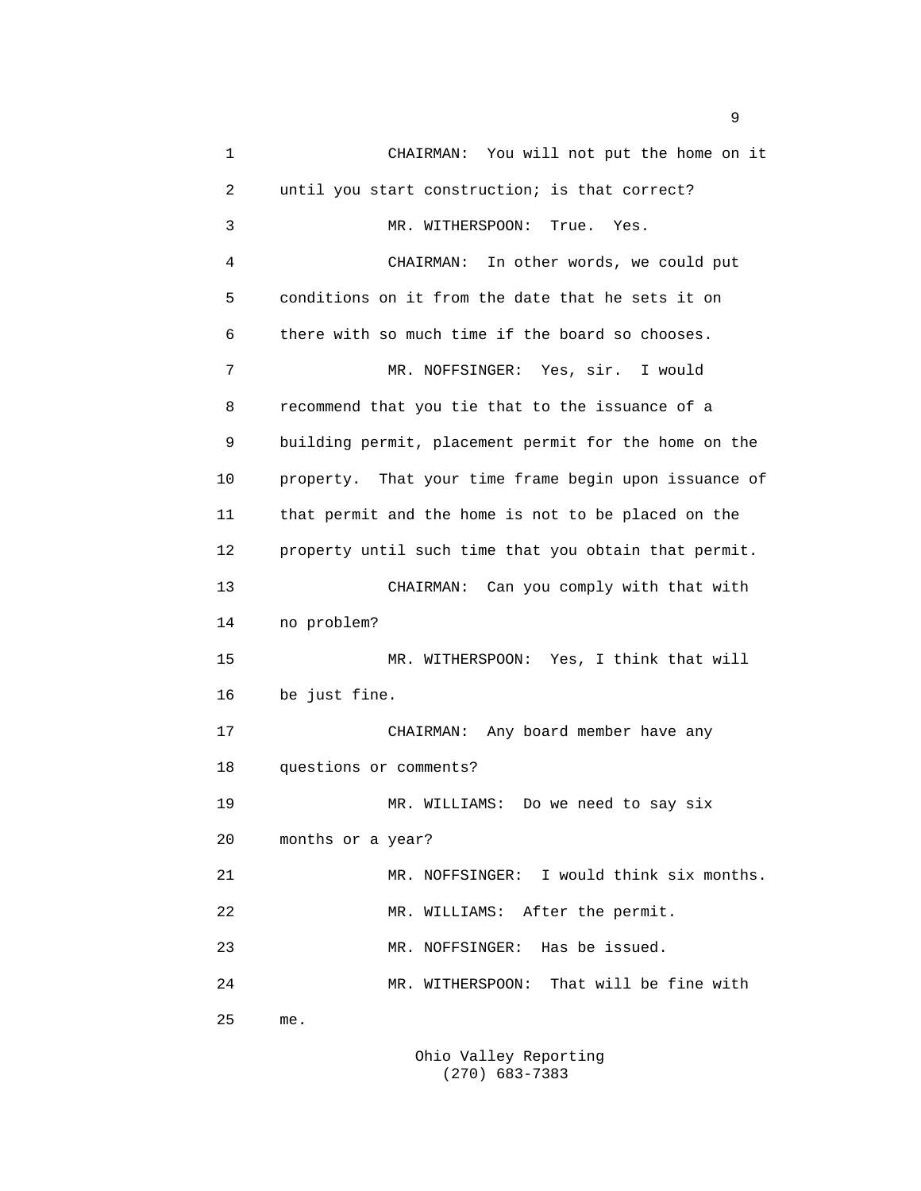CHAIRMAN: You will not put the home on it until you start construction; is that correct?

MR. WITHERSPOON: True. Yes.

CHAIRMAN: In other words, we could put conditions on it from the date that he sets it on there with so much time if the board so chooses.

MR. NOFFSINGER: Yes, sir. I would recommend that you tie that to the issuance of a building permit, placement permit for the home on the property. That your time frame begin upon issuance of that permit and the home is not to be placed on the property until such time that you obtain that permit.

CHAIRMAN: Can you comply with that with no problem?

MR. WITHERSPOON: Yes, I think that will be just fine.

CHAIRMAN: Any board member have any questions or comments?

MR. WILLIAMS: Do we need to say six months or a year?

MR. NOFFSINGER: I would think six months.

MR. WILLIAMS: After the permit.

MR. NOFFSINGER: Has be issued.

MR. WITHERSPOON: That will be fine with me.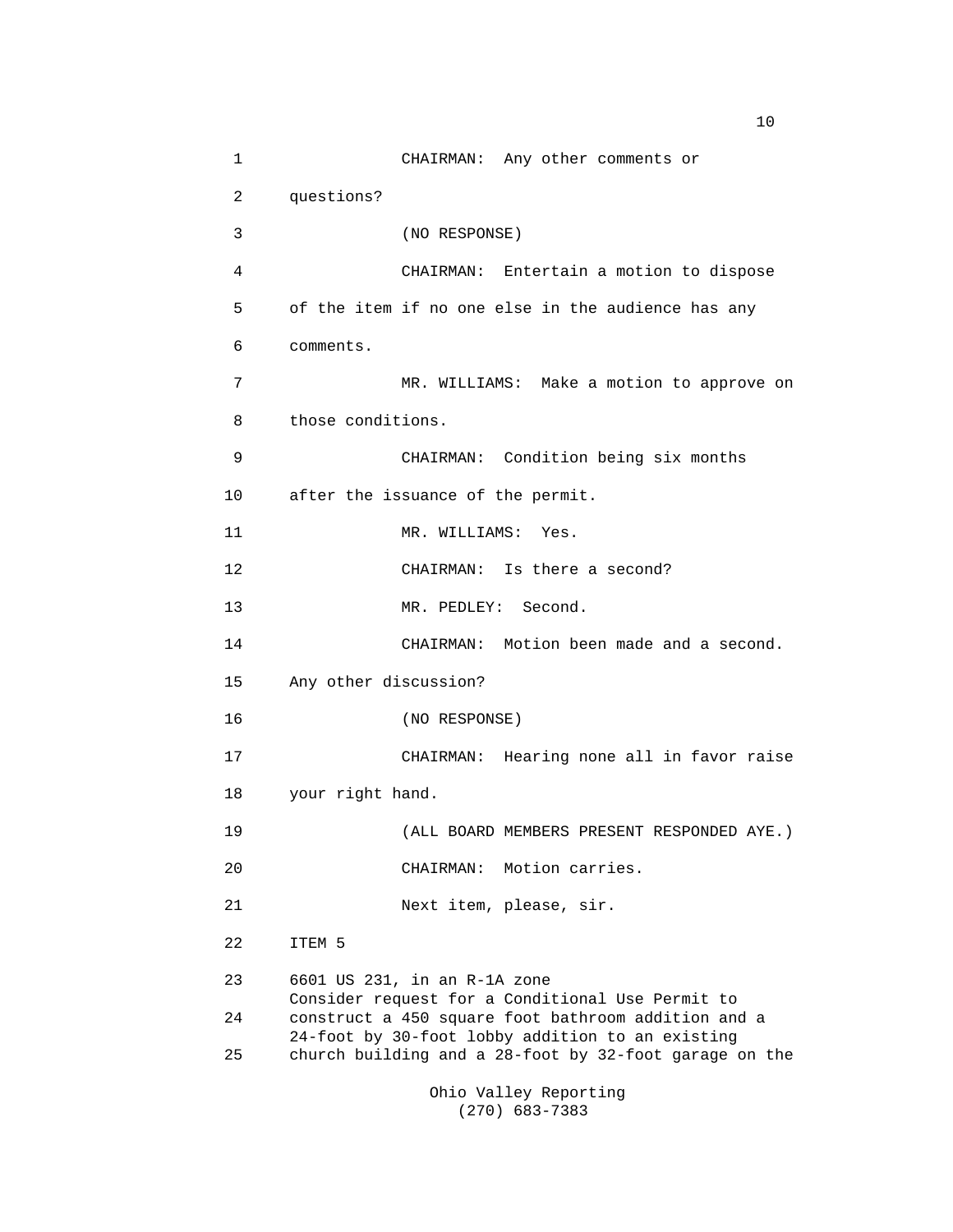CHAIRMAN: Any other comments or questions?

(NO RESPONSE)

CHAIRMAN: Entertain a motion to dispose of the item if no one else in the audience has any comments.

MR. WILLIAMS: Make a motion to approve on those conditions.

CHAIRMAN: Condition being six months after the issuance of the permit.

MR. WILLIAMS: Yes.

CHAIRMAN: Is there a second?

MR. PEDLEY: Second.

CHAIRMAN: Motion been made and a second. Any other discussion?

(NO RESPONSE)

CHAIRMAN: Hearing none all in favor raise your right hand.

(ALL BOARD MEMBERS PRESENT RESPONDED AYE.)

CHAIRMAN: Motion carries.

Next item, please, sir.

ITEM 5

6601 US 231, in an R-1A zone
Consider request for a Conditional Use Permit to construct a 450 square foot bathroom addition and a 24-foot by 30-foot lobby addition to an existing church building and a 28-foot by 32-foot garage on the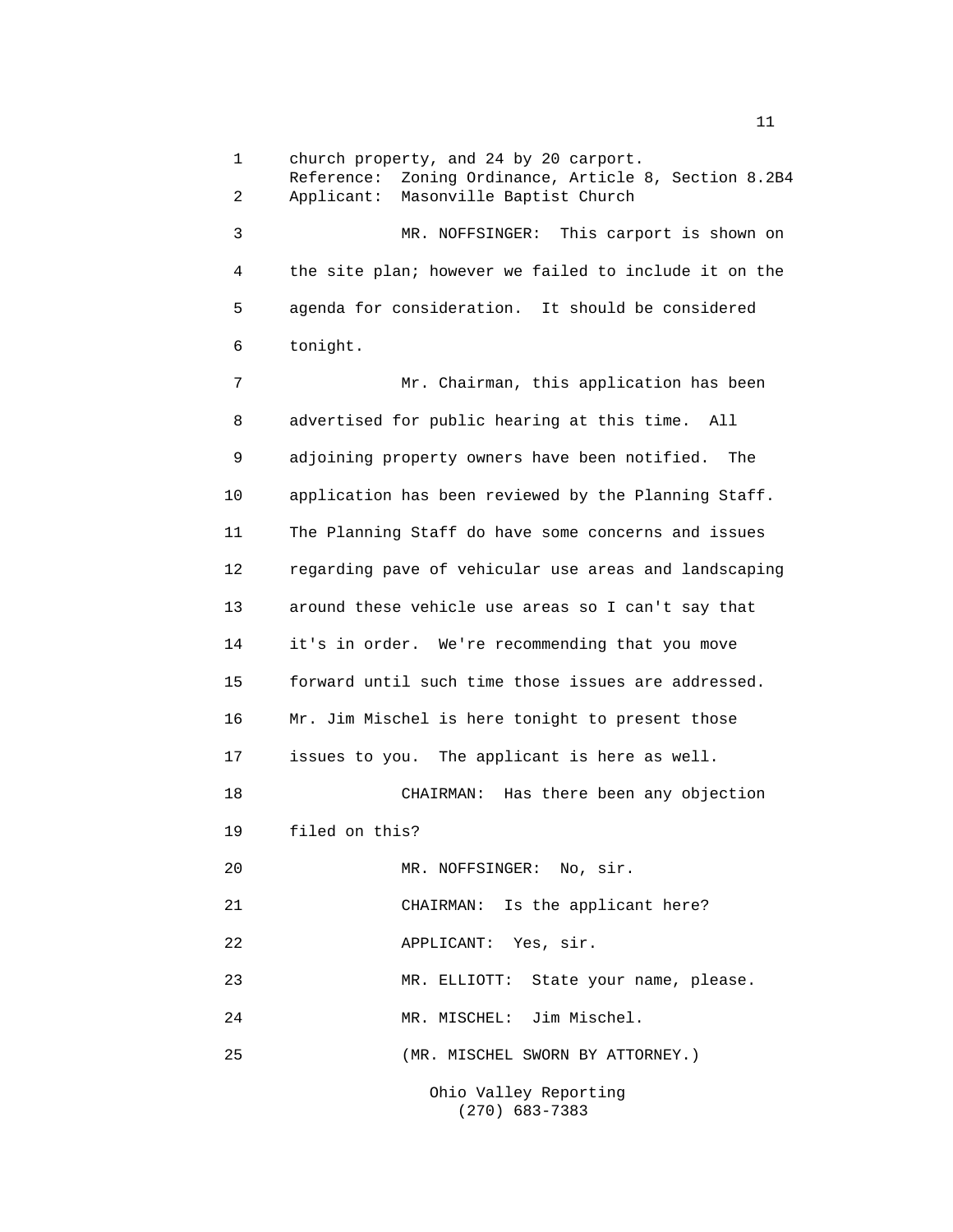church property, and 24 by 20 carport.
Reference: Zoning Ordinance, Article 8, Section 8.2B4
Applicant: Masonville Baptist Church

MR. NOFFSINGER: This carport is shown on the site plan; however we failed to include it on the agenda for consideration. It should be considered tonight.

Mr. Chairman, this application has been advertised for public hearing at this time. All adjoining property owners have been notified. The application has been reviewed by the Planning Staff. The Planning Staff do have some concerns and issues regarding pave of vehicular use areas and landscaping around these vehicle use areas so I can't say that it's in order. We're recommending that you move forward until such time those issues are addressed. Mr. Jim Mischel is here tonight to present those issues to you. The applicant is here as well.

CHAIRMAN: Has there been any objection filed on this?

MR. NOFFSINGER: No, sir.

CHAIRMAN: Is the applicant here?

APPLICANT: Yes, sir.

MR. ELLIOTT: State your name, please.

MR. MISCHEL: Jim Mischel.

(MR. MISCHEL SWORN BY ATTORNEY.)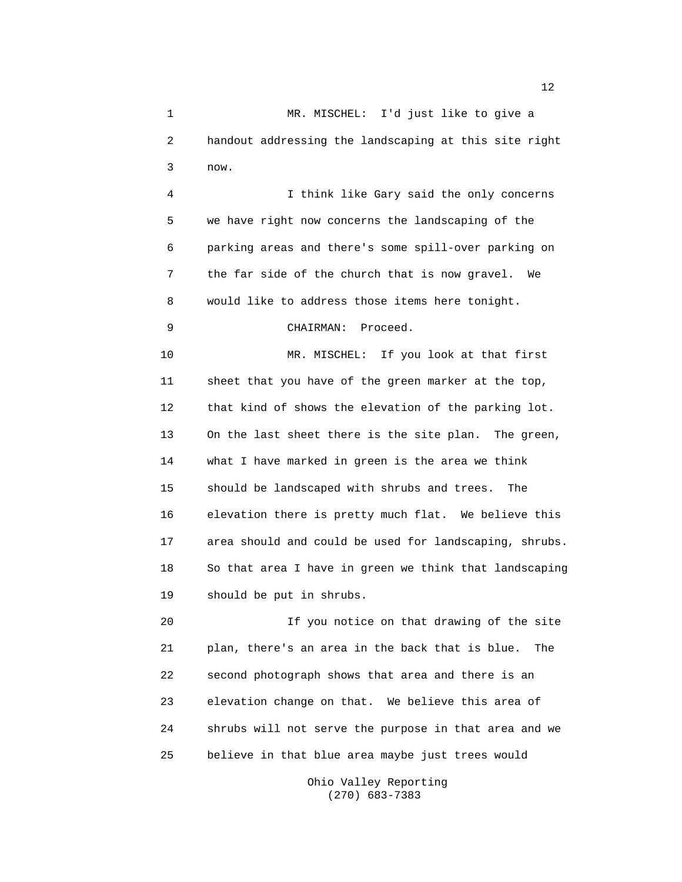MR. MISCHEL: I'd just like to give a handout addressing the landscaping at this site right now.

I think like Gary said the only concerns we have right now concerns the landscaping of the parking areas and there's some spill-over parking on the far side of the church that is now gravel. We would like to address those items here tonight.

CHAIRMAN: Proceed.

MR. MISCHEL: If you look at that first sheet that you have of the green marker at the top, that kind of shows the elevation of the parking lot. On the last sheet there is the site plan. The green, what I have marked in green is the area we think should be landscaped with shrubs and trees. The elevation there is pretty much flat. We believe this area should and could be used for landscaping, shrubs. So that area I have in green we think that landscaping should be put in shrubs.

If you notice on that drawing of the site plan, there's an area in the back that is blue. The second photograph shows that area and there is an elevation change on that. We believe this area of shrubs will not serve the purpose in that area and we believe in that blue area maybe just trees would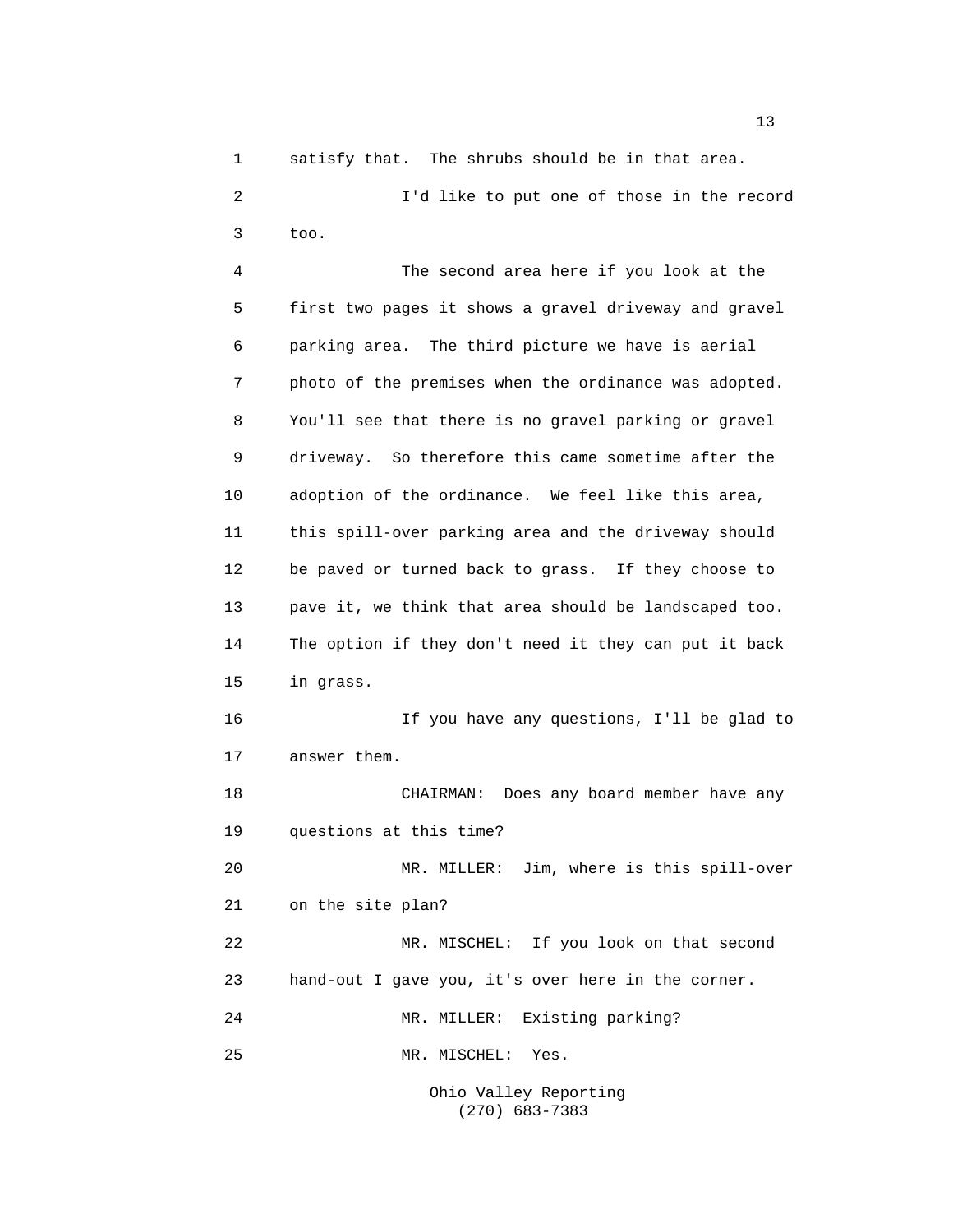satisfy that. The shrubs should be in that area.

I'd like to put one of those in the record too.

The second area here if you look at the first two pages it shows a gravel driveway and gravel parking area. The third picture we have is aerial photo of the premises when the ordinance was adopted. You'll see that there is no gravel parking or gravel driveway. So therefore this came sometime after the adoption of the ordinance. We feel like this area, this spill-over parking area and the driveway should be paved or turned back to grass. If they choose to pave it, we think that area should be landscaped too. The option if they don't need it they can put it back in grass.

If you have any questions, I'll be glad to answer them.

CHAIRMAN: Does any board member have any questions at this time?

MR. MILLER: Jim, where is this spill-over on the site plan?

MR. MISCHEL: If you look on that second hand-out I gave you, it's over here in the corner.

MR. MILLER: Existing parking?

MR. MISCHEL: Yes.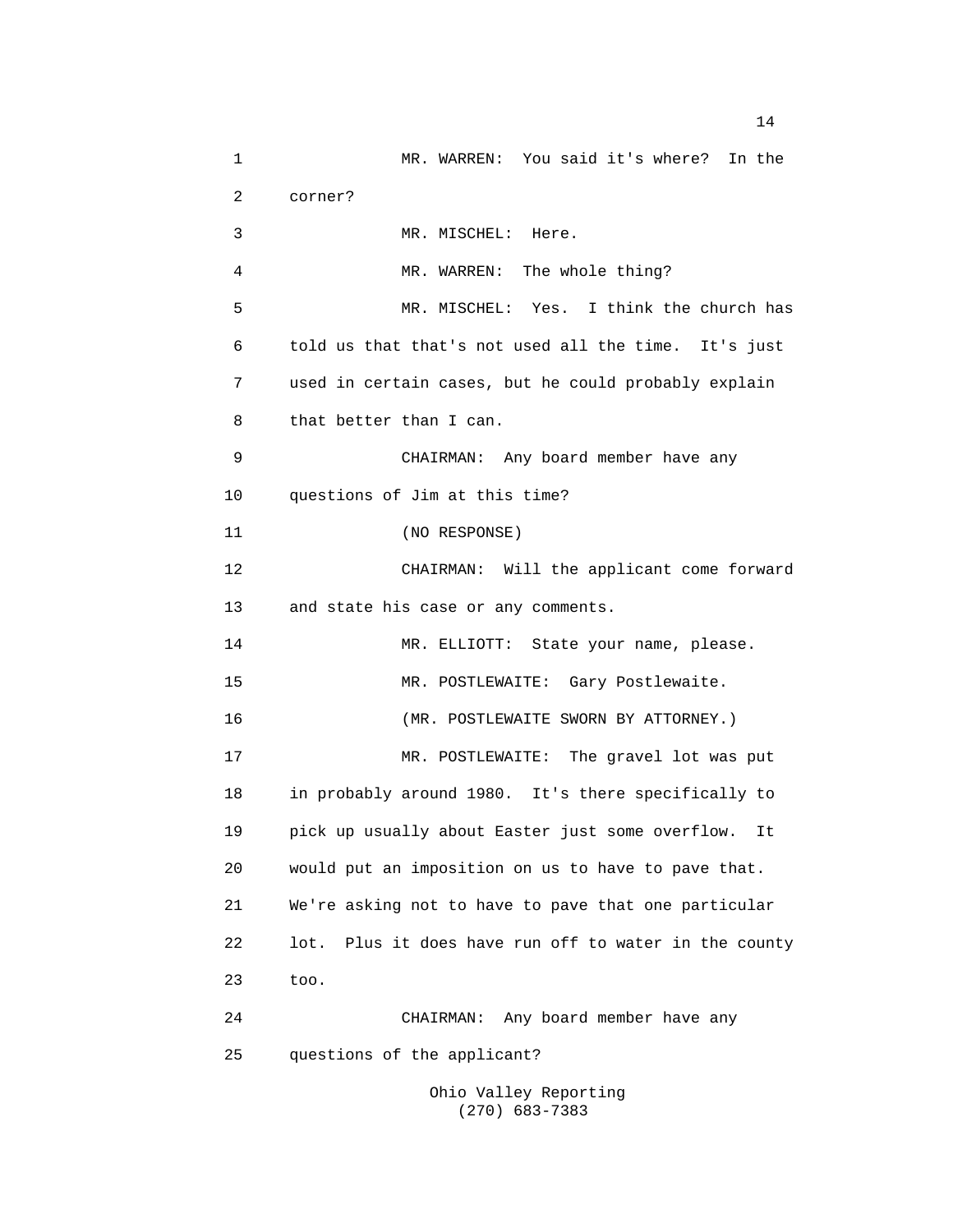MR. WARREN: You said it's where? In the corner?

MR. MISCHEL: Here.

MR. WARREN: The whole thing?

MR. MISCHEL: Yes. I think the church has told us that that's not used all the time. It's just used in certain cases, but he could probably explain that better than I can.

CHAIRMAN: Any board member have any questions of Jim at this time?

(NO RESPONSE)

CHAIRMAN: Will the applicant come forward and state his case or any comments.

MR. ELLIOTT: State your name, please.

MR. POSTLEWAITE: Gary Postlewaite.

(MR. POSTLEWAITE SWORN BY ATTORNEY.)

MR. POSTLEWAITE: The gravel lot was put in probably around 1980. It's there specifically to pick up usually about Easter just some overflow. It would put an imposition on us to have to pave that. We're asking not to have to pave that one particular lot. Plus it does have run off to water in the county too.

CHAIRMAN: Any board member have any questions of the applicant?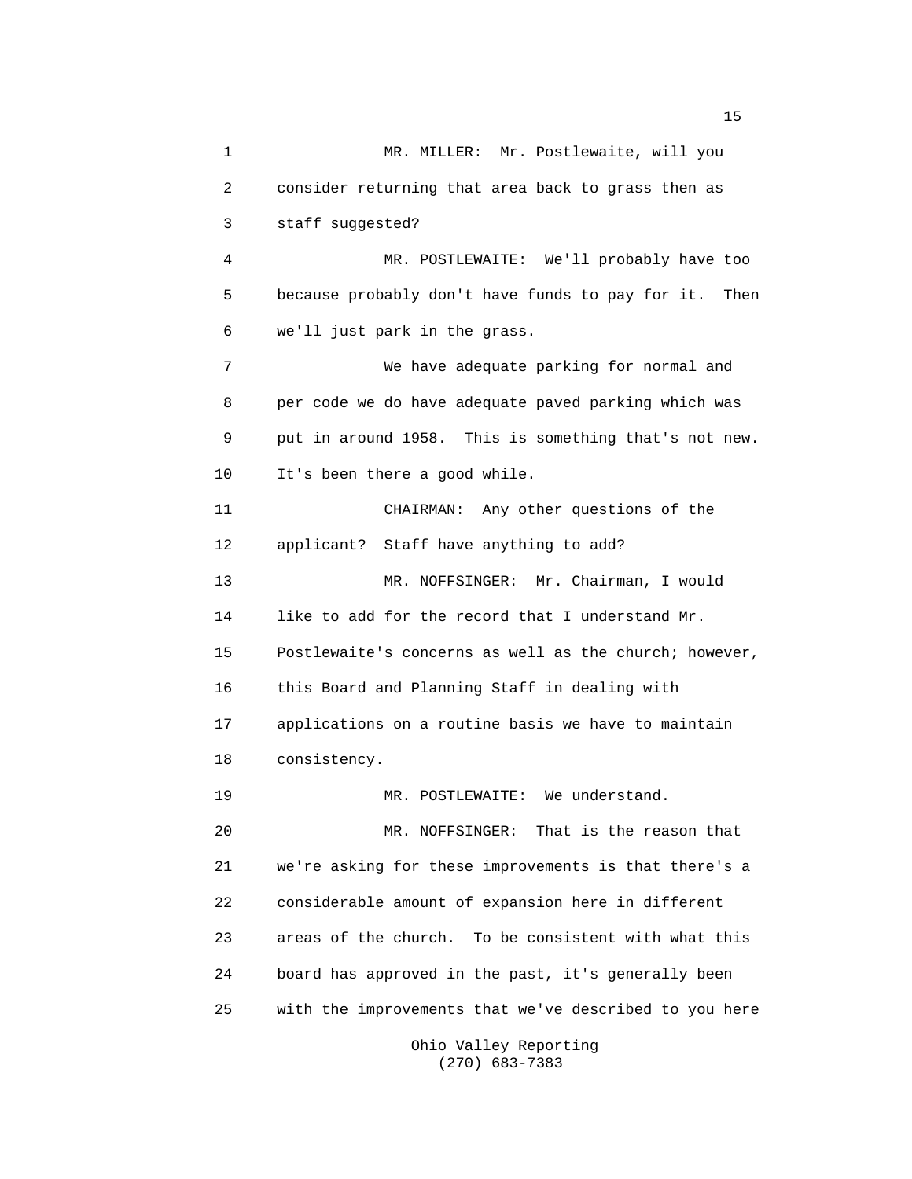MR. MILLER: Mr. Postlewaite, will you consider returning that area back to grass then as staff suggested?

MR. POSTLEWAITE: We'll probably have too because probably don't have funds to pay for it. Then we'll just park in the grass.

We have adequate parking for normal and per code we do have adequate paved parking which was put in around 1958. This is something that's not new. It's been there a good while.

CHAIRMAN: Any other questions of the applicant? Staff have anything to add?

MR. NOFFSINGER: Mr. Chairman, I would like to add for the record that I understand Mr. Postlewaite's concerns as well as the church; however, this Board and Planning Staff in dealing with applications on a routine basis we have to maintain consistency.

MR. POSTLEWAITE: We understand.

MR. NOFFSINGER: That is the reason that we're asking for these improvements is that there's a considerable amount of expansion here in different areas of the church. To be consistent with what this board has approved in the past, it's generally been with the improvements that we've described to you here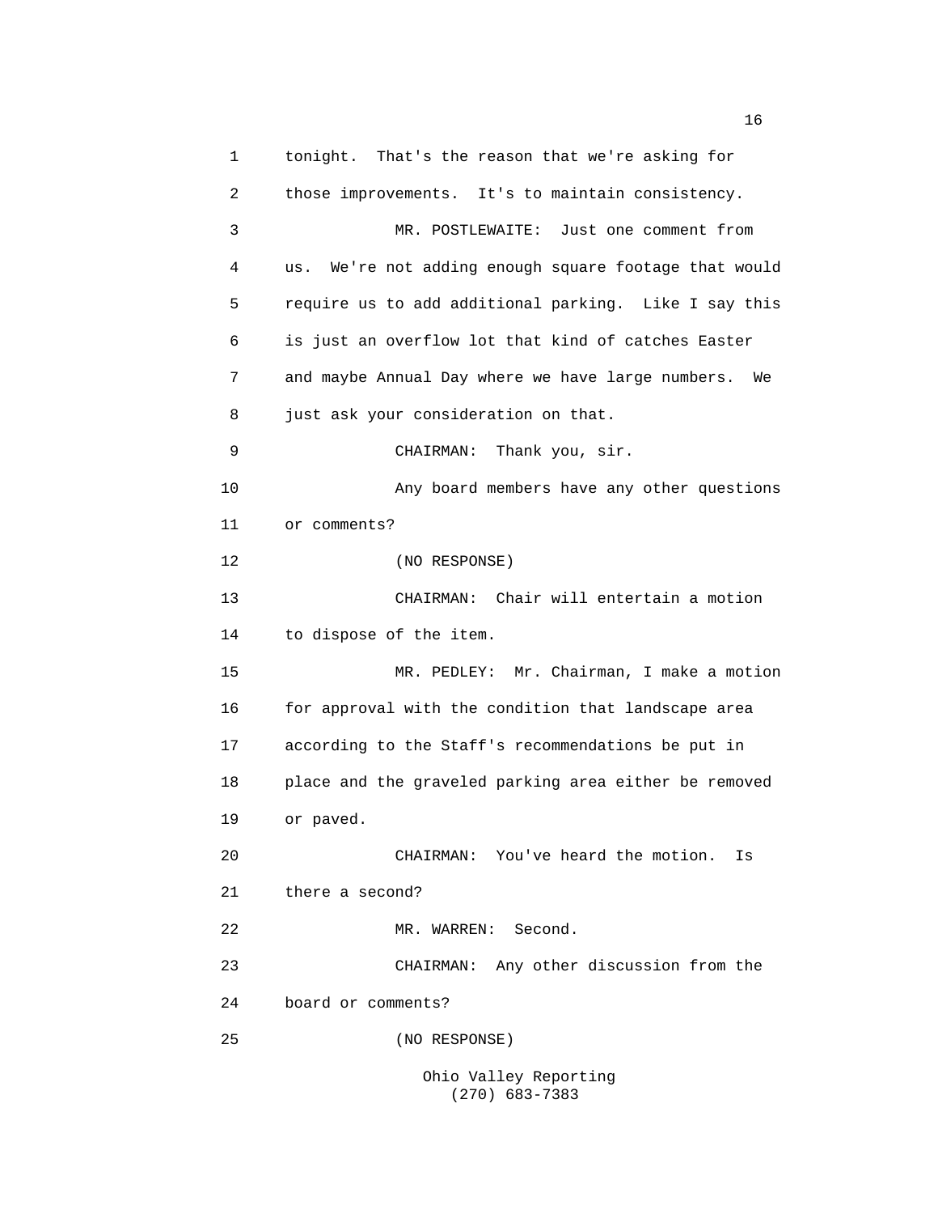1 tonight. That's the reason that we're asking for
2 those improvements. It's to maintain consistency.
3 MR. POSTLEWAITE: Just one comment from
4 us. We're not adding enough square footage that would
5 require us to add additional parking. Like I say this
6 is just an overflow lot that kind of catches Easter
7 and maybe Annual Day where we have large numbers. We
8 just ask your consideration on that.
9 CHAIRMAN: Thank you, sir.
10 Any board members have any other questions
11 or comments?
12 (NO RESPONSE)
13 CHAIRMAN: Chair will entertain a motion
14 to dispose of the item.
15 MR. PEDLEY: Mr. Chairman, I make a motion
16 for approval with the condition that landscape area
17 according to the Staff's recommendations be put in
18 place and the graveled parking area either be removed
19 or paved.
20 CHAIRMAN: You've heard the motion. Is
21 there a second?
22 MR. WARREN: Second.
23 CHAIRMAN: Any other discussion from the
24 board or comments?
25 (NO RESPONSE)

Ohio Valley Reporting
(270) 683-7383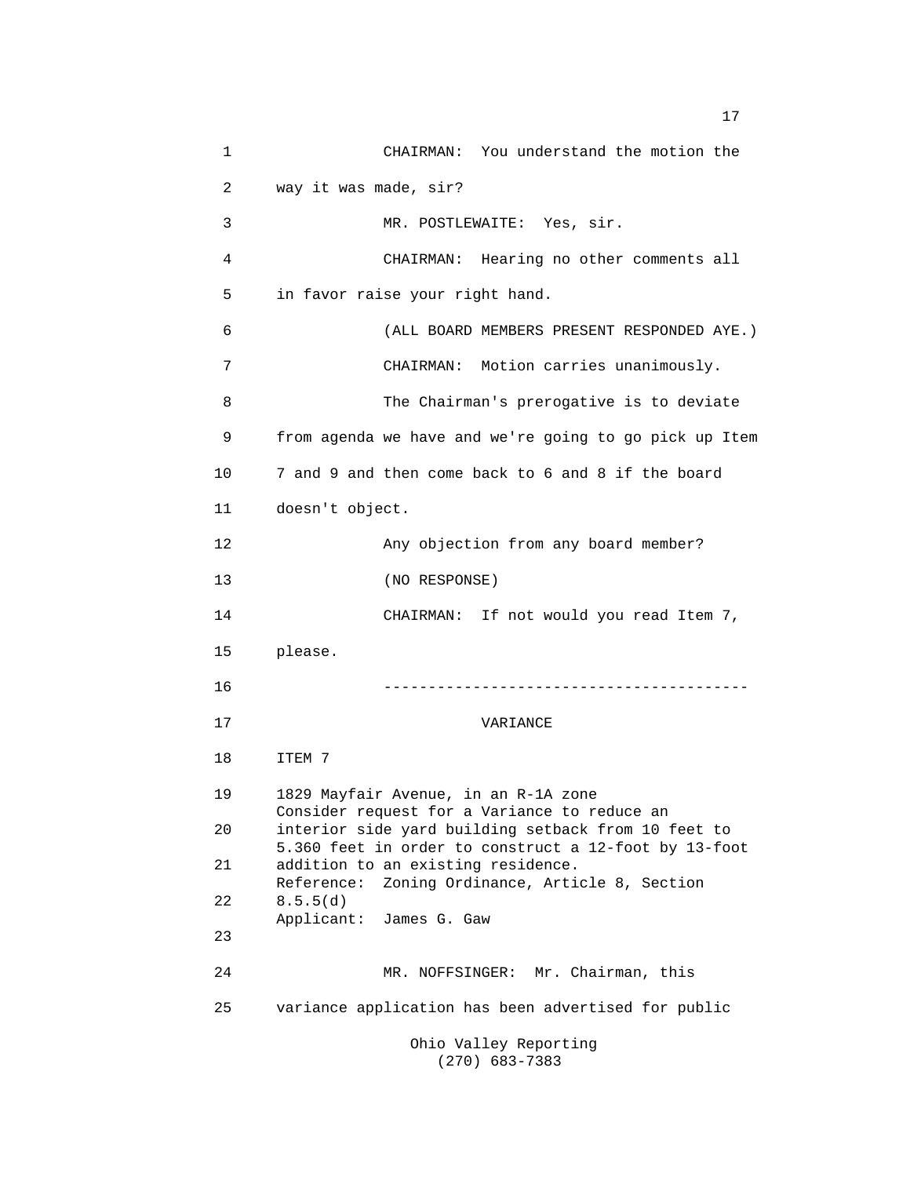CHAIRMAN: You understand the motion the way it was made, sir?

MR. POSTLEWAITE: Yes, sir.

CHAIRMAN: Hearing no other comments all in favor raise your right hand.

(ALL BOARD MEMBERS PRESENT RESPONDED AYE.)

CHAIRMAN: Motion carries unanimously.

The Chairman's prerogative is to deviate from agenda we have and we're going to go pick up Item 7 and 9 and then come back to 6 and 8 if the board doesn't object.

Any objection from any board member?

(NO RESPONSE)

CHAIRMAN: If not would you read Item 7, please.

----------------------------------------

VARIANCE

ITEM 7

1829 Mayfair Avenue, in an R-1A zone
Consider request for a Variance to reduce an interior side yard building setback from 10 feet to 5.360 feet in order to construct a 12-foot by 13-foot addition to an existing residence.
Reference: Zoning Ordinance, Article 8, Section 8.5.5(d)
Applicant: James G. Gaw

MR. NOFFSINGER: Mr. Chairman, this variance application has been advertised for public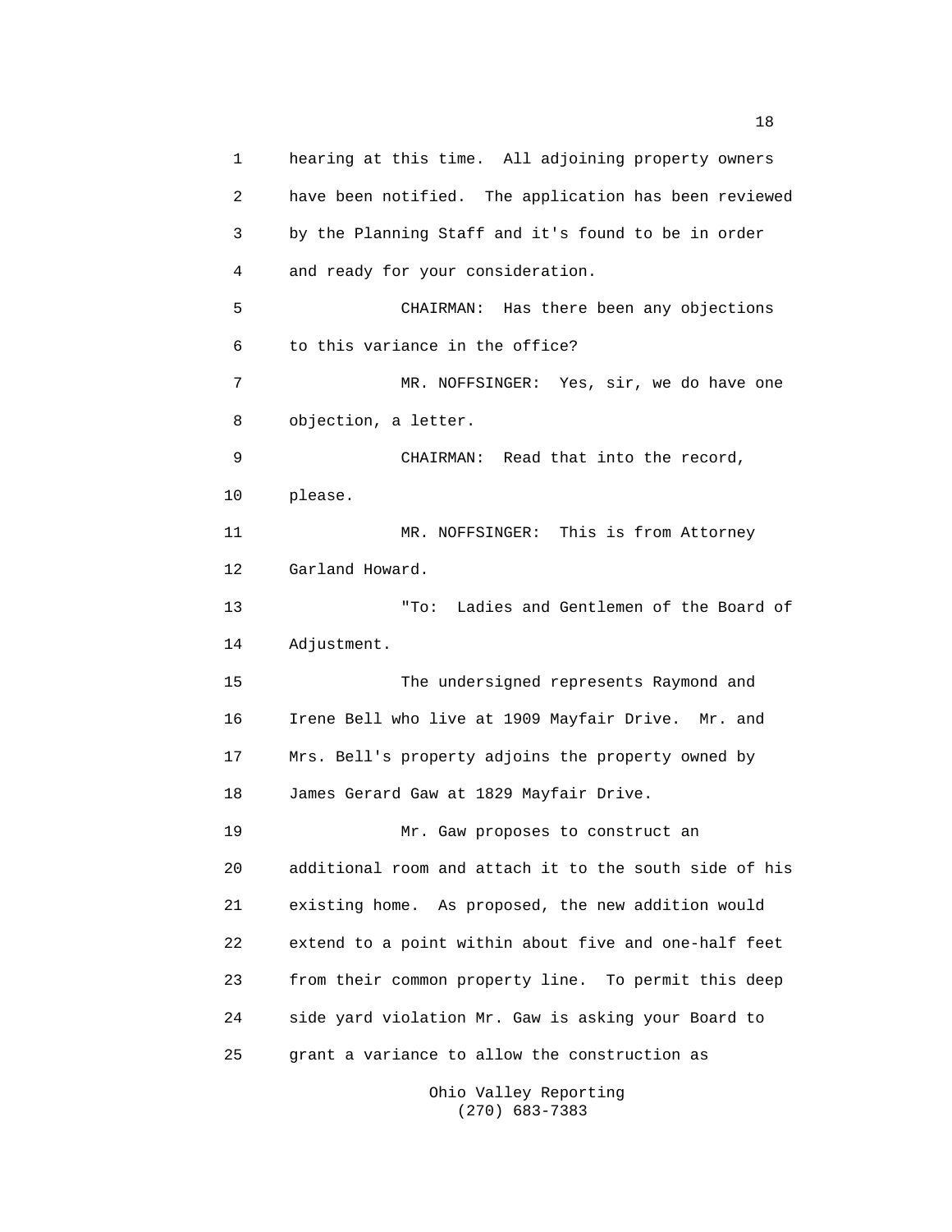hearing at this time. All adjoining property owners have been notified. The application has been reviewed by the Planning Staff and it's found to be in order and ready for your consideration.

CHAIRMAN: Has there been any objections to this variance in the office?

MR. NOFFSINGER: Yes, sir, we do have one objection, a letter.

CHAIRMAN: Read that into the record, please.

MR. NOFFSINGER: This is from Attorney Garland Howard.

"To: Ladies and Gentlemen of the Board of Adjustment.

The undersigned represents Raymond and Irene Bell who live at 1909 Mayfair Drive. Mr. and Mrs. Bell's property adjoins the property owned by James Gerard Gaw at 1829 Mayfair Drive.

Mr. Gaw proposes to construct an additional room and attach it to the south side of his existing home. As proposed, the new addition would extend to a point within about five and one-half feet from their common property line. To permit this deep side yard violation Mr. Gaw is asking your Board to grant a variance to allow the construction as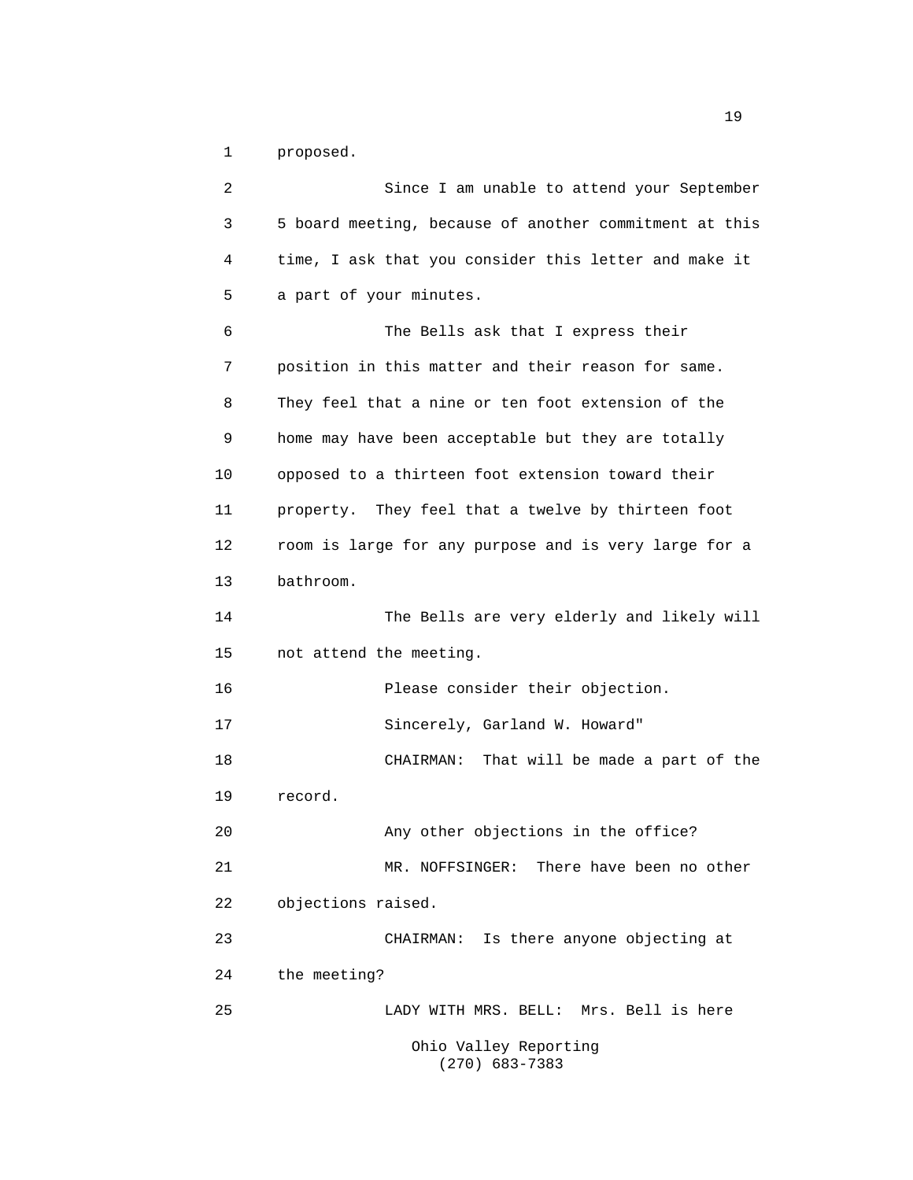proposed.

Since I am unable to attend your September 5 board meeting, because of another commitment at this time, I ask that you consider this letter and make it a part of your minutes.

The Bells ask that I express their position in this matter and their reason for same. They feel that a nine or ten foot extension of the home may have been acceptable but they are totally opposed to a thirteen foot extension toward their property. They feel that a twelve by thirteen foot room is large for any purpose and is very large for a bathroom.

The Bells are very elderly and likely will not attend the meeting.

Please consider their objection.

Sincerely, Garland W. Howard"

CHAIRMAN: That will be made a part of the record.

Any other objections in the office?

MR. NOFFSINGER: There have been no other objections raised.

CHAIRMAN: Is there anyone objecting at the meeting?

LADY WITH MRS. BELL: Mrs. Bell is here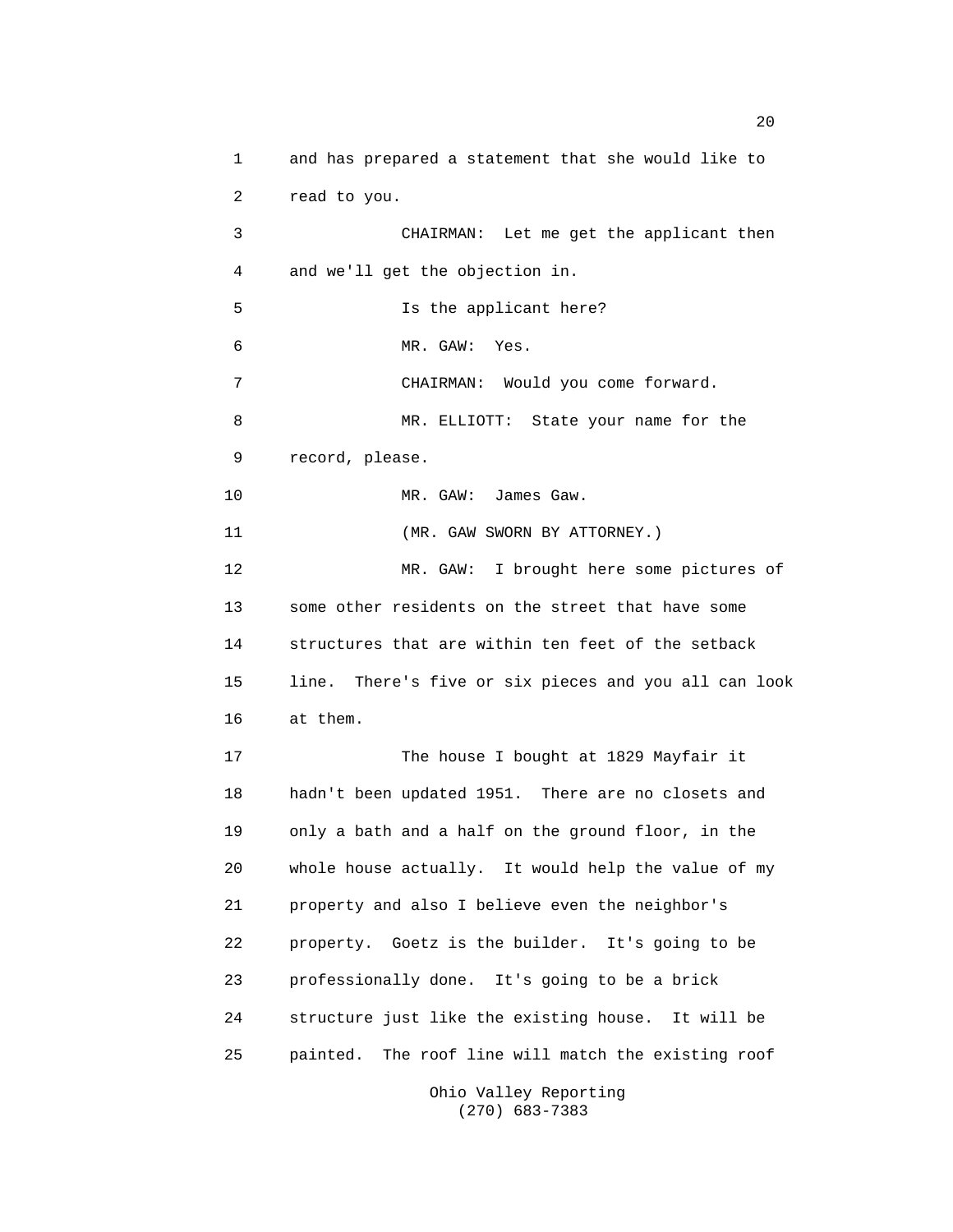1 and has prepared a statement that she would like to
2 read to you.

3 CHAIRMAN: Let me get the applicant then
4 and we'll get the objection in.

5 Is the applicant here?

6 MR. GAW: Yes.

7 CHAIRMAN: Would you come forward.

8 MR. ELLIOTT: State your name for the
9 record, please.

10 MR. GAW: James Gaw.

11 (MR. GAW SWORN BY ATTORNEY.)

12 MR. GAW: I brought here some pictures of
13 some other residents on the street that have some
14 structures that are within ten feet of the setback
15 line. There's five or six pieces and you all can look
16 at them.

17 The house I bought at 1829 Mayfair it
18 hadn't been updated 1951. There are no closets and
19 only a bath and a half on the ground floor, in the
20 whole house actually. It would help the value of my
21 property and also I believe even the neighbor's
22 property. Goetz is the builder. It's going to be
23 professionally done. It's going to be a brick
24 structure just like the existing house. It will be
25 painted. The roof line will match the existing roof

Ohio Valley Reporting
(270) 683-7383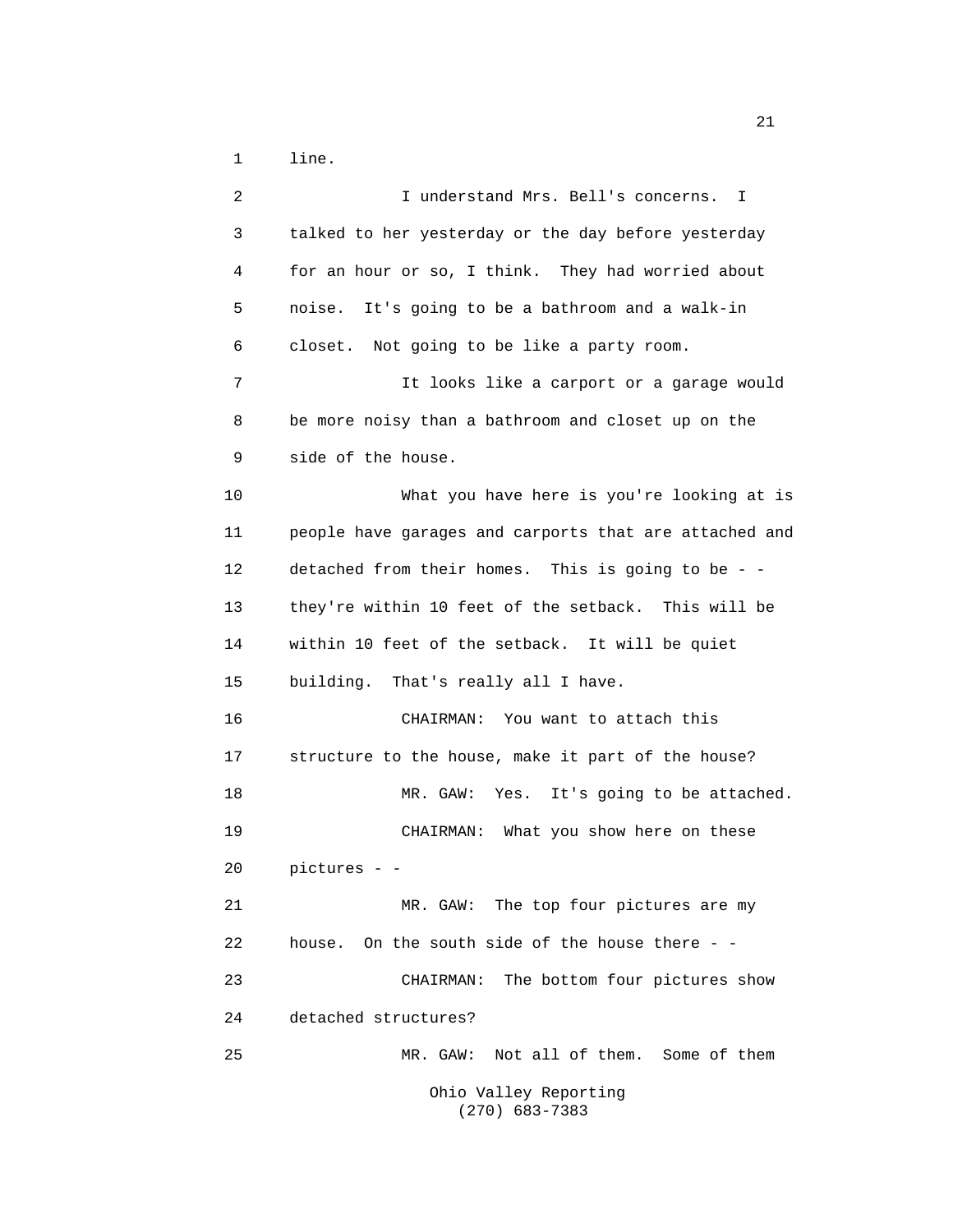line.

I understand Mrs. Bell's concerns. I talked to her yesterday or the day before yesterday for an hour or so, I think. They had worried about noise. It's going to be a bathroom and a walk-in closet. Not going to be like a party room.

It looks like a carport or a garage would be more noisy than a bathroom and closet up on the side of the house.

What you have here is you're looking at is people have garages and carports that are attached and detached from their homes. This is going to be - - they're within 10 feet of the setback. This will be within 10 feet of the setback. It will be quiet building. That's really all I have.

CHAIRMAN: You want to attach this structure to the house, make it part of the house?

MR. GAW: Yes. It's going to be attached.

CHAIRMAN: What you show here on these pictures - -

MR. GAW: The top four pictures are my house. On the south side of the house there - -

CHAIRMAN: The bottom four pictures show detached structures?

MR. GAW: Not all of them. Some of them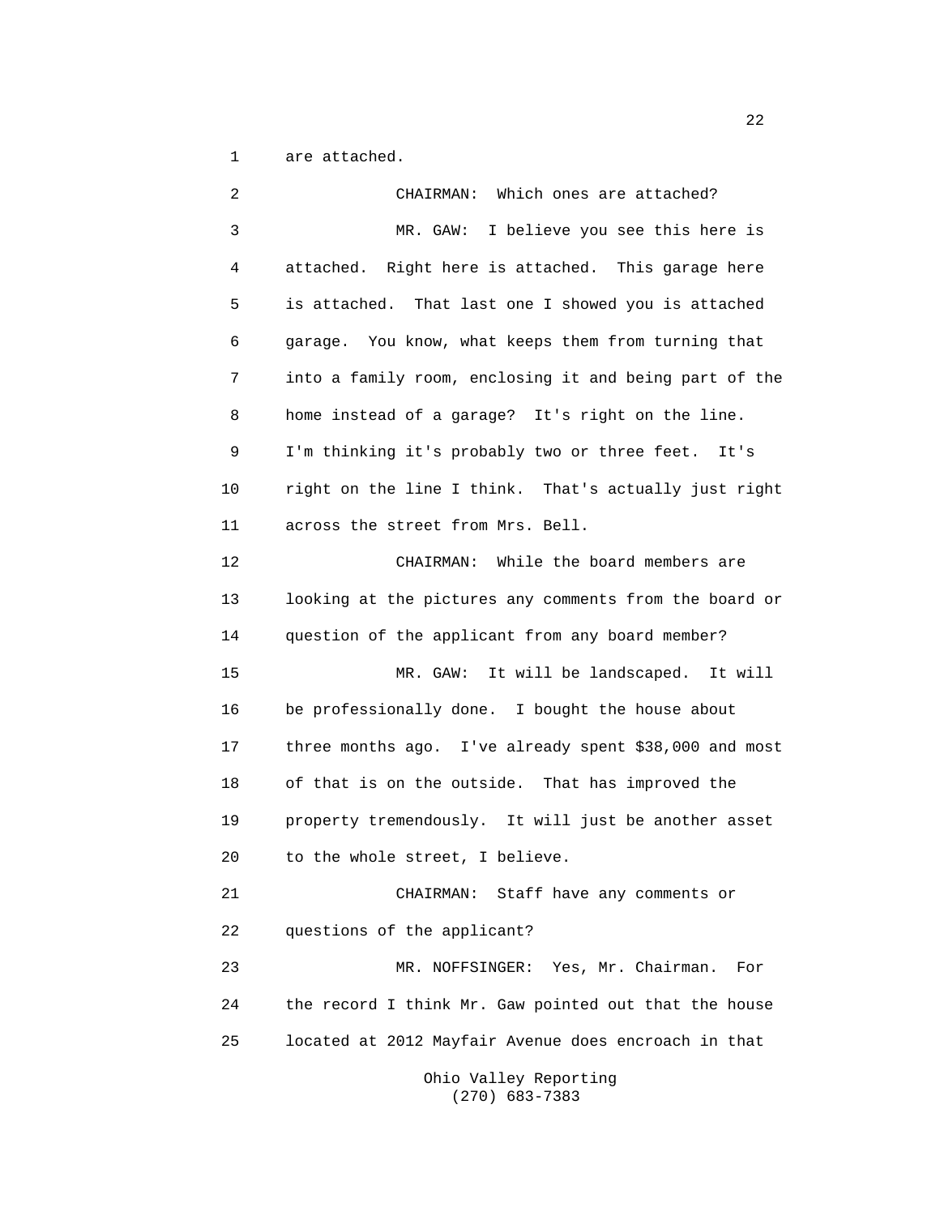are attached.

CHAIRMAN: Which ones are attached?

MR. GAW: I believe you see this here is attached. Right here is attached. This garage here is attached. That last one I showed you is attached garage. You know, what keeps them from turning that into a family room, enclosing it and being part of the home instead of a garage? It's right on the line. I'm thinking it's probably two or three feet. It's right on the line I think. That's actually just right across the street from Mrs. Bell.

CHAIRMAN: While the board members are looking at the pictures any comments from the board or question of the applicant from any board member?

MR. GAW: It will be landscaped. It will be professionally done. I bought the house about three months ago. I've already spent $38,000 and most of that is on the outside. That has improved the property tremendously. It will just be another asset to the whole street, I believe.

CHAIRMAN: Staff have any comments or questions of the applicant?

MR. NOFFSINGER: Yes, Mr. Chairman. For the record I think Mr. Gaw pointed out that the house located at 2012 Mayfair Avenue does encroach in that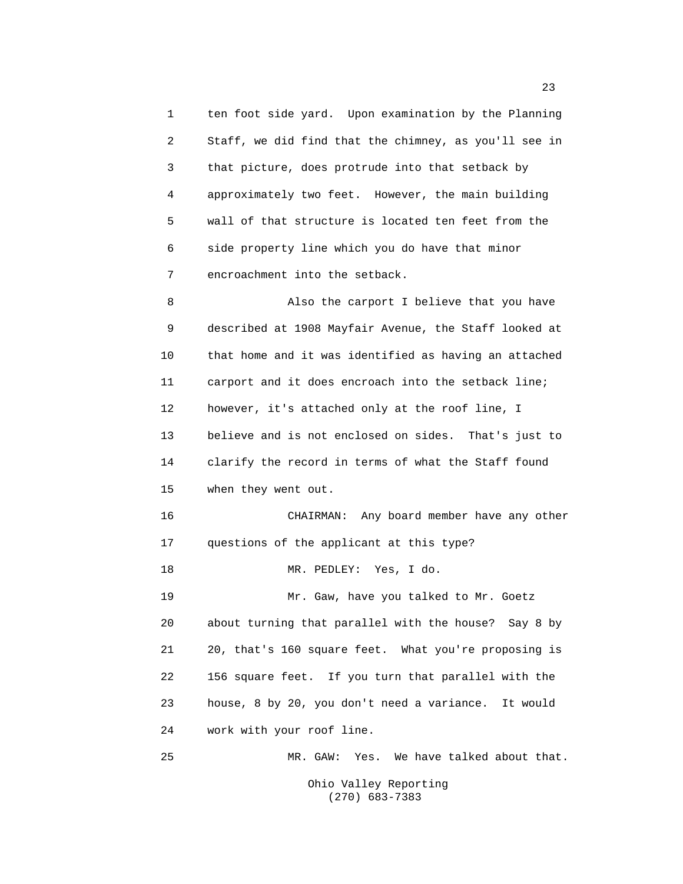ten foot side yard. Upon examination by the Planning Staff, we did find that the chimney, as you'll see in that picture, does protrude into that setback by approximately two feet. However, the main building wall of that structure is located ten feet from the side property line which you do have that minor encroachment into the setback.

Also the carport I believe that you have described at 1908 Mayfair Avenue, the Staff looked at that home and it was identified as having an attached carport and it does encroach into the setback line; however, it's attached only at the roof line, I believe and is not enclosed on sides. That's just to clarify the record in terms of what the Staff found when they went out.

CHAIRMAN: Any board member have any other questions of the applicant at this type?

MR. PEDLEY: Yes, I do.

Mr. Gaw, have you talked to Mr. Goetz about turning that parallel with the house? Say 8 by 20, that's 160 square feet. What you're proposing is 156 square feet. If you turn that parallel with the house, 8 by 20, you don't need a variance. It would work with your roof line.

MR. GAW: Yes. We have talked about that.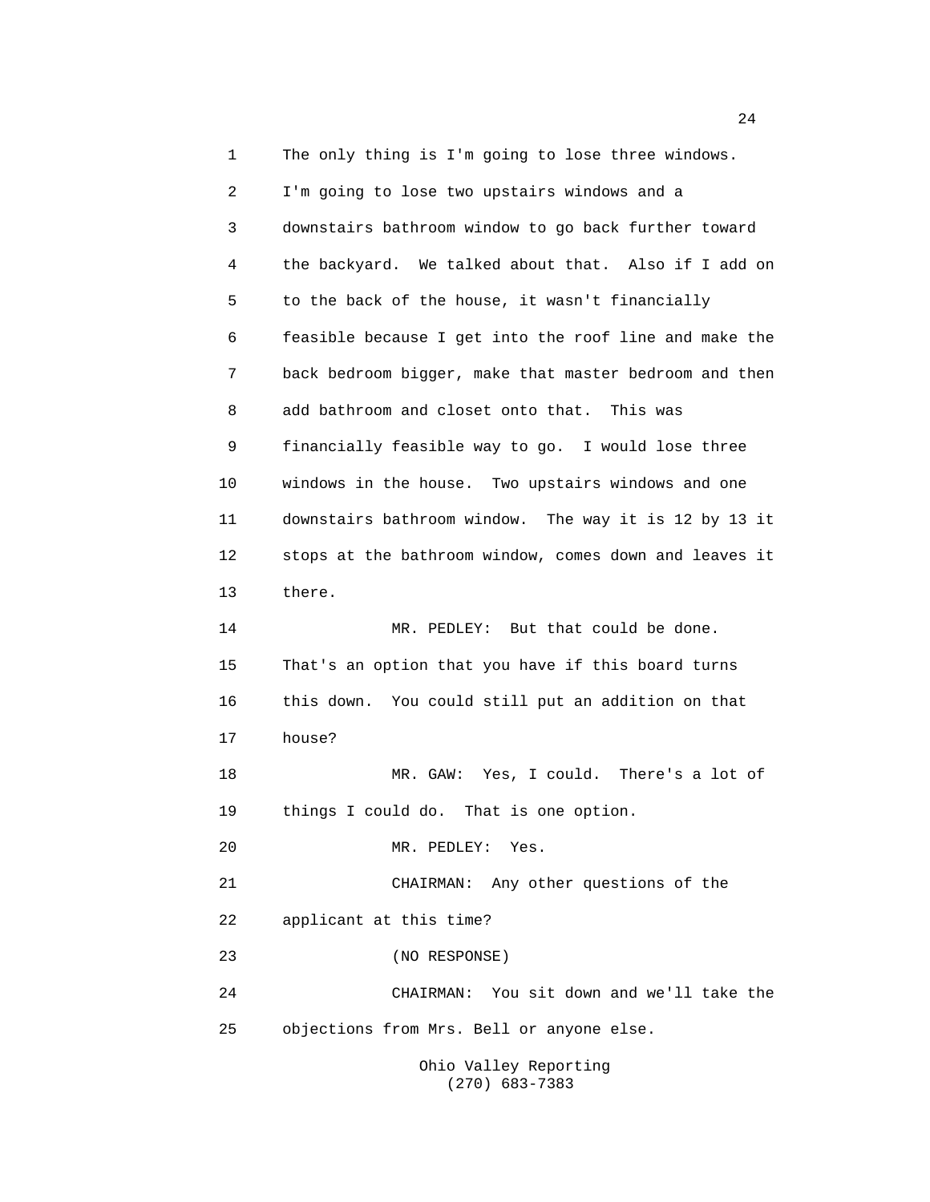The only thing is I'm going to lose three windows. I'm going to lose two upstairs windows and a downstairs bathroom window to go back further toward the backyard. We talked about that. Also if I add on to the back of the house, it wasn't financially feasible because I get into the roof line and make the back bedroom bigger, make that master bedroom and then add bathroom and closet onto that. This was financially feasible way to go. I would lose three windows in the house. Two upstairs windows and one downstairs bathroom window. The way it is 12 by 13 it stops at the bathroom window, comes down and leaves it there.

MR. PEDLEY: But that could be done. That's an option that you have if this board turns this down. You could still put an addition on that house?

MR. GAW: Yes, I could. There's a lot of things I could do. That is one option.

MR. PEDLEY: Yes.

CHAIRMAN: Any other questions of the applicant at this time?

(NO RESPONSE)

CHAIRMAN: You sit down and we'll take the objections from Mrs. Bell or anyone else.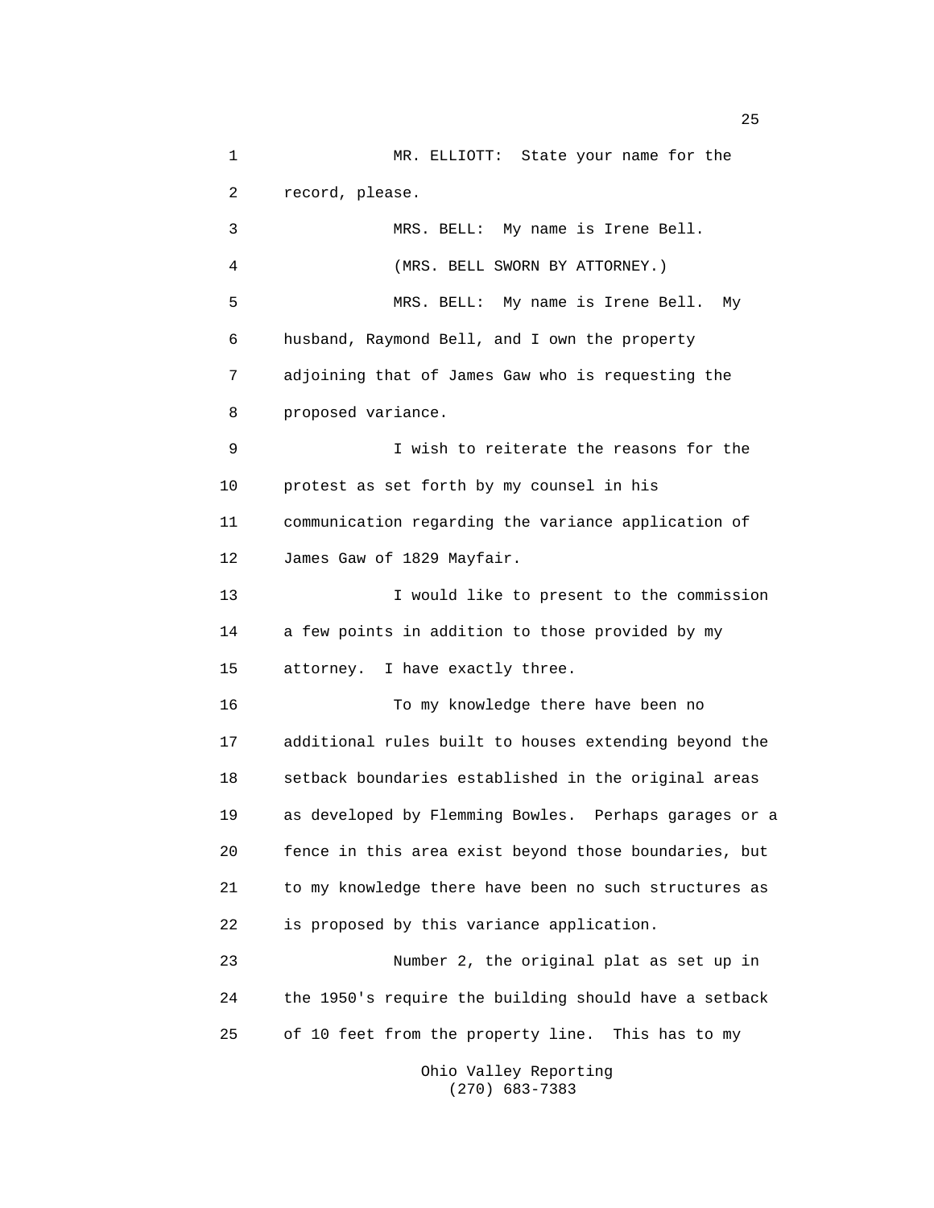MR. ELLIOTT: State your name for the record, please.

MRS. BELL: My name is Irene Bell.

(MRS. BELL SWORN BY ATTORNEY.)

MRS. BELL: My name is Irene Bell. My husband, Raymond Bell, and I own the property adjoining that of James Gaw who is requesting the proposed variance.

I wish to reiterate the reasons for the protest as set forth by my counsel in his communication regarding the variance application of James Gaw of 1829 Mayfair.

I would like to present to the commission a few points in addition to those provided by my attorney. I have exactly three.

To my knowledge there have been no additional rules built to houses extending beyond the setback boundaries established in the original areas as developed by Flemming Bowles. Perhaps garages or a fence in this area exist beyond those boundaries, but to my knowledge there have been no such structures as is proposed by this variance application.

Number 2, the original plat as set up in the 1950's require the building should have a setback of 10 feet from the property line. This has to my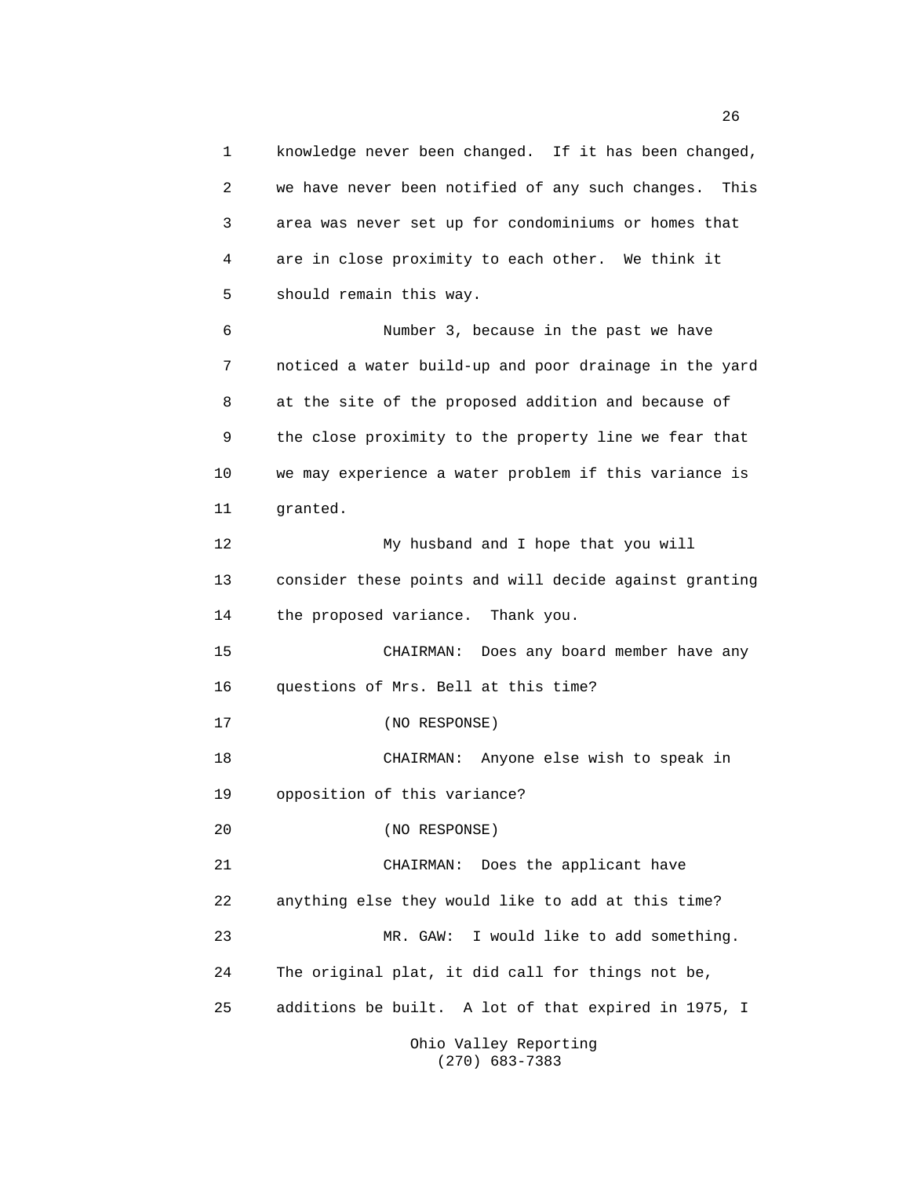knowledge never been changed. If it has been changed, we have never been notified of any such changes. This area was never set up for condominiums or homes that are in close proximity to each other. We think it should remain this way.

Number 3, because in the past we have noticed a water build-up and poor drainage in the yard at the site of the proposed addition and because of the close proximity to the property line we fear that we may experience a water problem if this variance is granted.

My husband and I hope that you will consider these points and will decide against granting the proposed variance. Thank you.

CHAIRMAN: Does any board member have any questions of Mrs. Bell at this time?

(NO RESPONSE)

CHAIRMAN: Anyone else wish to speak in opposition of this variance?

(NO RESPONSE)

CHAIRMAN: Does the applicant have anything else they would like to add at this time?

MR. GAW: I would like to add something. The original plat, it did call for things not be, additions be built. A lot of that expired in 1975, I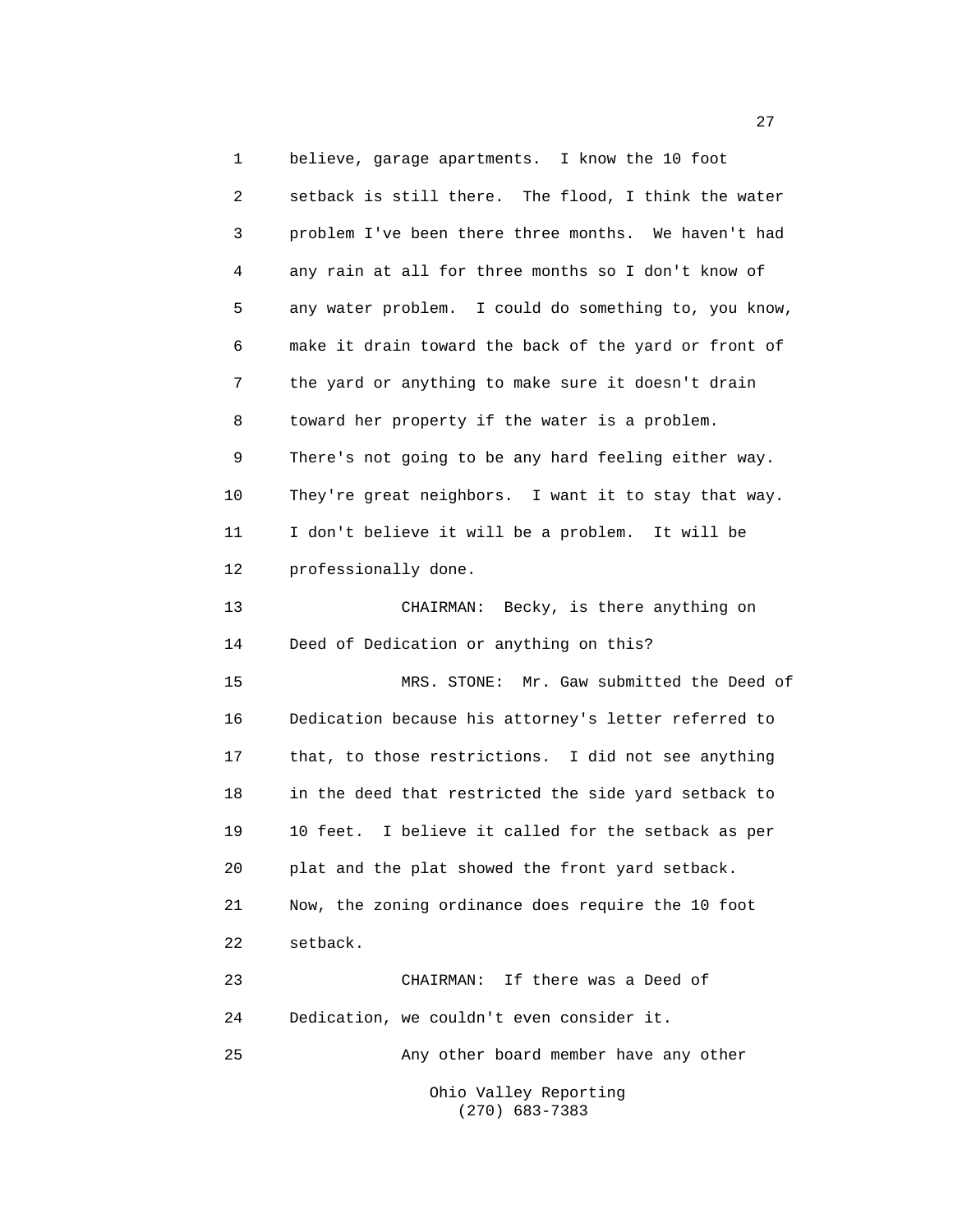believe, garage apartments. I know the 10 foot setback is still there. The flood, I think the water problem I've been there three months. We haven't had any rain at all for three months so I don't know of any water problem. I could do something to, you know, make it drain toward the back of the yard or front of the yard or anything to make sure it doesn't drain toward her property if the water is a problem. There's not going to be any hard feeling either way. They're great neighbors. I want it to stay that way. I don't believe it will be a problem. It will be professionally done.

CHAIRMAN: Becky, is there anything on Deed of Dedication or anything on this?

MRS. STONE: Mr. Gaw submitted the Deed of Dedication because his attorney's letter referred to that, to those restrictions. I did not see anything in the deed that restricted the side yard setback to 10 feet. I believe it called for the setback as per plat and the plat showed the front yard setback. Now, the zoning ordinance does require the 10 foot setback.

CHAIRMAN: If there was a Deed of Dedication, we couldn't even consider it.

Any other board member have any other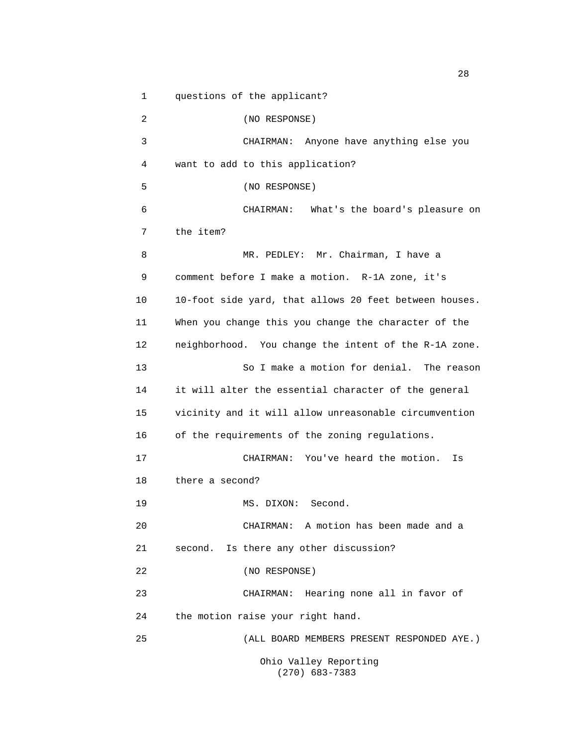questions of the applicant?

(NO RESPONSE)

CHAIRMAN: Anyone have anything else you want to add to this application?

(NO RESPONSE)

CHAIRMAN: What's the board's pleasure on the item?

MR. PEDLEY: Mr. Chairman, I have a comment before I make a motion. R-1A zone, it's 10-foot side yard, that allows 20 feet between houses. When you change this you change the character of the neighborhood. You change the intent of the R-1A zone.

So I make a motion for denial. The reason it will alter the essential character of the general vicinity and it will allow unreasonable circumvention of the requirements of the zoning regulations.

CHAIRMAN: You've heard the motion. Is there a second?

MS. DIXON: Second.

CHAIRMAN: A motion has been made and a second. Is there any other discussion?

(NO RESPONSE)

CHAIRMAN: Hearing none all in favor of the motion raise your right hand.

(ALL BOARD MEMBERS PRESENT RESPONDED AYE.)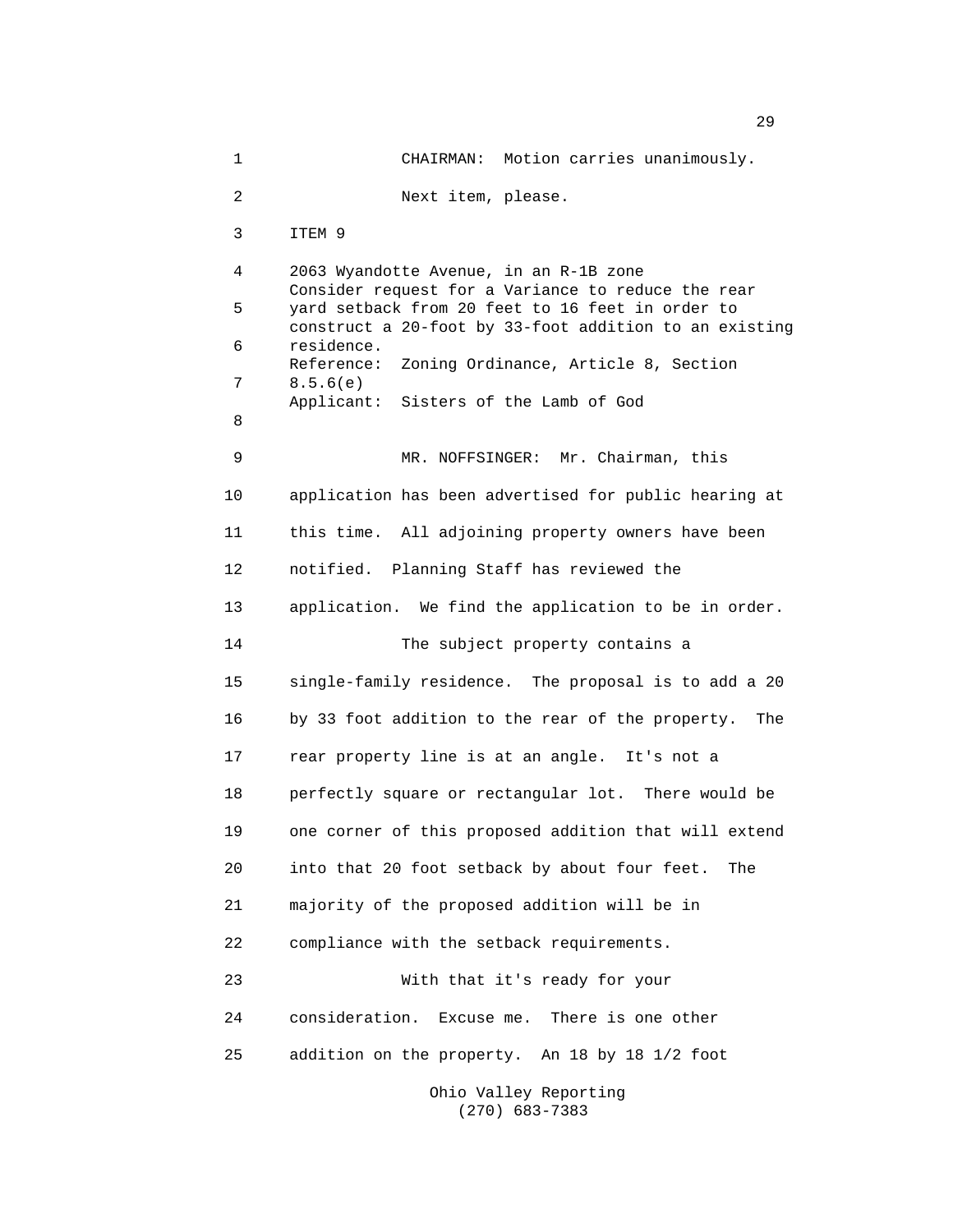CHAIRMAN: Motion carries unanimously.

Next item, please.

ITEM 9

2063 Wyandotte Avenue, in an R-1B zone
Consider request for a Variance to reduce the rear yard setback from 20 feet to 16 feet in order to construct a 20-foot by 33-foot addition to an existing residence.
Reference: Zoning Ordinance, Article 8, Section 8.5.6(e)
Applicant: Sisters of the Lamb of God

MR. NOFFSINGER: Mr. Chairman, this application has been advertised for public hearing at this time. All adjoining property owners have been notified. Planning Staff has reviewed the application. We find the application to be in order.

The subject property contains a single-family residence. The proposal is to add a 20 by 33 foot addition to the rear of the property. The rear property line is at an angle. It's not a perfectly square or rectangular lot. There would be one corner of this proposed addition that will extend into that 20 foot setback by about four feet. The majority of the proposed addition will be in compliance with the setback requirements.

With that it's ready for your consideration. Excuse me. There is one other addition on the property. An 18 by 18 1/2 foot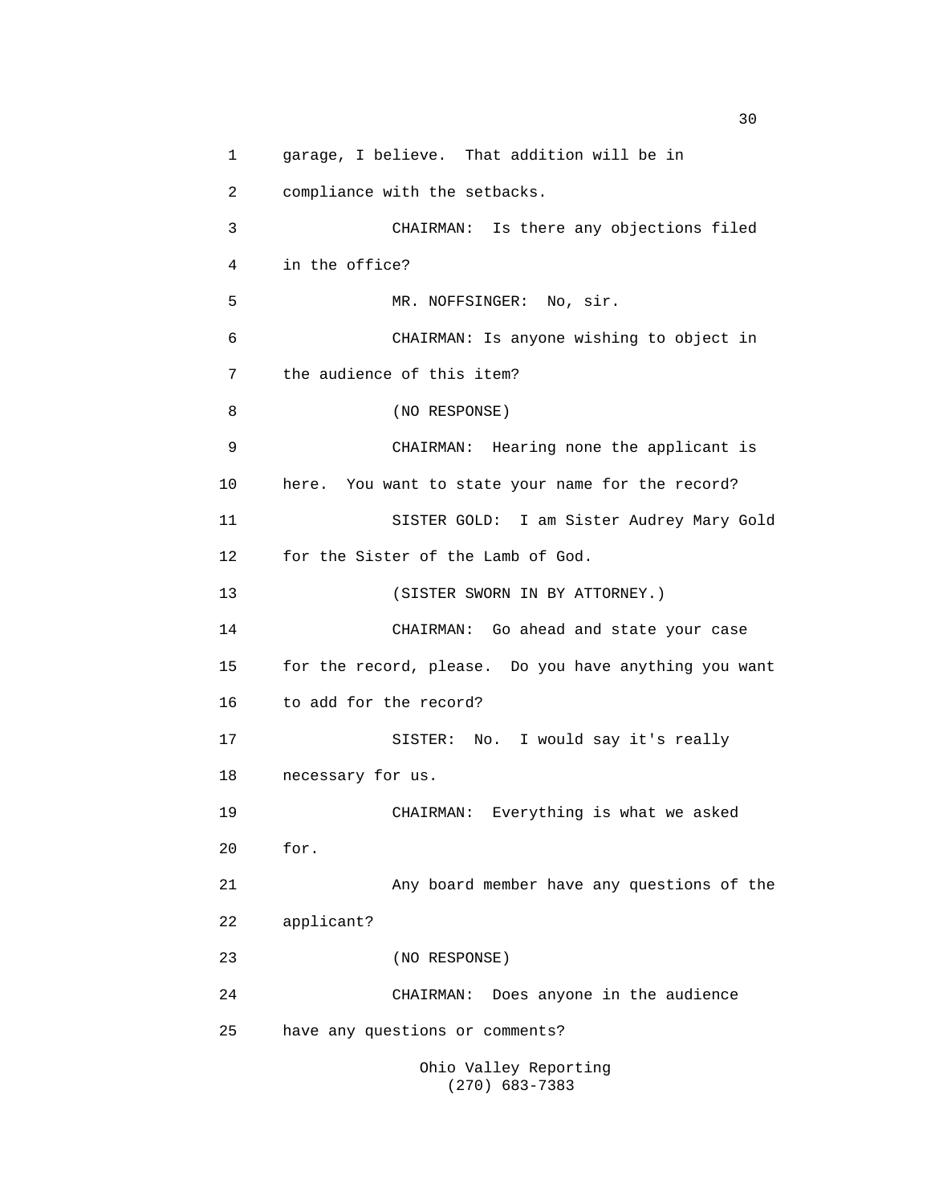1 garage, I believe. That addition will be in

2 compliance with the setbacks.

3 CHAIRMAN: Is there any objections filed

4 in the office?

5 MR. NOFFSINGER: No, sir.

6 CHAIRMAN: Is anyone wishing to object in

7 the audience of this item?

8 (NO RESPONSE)

9 CHAIRMAN: Hearing none the applicant is

10 here. You want to state your name for the record?

11 SISTER GOLD: I am Sister Audrey Mary Gold

12 for the Sister of the Lamb of God.

13 (SISTER SWORN IN BY ATTORNEY.)

14 CHAIRMAN: Go ahead and state your case

15 for the record, please. Do you have anything you want

16 to add for the record?

17 SISTER: No. I would say it's really

18 necessary for us.

19 CHAIRMAN: Everything is what we asked

20 for.

21 Any board member have any questions of the

22 applicant?

23 (NO RESPONSE)

24 CHAIRMAN: Does anyone in the audience

25 have any questions or comments?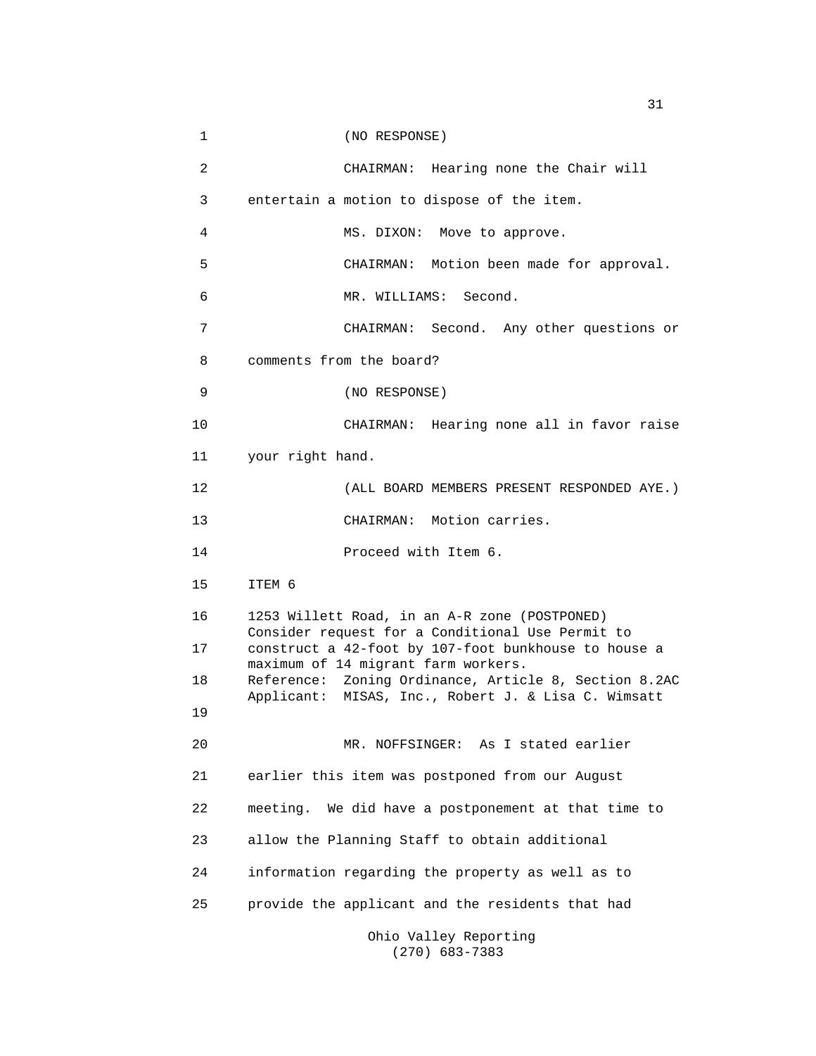(NO RESPONSE)

CHAIRMAN: Hearing none the Chair will entertain a motion to dispose of the item.

MS. DIXON: Move to approve.

CHAIRMAN: Motion been made for approval.

MR. WILLIAMS: Second.

CHAIRMAN: Second. Any other questions or comments from the board?

(NO RESPONSE)

CHAIRMAN: Hearing none all in favor raise your right hand.

(ALL BOARD MEMBERS PRESENT RESPONDED AYE.)

CHAIRMAN: Motion carries.

Proceed with Item 6.

ITEM 6

1253 Willett Road, in an A-R zone (POSTPONED)
Consider request for a Conditional Use Permit to construct a 42-foot by 107-foot bunkhouse to house a maximum of 14 migrant farm workers.
Reference: Zoning Ordinance, Article 8, Section 8.2AC
Applicant: MISAS, Inc., Robert J. & Lisa C. Wimsatt

MR. NOFFSINGER: As I stated earlier earlier this item was postponed from our August meeting. We did have a postponement at that time to allow the Planning Staff to obtain additional information regarding the property as well as to provide the applicant and the residents that had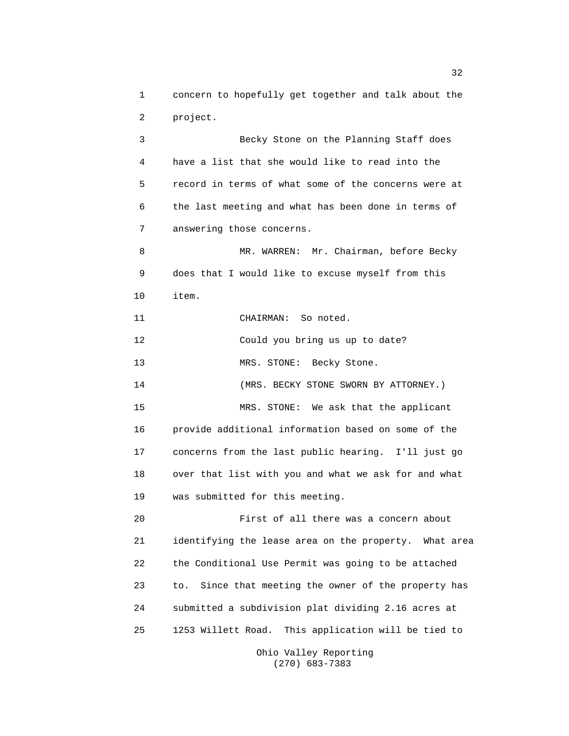concern to hopefully get together and talk about the project.

Becky Stone on the Planning Staff does have a list that she would like to read into the record in terms of what some of the concerns were at the last meeting and what has been done in terms of answering those concerns.

MR. WARREN: Mr. Chairman, before Becky does that I would like to excuse myself from this item.

CHAIRMAN: So noted.

Could you bring us up to date?

MRS. STONE: Becky Stone.

(MRS. BECKY STONE SWORN BY ATTORNEY.)

MRS. STONE: We ask that the applicant provide additional information based on some of the concerns from the last public hearing. I'll just go over that list with you and what we ask for and what was submitted for this meeting.

First of all there was a concern about identifying the lease area on the property. What area the Conditional Use Permit was going to be attached to. Since that meeting the owner of the property has submitted a subdivision plat dividing 2.16 acres at 1253 Willett Road. This application will be tied to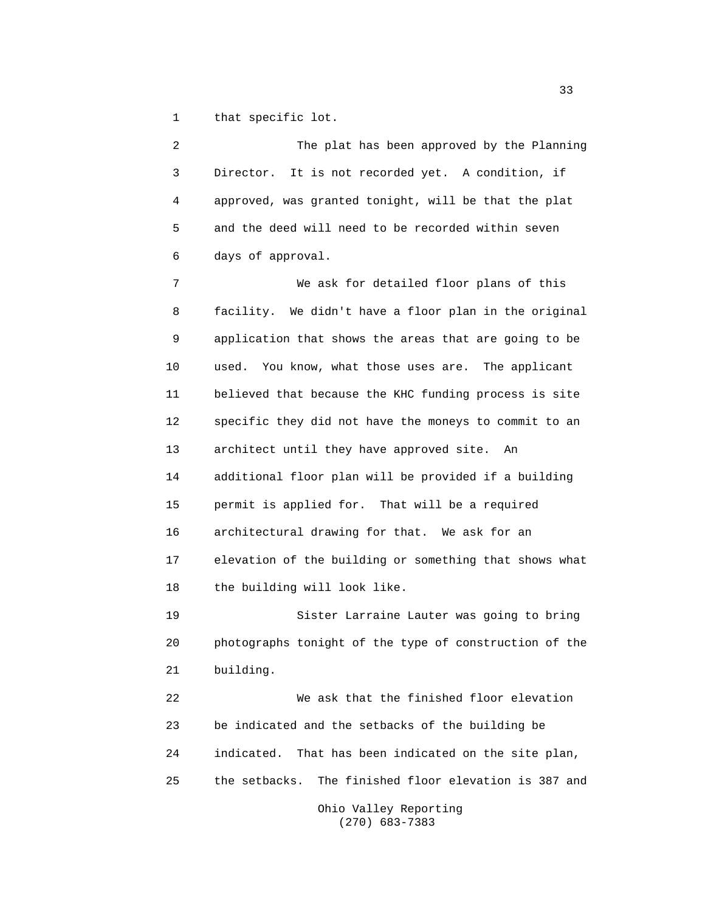that specific lot.

The plat has been approved by the Planning Director. It is not recorded yet. A condition, if approved, was granted tonight, will be that the plat and the deed will need to be recorded within seven days of approval.

We ask for detailed floor plans of this facility. We didn't have a floor plan in the original application that shows the areas that are going to be used. You know, what those uses are. The applicant believed that because the KHC funding process is site specific they did not have the moneys to commit to an architect until they have approved site. An additional floor plan will be provided if a building permit is applied for. That will be a required architectural drawing for that. We ask for an elevation of the building or something that shows what the building will look like.

Sister Larraine Lauter was going to bring photographs tonight of the type of construction of the building.

We ask that the finished floor elevation be indicated and the setbacks of the building be indicated. That has been indicated on the site plan, the setbacks. The finished floor elevation is 387 and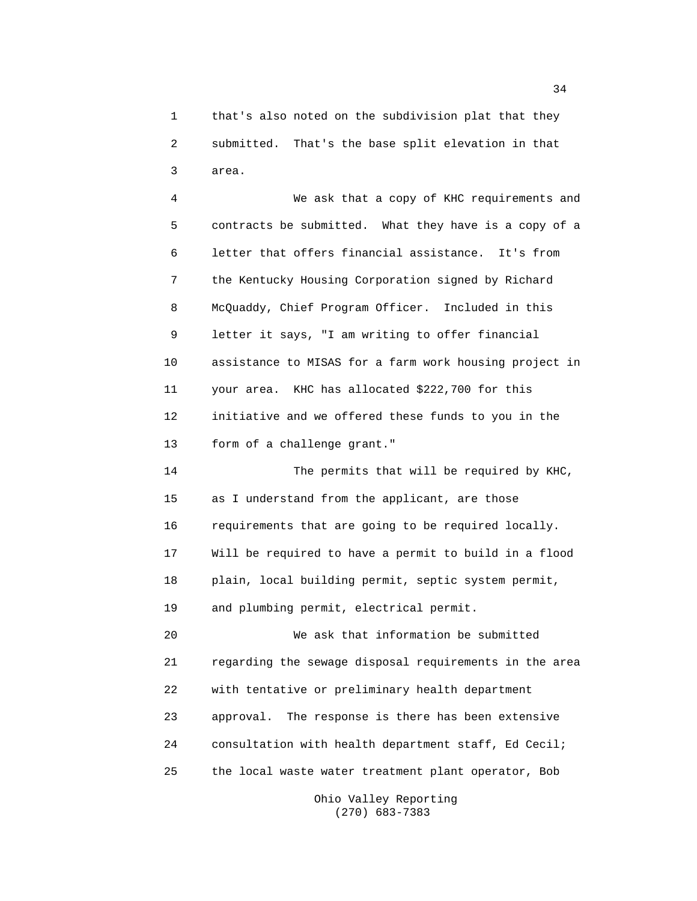that's also noted on the subdivision plat that they submitted. That's the base split elevation in that area.

We ask that a copy of KHC requirements and contracts be submitted. What they have is a copy of a letter that offers financial assistance. It's from the Kentucky Housing Corporation signed by Richard McQuaddy, Chief Program Officer. Included in this letter it says, "I am writing to offer financial assistance to MISAS for a farm work housing project in your area. KHC has allocated $222,700 for this initiative and we offered these funds to you in the form of a challenge grant."

The permits that will be required by KHC, as I understand from the applicant, are those requirements that are going to be required locally. Will be required to have a permit to build in a flood plain, local building permit, septic system permit, and plumbing permit, electrical permit.

We ask that information be submitted regarding the sewage disposal requirements in the area with tentative or preliminary health department approval. The response is there has been extensive consultation with health department staff, Ed Cecil; the local waste water treatment plant operator, Bob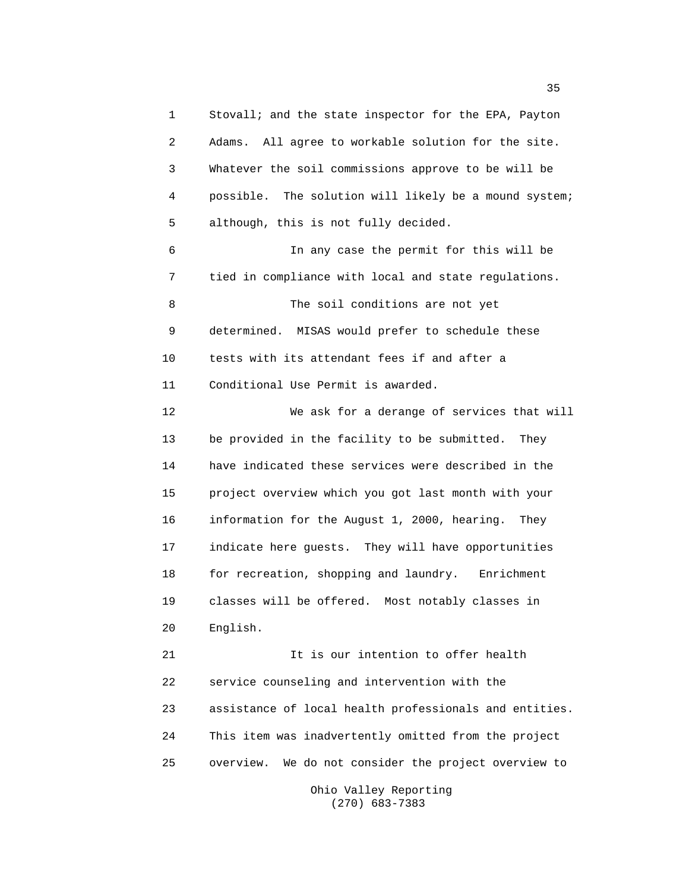Stovall; and the state inspector for the EPA, Payton Adams. All agree to workable solution for the site. Whatever the soil commissions approve to be will be possible. The solution will likely be a mound system; although, this is not fully decided.

In any case the permit for this will be tied in compliance with local and state regulations.

The soil conditions are not yet determined. MISAS would prefer to schedule these tests with its attendant fees if and after a Conditional Use Permit is awarded.

We ask for a derange of services that will be provided in the facility to be submitted. They have indicated these services were described in the project overview which you got last month with your information for the August 1, 2000, hearing. They indicate here guests. They will have opportunities for recreation, shopping and laundry. Enrichment classes will be offered. Most notably classes in English.

It is our intention to offer health service counseling and intervention with the assistance of local health professionals and entities. This item was inadvertently omitted from the project overview. We do not consider the project overview to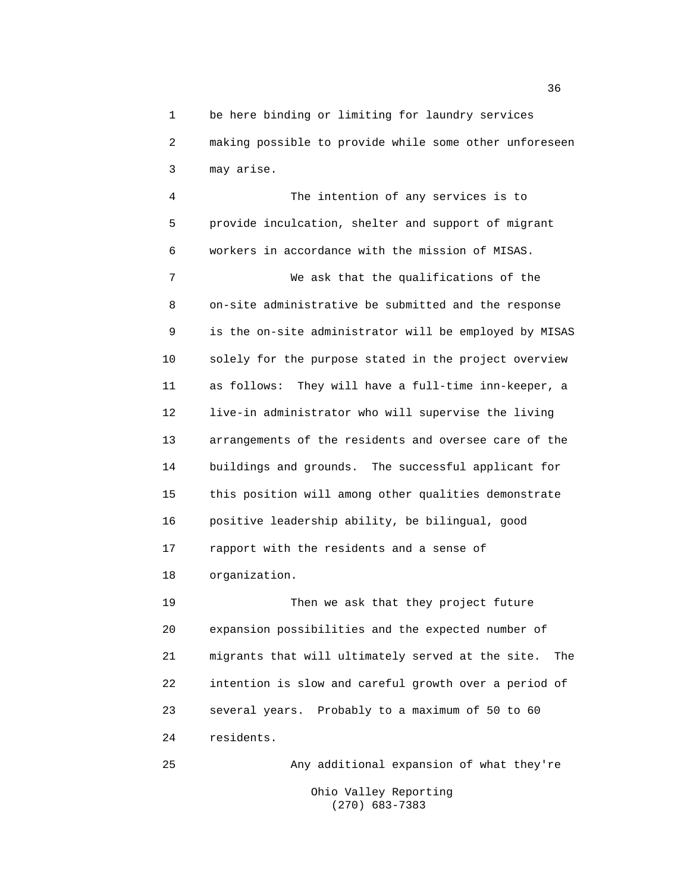be here binding or limiting for laundry services making possible to provide while some other unforeseen may arise.

The intention of any services is to provide inculcation, shelter and support of migrant workers in accordance with the mission of MISAS.

We ask that the qualifications of the on-site administrative be submitted and the response is the on-site administrator will be employed by MISAS solely for the purpose stated in the project overview as follows: They will have a full-time inn-keeper, a live-in administrator who will supervise the living arrangements of the residents and oversee care of the buildings and grounds. The successful applicant for this position will among other qualities demonstrate positive leadership ability, be bilingual, good rapport with the residents and a sense of organization.

Then we ask that they project future expansion possibilities and the expected number of migrants that will ultimately served at the site. The intention is slow and careful growth over a period of several years. Probably to a maximum of 50 to 60 residents.

Any additional expansion of what they're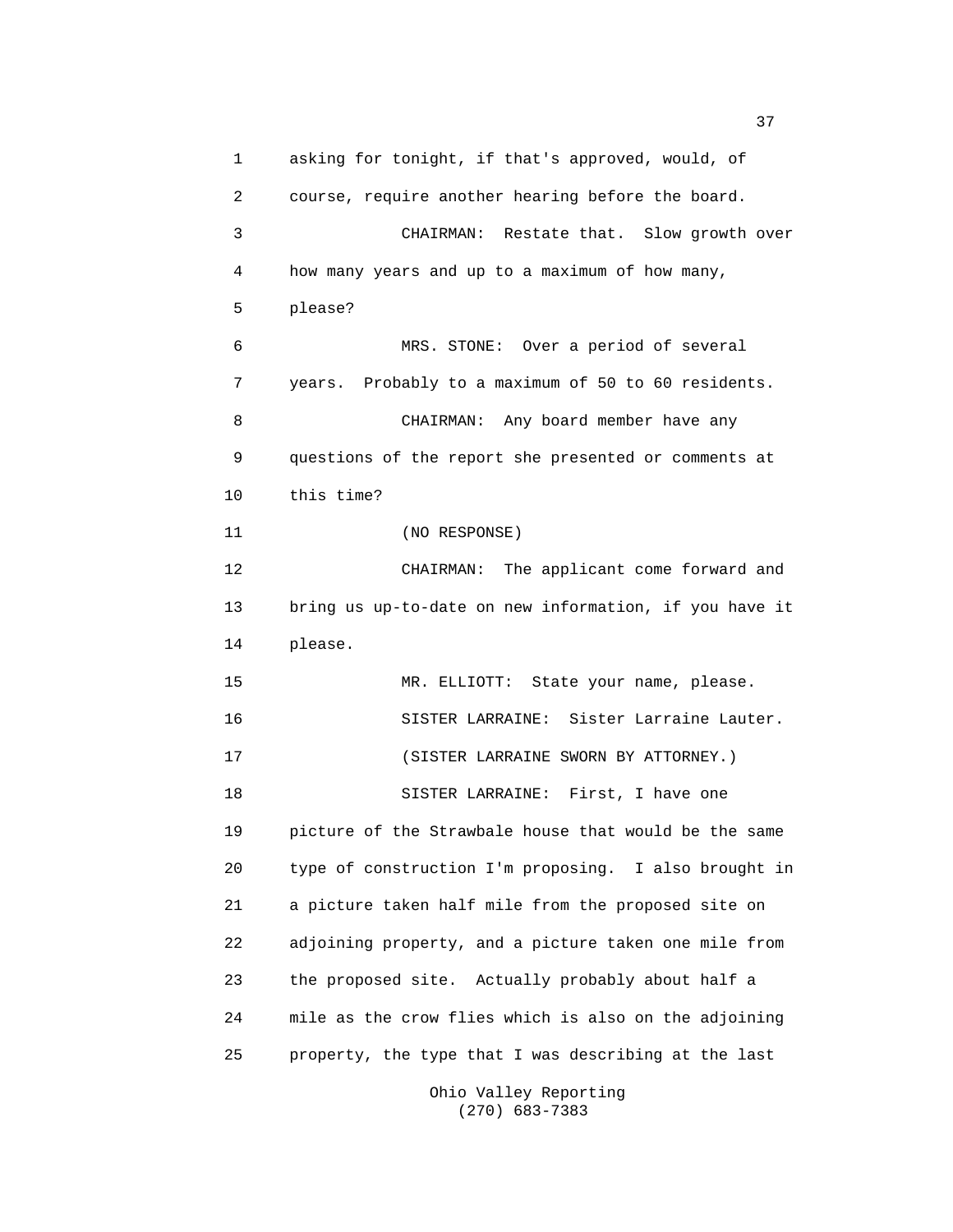asking for tonight, if that's approved, would, of course, require another hearing before the board.

CHAIRMAN: Restate that. Slow growth over how many years and up to a maximum of how many, please?

MRS. STONE: Over a period of several years. Probably to a maximum of 50 to 60 residents.

CHAIRMAN: Any board member have any questions of the report she presented or comments at this time?

(NO RESPONSE)

CHAIRMAN: The applicant come forward and bring us up-to-date on new information, if you have it please.

MR. ELLIOTT: State your name, please.

SISTER LARRAINE: Sister Larraine Lauter.

(SISTER LARRAINE SWORN BY ATTORNEY.)

SISTER LARRAINE: First, I have one picture of the Strawbale house that would be the same type of construction I'm proposing. I also brought in a picture taken half mile from the proposed site on adjoining property, and a picture taken one mile from the proposed site. Actually probably about half a mile as the crow flies which is also on the adjoining property, the type that I was describing at the last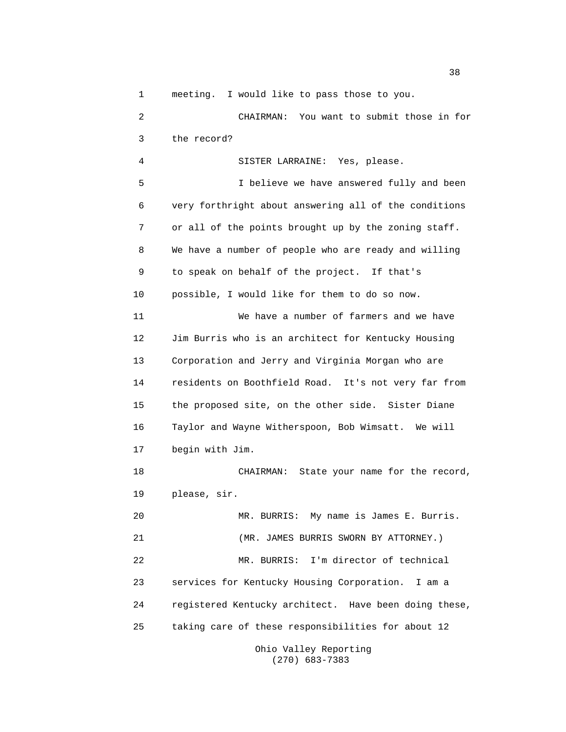meeting. I would like to pass those to you.

CHAIRMAN: You want to submit those in for the record?

SISTER LARRAINE: Yes, please.

I believe we have answered fully and been very forthright about answering all of the conditions or all of the points brought up by the zoning staff. We have a number of people who are ready and willing to speak on behalf of the project. If that's possible, I would like for them to do so now.

We have a number of farmers and we have Jim Burris who is an architect for Kentucky Housing Corporation and Jerry and Virginia Morgan who are residents on Boothfield Road. It's not very far from the proposed site, on the other side. Sister Diane Taylor and Wayne Witherspoon, Bob Wimsatt. We will begin with Jim.

CHAIRMAN: State your name for the record, please, sir.

MR. BURRIS: My name is James E. Burris.

(MR. JAMES BURRIS SWORN BY ATTORNEY.)

MR. BURRIS: I'm director of technical services for Kentucky Housing Corporation. I am a registered Kentucky architect. Have been doing these, taking care of these responsibilities for about 12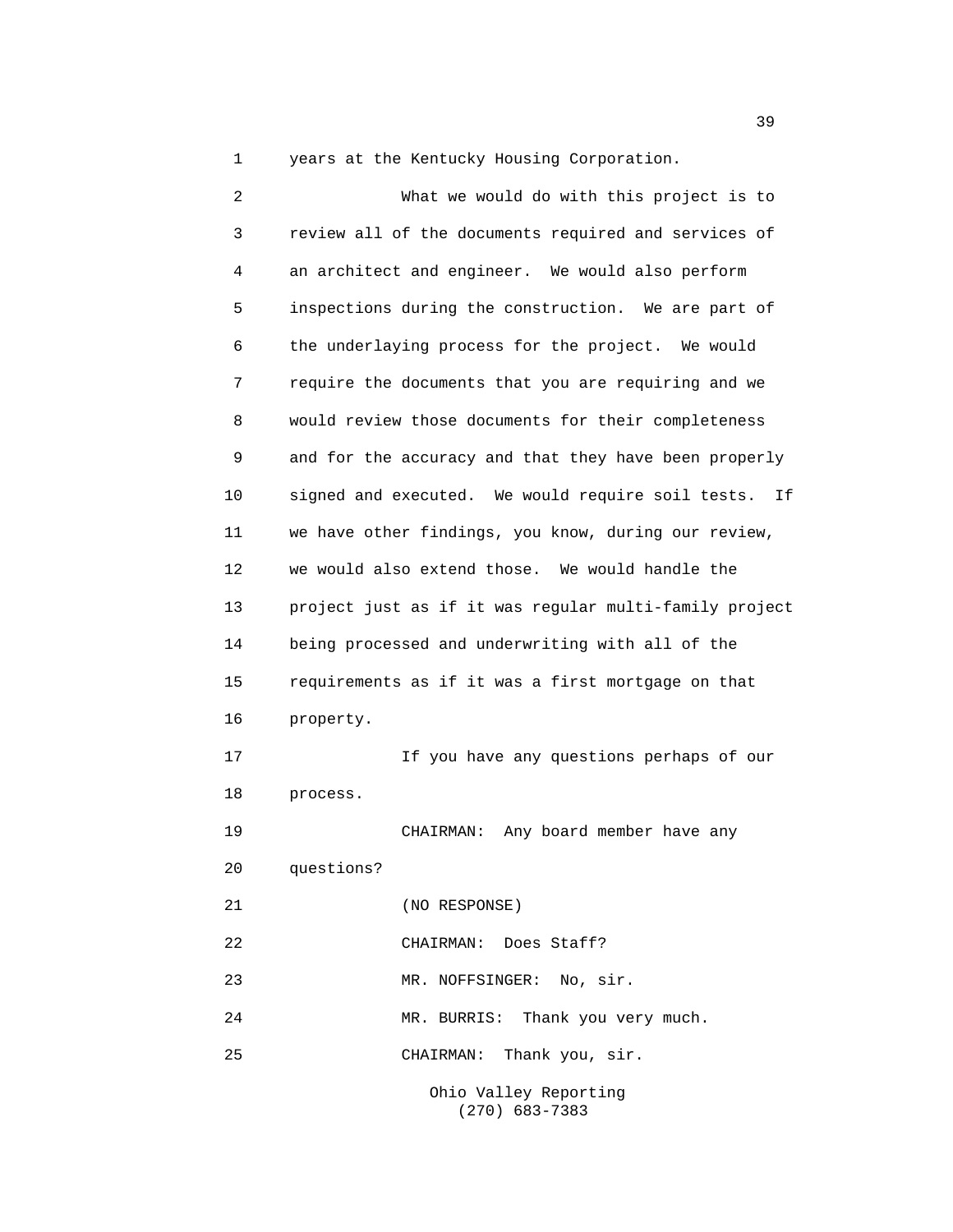years at the Kentucky Housing Corporation.

What we would do with this project is to review all of the documents required and services of an architect and engineer. We would also perform inspections during the construction. We are part of the underlaying process for the project. We would require the documents that you are requiring and we would review those documents for their completeness and for the accuracy and that they have been properly signed and executed. We would require soil tests. If we have other findings, you know, during our review, we would also extend those. We would handle the project just as if it was regular multi-family project being processed and underwriting with all of the requirements as if it was a first mortgage on that property.

If you have any questions perhaps of our process.

CHAIRMAN: Any board member have any questions?

(NO RESPONSE)

CHAIRMAN: Does Staff?

MR. NOFFSINGER: No, sir.

MR. BURRIS: Thank you very much.

CHAIRMAN: Thank you, sir.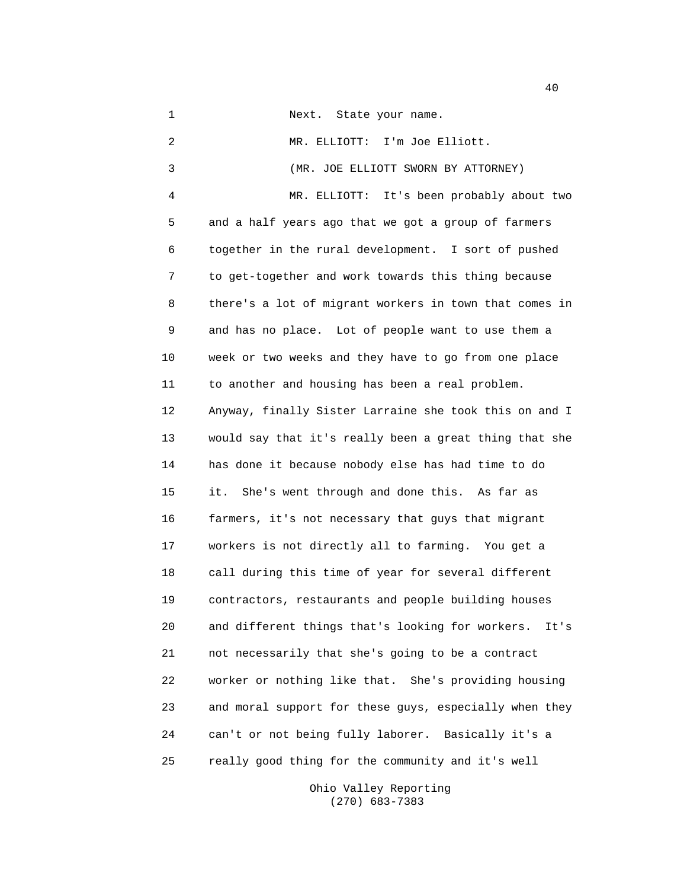Next. State your name.

MR. ELLIOTT: I'm Joe Elliott.

(MR. JOE ELLIOTT SWORN BY ATTORNEY)

MR. ELLIOTT: It's been probably about two and a half years ago that we got a group of farmers together in the rural development. I sort of pushed to get-together and work towards this thing because there's a lot of migrant workers in town that comes in and has no place. Lot of people want to use them a week or two weeks and they have to go from one place to another and housing has been a real problem. Anyway, finally Sister Larraine she took this on and I would say that it's really been a great thing that she has done it because nobody else has had time to do it. She's went through and done this. As far as farmers, it's not necessary that guys that migrant workers is not directly all to farming. You get a call during this time of year for several different contractors, restaurants and people building houses and different things that's looking for workers. It's not necessarily that she's going to be a contract worker or nothing like that. She's providing housing and moral support for these guys, especially when they can't or not being fully laborer. Basically it's a really good thing for the community and it's well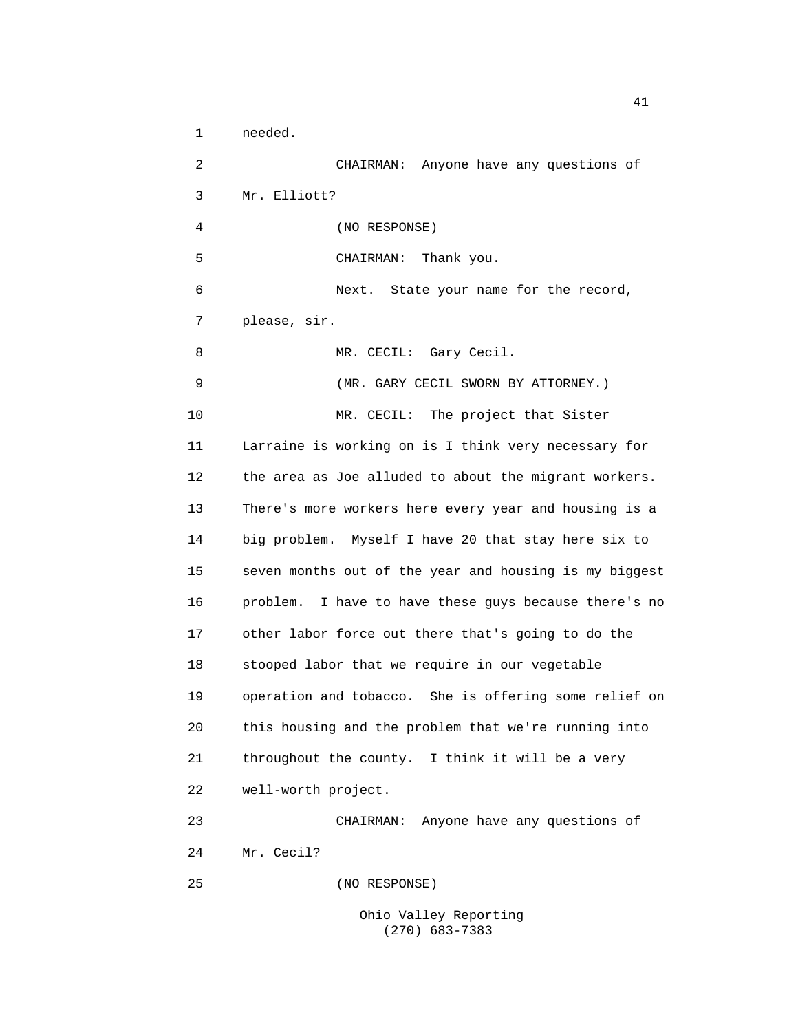needed.

CHAIRMAN: Anyone have any questions of Mr. Elliott?

(NO RESPONSE)

CHAIRMAN: Thank you.

Next. State your name for the record, please, sir.

MR. CECIL: Gary Cecil.

(MR. GARY CECIL SWORN BY ATTORNEY.)

MR. CECIL: The project that Sister Larraine is working on is I think very necessary for the area as Joe alluded to about the migrant workers. There's more workers here every year and housing is a big problem. Myself I have 20 that stay here six to seven months out of the year and housing is my biggest problem. I have to have these guys because there's no other labor force out there that's going to do the stooped labor that we require in our vegetable operation and tobacco. She is offering some relief on this housing and the problem that we're running into throughout the county. I think it will be a very well-worth project.

CHAIRMAN: Anyone have any questions of Mr. Cecil?

(NO RESPONSE)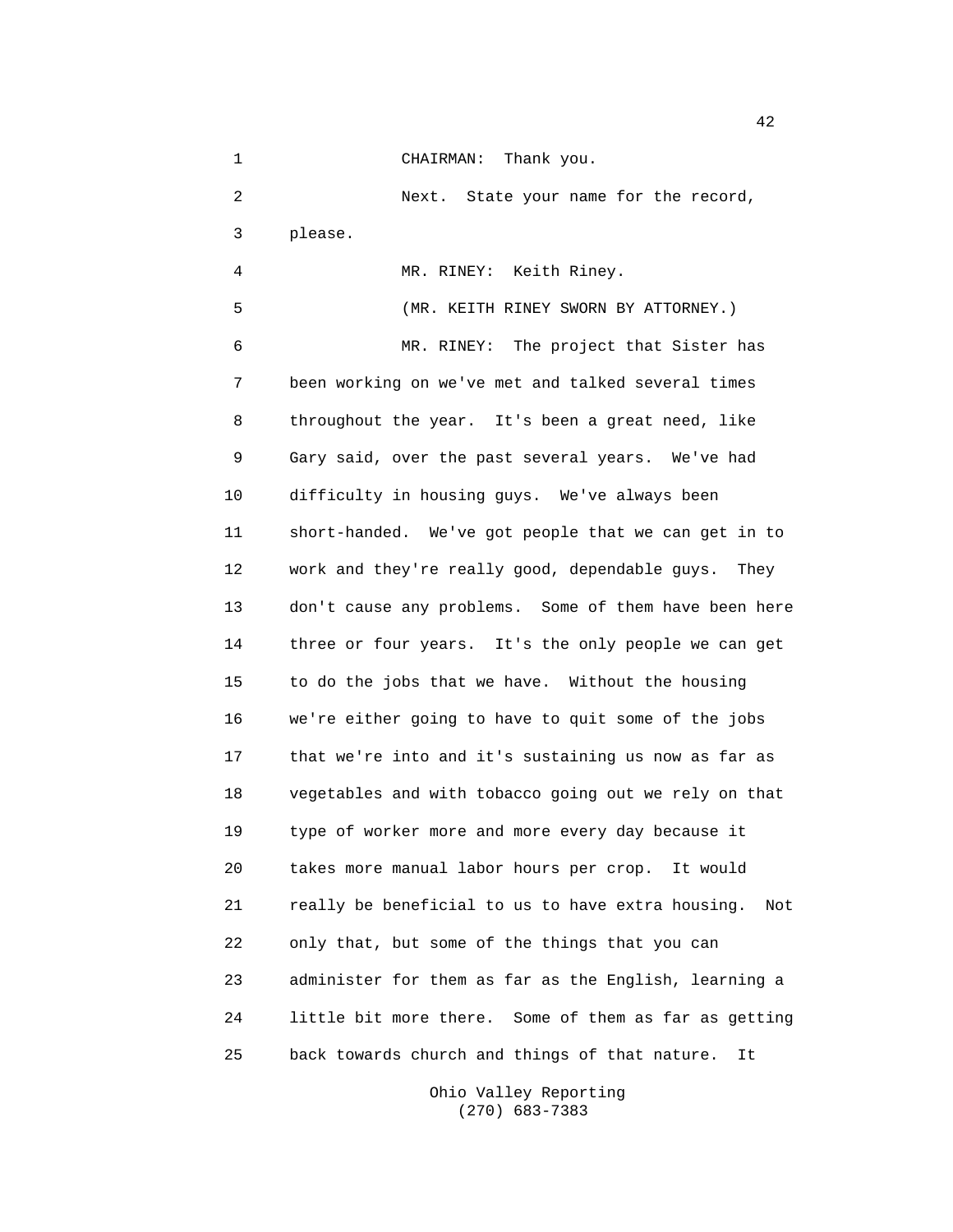CHAIRMAN: Thank you.

Next. State your name for the record, please.

MR. RINEY: Keith Riney.

(MR. KEITH RINEY SWORN BY ATTORNEY.)

MR. RINEY: The project that Sister has been working on we've met and talked several times throughout the year. It's been a great need, like Gary said, over the past several years. We've had difficulty in housing guys. We've always been short-handed. We've got people that we can get in to work and they're really good, dependable guys. They don't cause any problems. Some of them have been here three or four years. It's the only people we can get to do the jobs that we have. Without the housing we're either going to have to quit some of the jobs that we're into and it's sustaining us now as far as vegetables and with tobacco going out we rely on that type of worker more and more every day because it takes more manual labor hours per crop. It would really be beneficial to us to have extra housing. Not only that, but some of the things that you can administer for them as far as the English, learning a little bit more there. Some of them as far as getting back towards church and things of that nature. It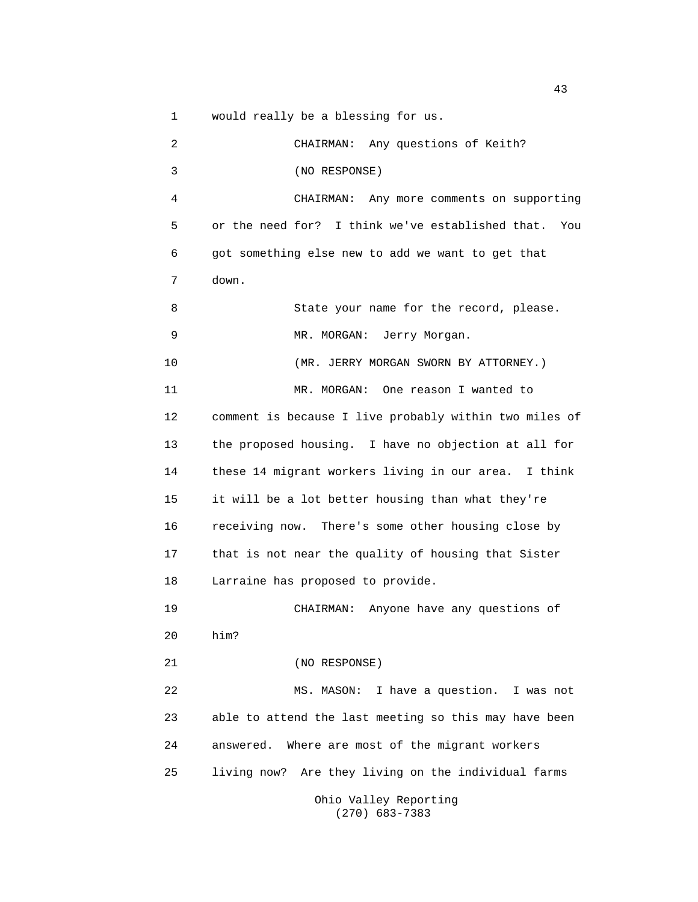would really be a blessing for us.

CHAIRMAN: Any questions of Keith?

(NO RESPONSE)

CHAIRMAN: Any more comments on supporting or the need for? I think we've established that. You got something else new to add we want to get that down.

State your name for the record, please.

MR. MORGAN: Jerry Morgan.

(MR. JERRY MORGAN SWORN BY ATTORNEY.)

MR. MORGAN: One reason I wanted to comment is because I live probably within two miles of the proposed housing. I have no objection at all for these 14 migrant workers living in our area. I think it will be a lot better housing than what they're receiving now. There's some other housing close by that is not near the quality of housing that Sister Larraine has proposed to provide.

CHAIRMAN: Anyone have any questions of him?

(NO RESPONSE)

MS. MASON: I have a question. I was not able to attend the last meeting so this may have been answered. Where are most of the migrant workers living now? Are they living on the individual farms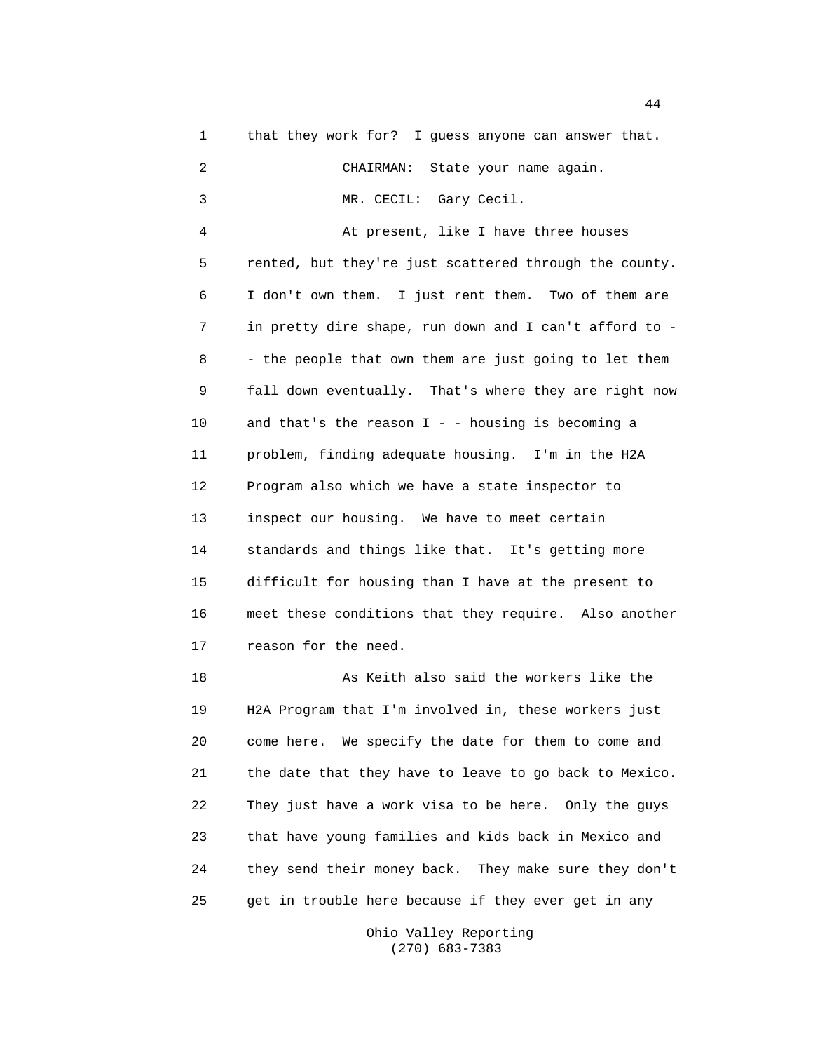that they work for? I guess anyone can answer that.

CHAIRMAN: State your name again.

MR. CECIL: Gary Cecil.

At present, like I have three houses rented, but they're just scattered through the county. I don't own them. I just rent them. Two of them are in pretty dire shape, run down and I can't afford to - - the people that own them are just going to let them fall down eventually. That's where they are right now and that's the reason I - - housing is becoming a problem, finding adequate housing. I'm in the H2A Program also which we have a state inspector to inspect our housing. We have to meet certain standards and things like that. It's getting more difficult for housing than I have at the present to meet these conditions that they require. Also another reason for the need.

As Keith also said the workers like the H2A Program that I'm involved in, these workers just come here. We specify the date for them to come and the date that they have to leave to go back to Mexico. They just have a work visa to be here. Only the guys that have young families and kids back in Mexico and they send their money back. They make sure they don't get in trouble here because if they ever get in any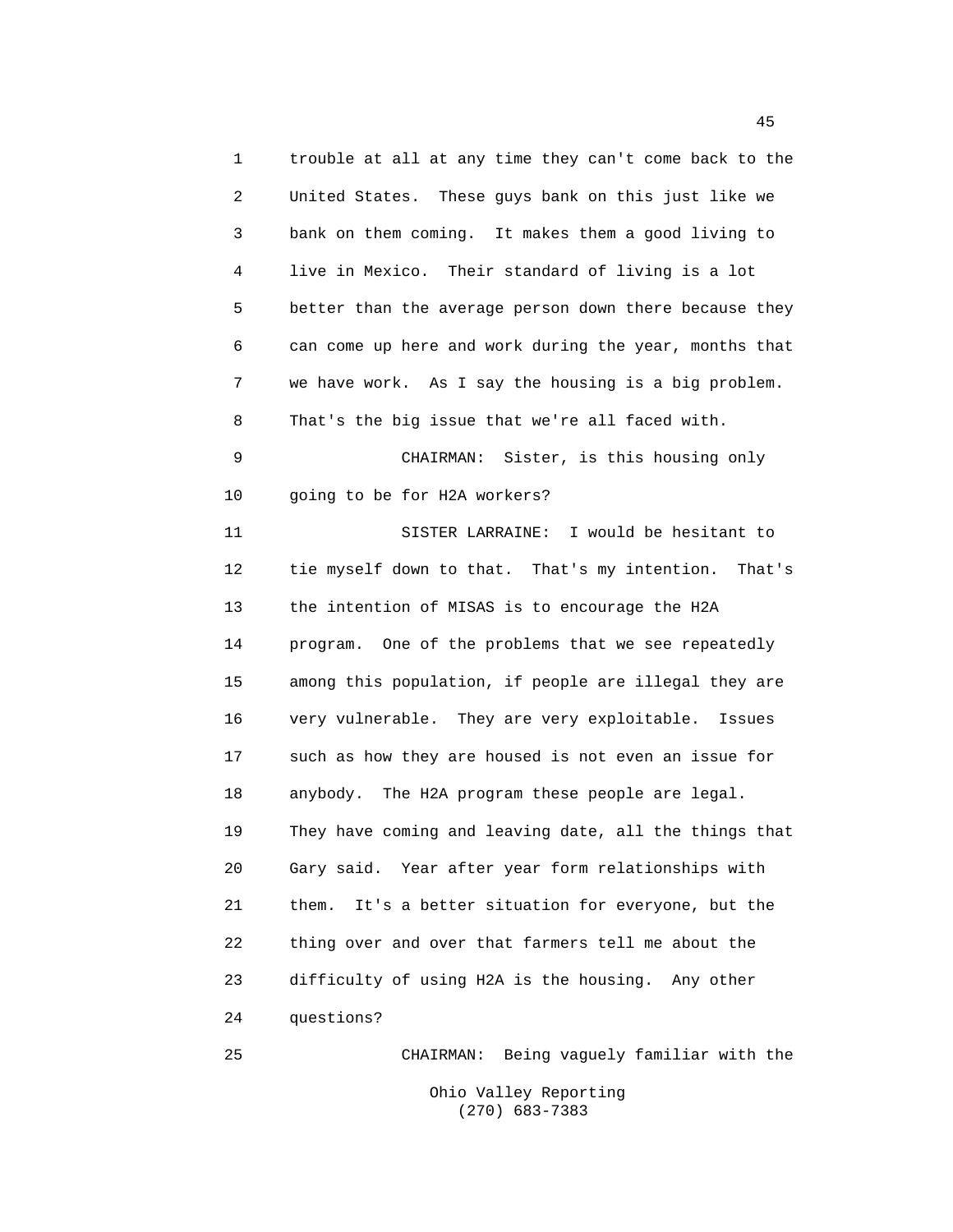trouble at all at any time they can't come back to the United States. These guys bank on this just like we bank on them coming. It makes them a good living to live in Mexico. Their standard of living is a lot better than the average person down there because they can come up here and work during the year, months that we have work. As I say the housing is a big problem. That's the big issue that we're all faced with.

CHAIRMAN: Sister, is this housing only going to be for H2A workers?

SISTER LARRAINE: I would be hesitant to tie myself down to that. That's my intention. That's the intention of MISAS is to encourage the H2A program. One of the problems that we see repeatedly among this population, if people are illegal they are very vulnerable. They are very exploitable. Issues such as how they are housed is not even an issue for anybody. The H2A program these people are legal. They have coming and leaving date, all the things that Gary said. Year after year form relationships with them. It's a better situation for everyone, but the thing over and over that farmers tell me about the difficulty of using H2A is the housing. Any other questions?

CHAIRMAN: Being vaguely familiar with the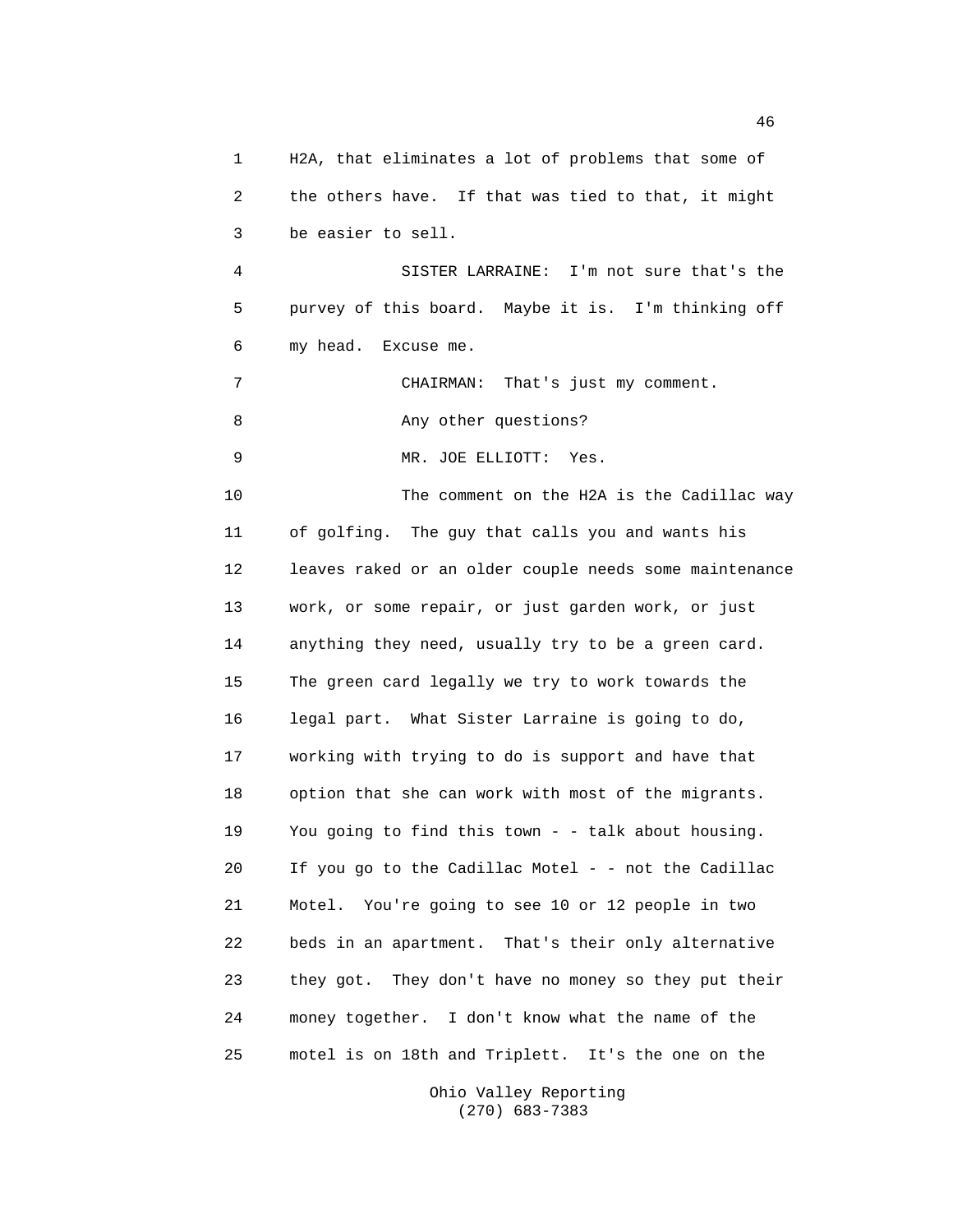H2A, that eliminates a lot of problems that some of the others have. If that was tied to that, it might be easier to sell.

SISTER LARRAINE: I'm not sure that's the purvey of this board. Maybe it is. I'm thinking off my head. Excuse me.

CHAIRMAN: That's just my comment.

Any other questions?

MR. JOE ELLIOTT: Yes.

The comment on the H2A is the Cadillac way of golfing. The guy that calls you and wants his leaves raked or an older couple needs some maintenance work, or some repair, or just garden work, or just anything they need, usually try to be a green card. The green card legally we try to work towards the legal part. What Sister Larraine is going to do, working with trying to do is support and have that option that she can work with most of the migrants. You going to find this town - - talk about housing. If you go to the Cadillac Motel - - not the Cadillac Motel. You're going to see 10 or 12 people in two beds in an apartment. That's their only alternative they got. They don't have no money so they put their money together. I don't know what the name of the motel is on 18th and Triplett. It's the one on the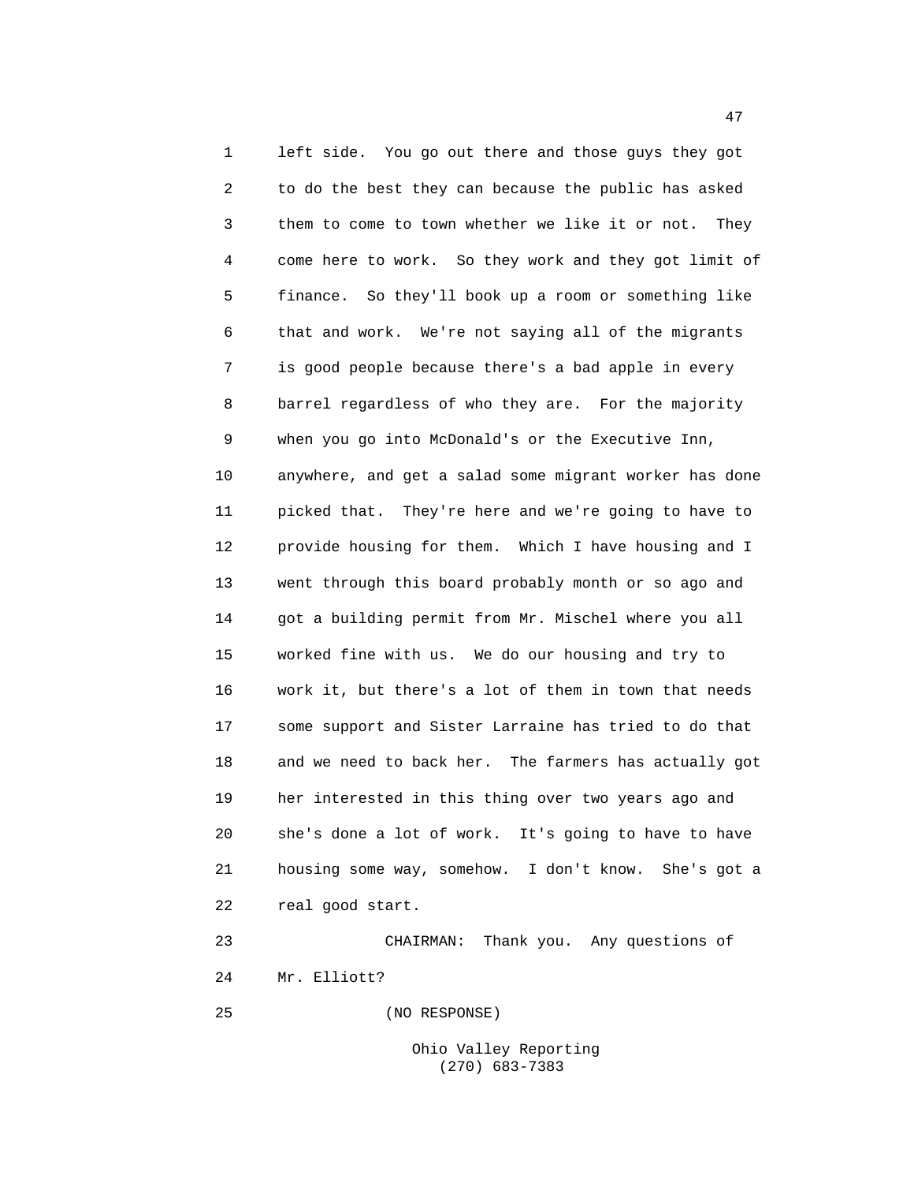1 left side. You go out there and those guys they got
2 to do the best they can because the public has asked
3 them to come to town whether we like it or not. They
4 come here to work. So they work and they got limit of
5 finance. So they'll book up a room or something like
6 that and work. We're not saying all of the migrants
7 is good people because there's a bad apple in every
8 barrel regardless of who they are. For the majority
9 when you go into McDonald's or the Executive Inn,
10 anywhere, and get a salad some migrant worker has done
11 picked that. They're here and we're going to have to
12 provide housing for them. Which I have housing and I
13 went through this board probably month or so ago and
14 got a building permit from Mr. Mischel where you all
15 worked fine with us. We do our housing and try to
16 work it, but there's a lot of them in town that needs
17 some support and Sister Larraine has tried to do that
18 and we need to back her. The farmers has actually got
19 her interested in this thing over two years ago and
20 she's done a lot of work. It's going to have to have
21 housing some way, somehow. I don't know. She's got a
22 real good start.
23 CHAIRMAN: Thank you. Any questions of
24 Mr. Elliott?
25 (NO RESPONSE)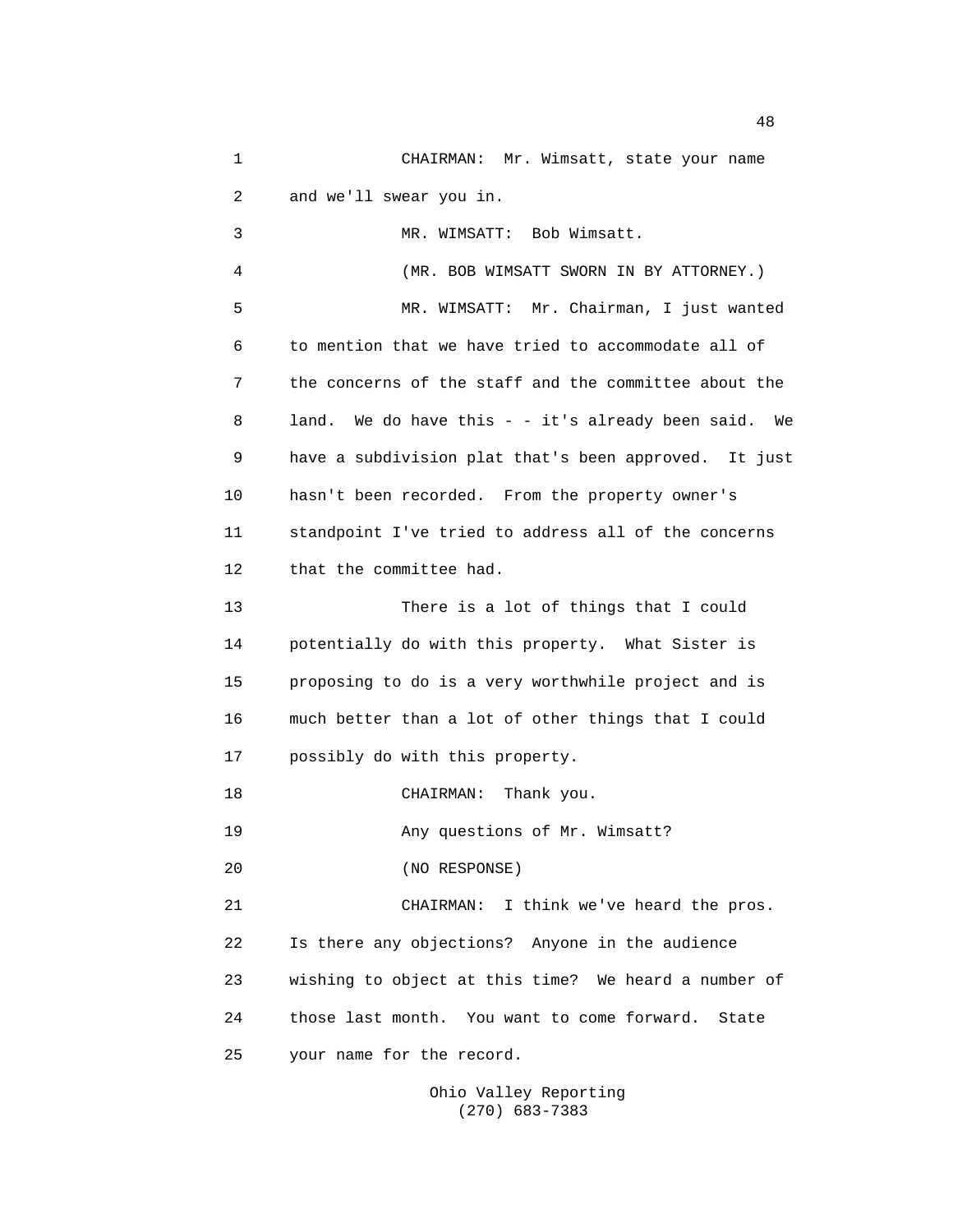CHAIRMAN: Mr. Wimsatt, state your name and we'll swear you in.

MR. WIMSATT: Bob Wimsatt.

(MR. BOB WIMSATT SWORN IN BY ATTORNEY.)

MR. WIMSATT: Mr. Chairman, I just wanted to mention that we have tried to accommodate all of the concerns of the staff and the committee about the land. We do have this - - it's already been said. We have a subdivision plat that's been approved. It just hasn't been recorded. From the property owner's standpoint I've tried to address all of the concerns that the committee had.

There is a lot of things that I could potentially do with this property. What Sister is proposing to do is a very worthwhile project and is much better than a lot of other things that I could possibly do with this property.

CHAIRMAN: Thank you.

Any questions of Mr. Wimsatt?

(NO RESPONSE)

CHAIRMAN: I think we've heard the pros. Is there any objections? Anyone in the audience wishing to object at this time? We heard a number of those last month. You want to come forward. State your name for the record.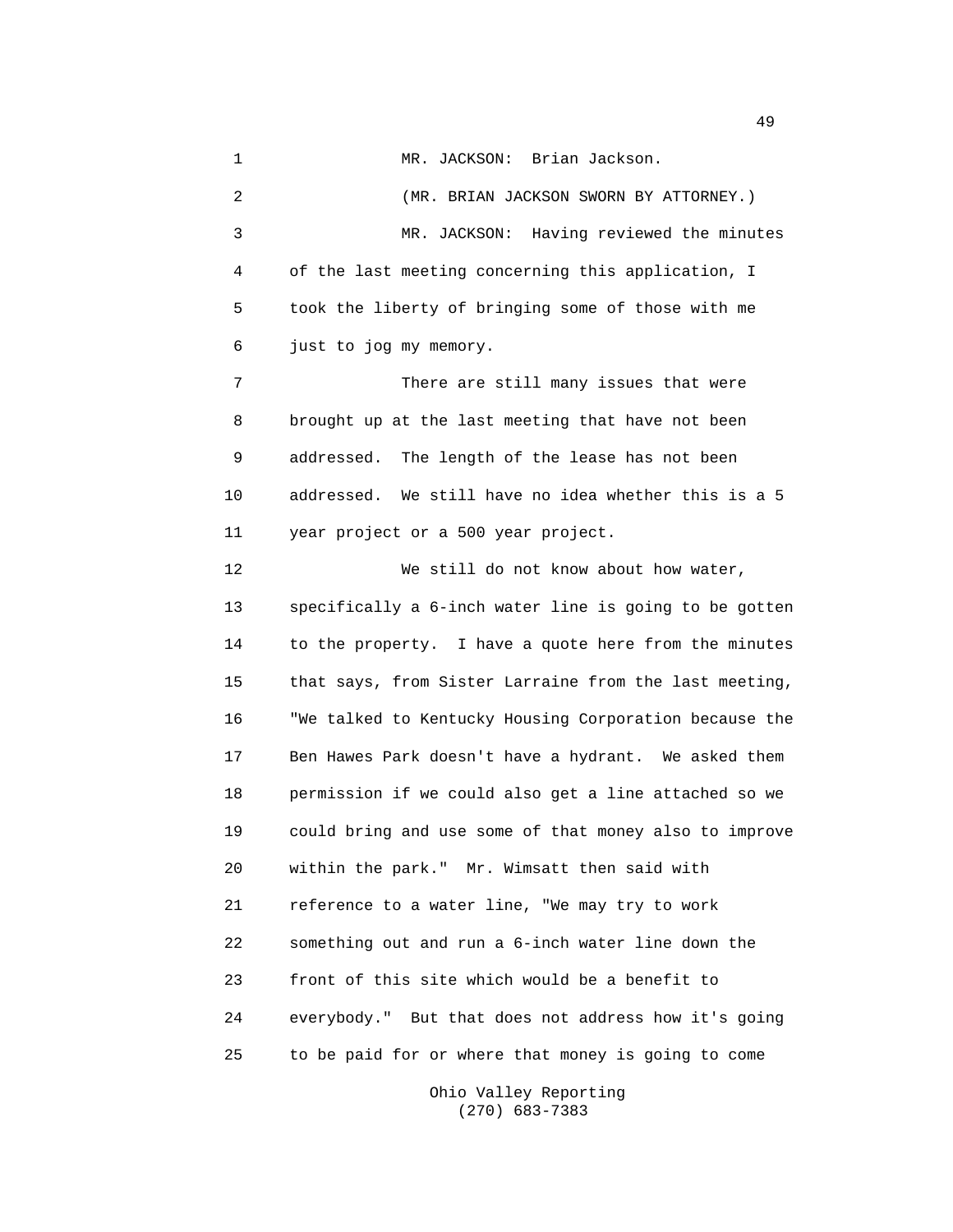MR. JACKSON: Brian Jackson.

(MR. BRIAN JACKSON SWORN BY ATTORNEY.)

MR. JACKSON: Having reviewed the minutes of the last meeting concerning this application, I took the liberty of bringing some of those with me just to jog my memory.

There are still many issues that were brought up at the last meeting that have not been addressed. The length of the lease has not been addressed. We still have no idea whether this is a 5 year project or a 500 year project.

We still do not know about how water, specifically a 6-inch water line is going to be gotten to the property. I have a quote here from the minutes that says, from Sister Larraine from the last meeting, "We talked to Kentucky Housing Corporation because the Ben Hawes Park doesn't have a hydrant. We asked them permission if we could also get a line attached so we could bring and use some of that money also to improve within the park." Mr. Wimsatt then said with reference to a water line, "We may try to work something out and run a 6-inch water line down the front of this site which would be a benefit to everybody." But that does not address how it's going to be paid for or where that money is going to come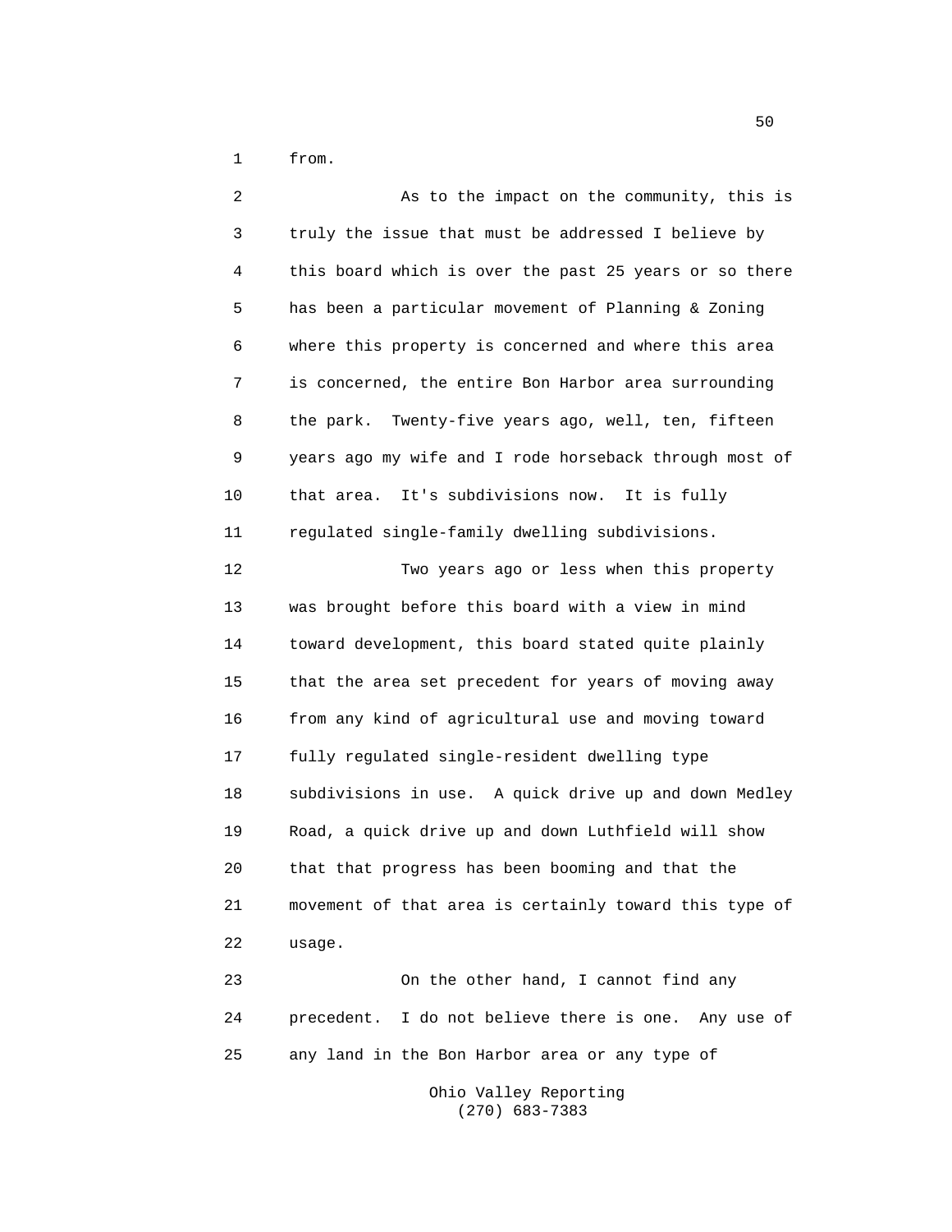from.

As to the impact on the community, this is truly the issue that must be addressed I believe by this board which is over the past 25 years or so there has been a particular movement of Planning & Zoning where this property is concerned and where this area is concerned, the entire Bon Harbor area surrounding the park. Twenty-five years ago, well, ten, fifteen years ago my wife and I rode horseback through most of that area. It's subdivisions now. It is fully regulated single-family dwelling subdivisions.

Two years ago or less when this property was brought before this board with a view in mind toward development, this board stated quite plainly that the area set precedent for years of moving away from any kind of agricultural use and moving toward fully regulated single-resident dwelling type subdivisions in use. A quick drive up and down Medley Road, a quick drive up and down Luthfield will show that that progress has been booming and that the movement of that area is certainly toward this type of usage.

On the other hand, I cannot find any precedent. I do not believe there is one. Any use of any land in the Bon Harbor area or any type of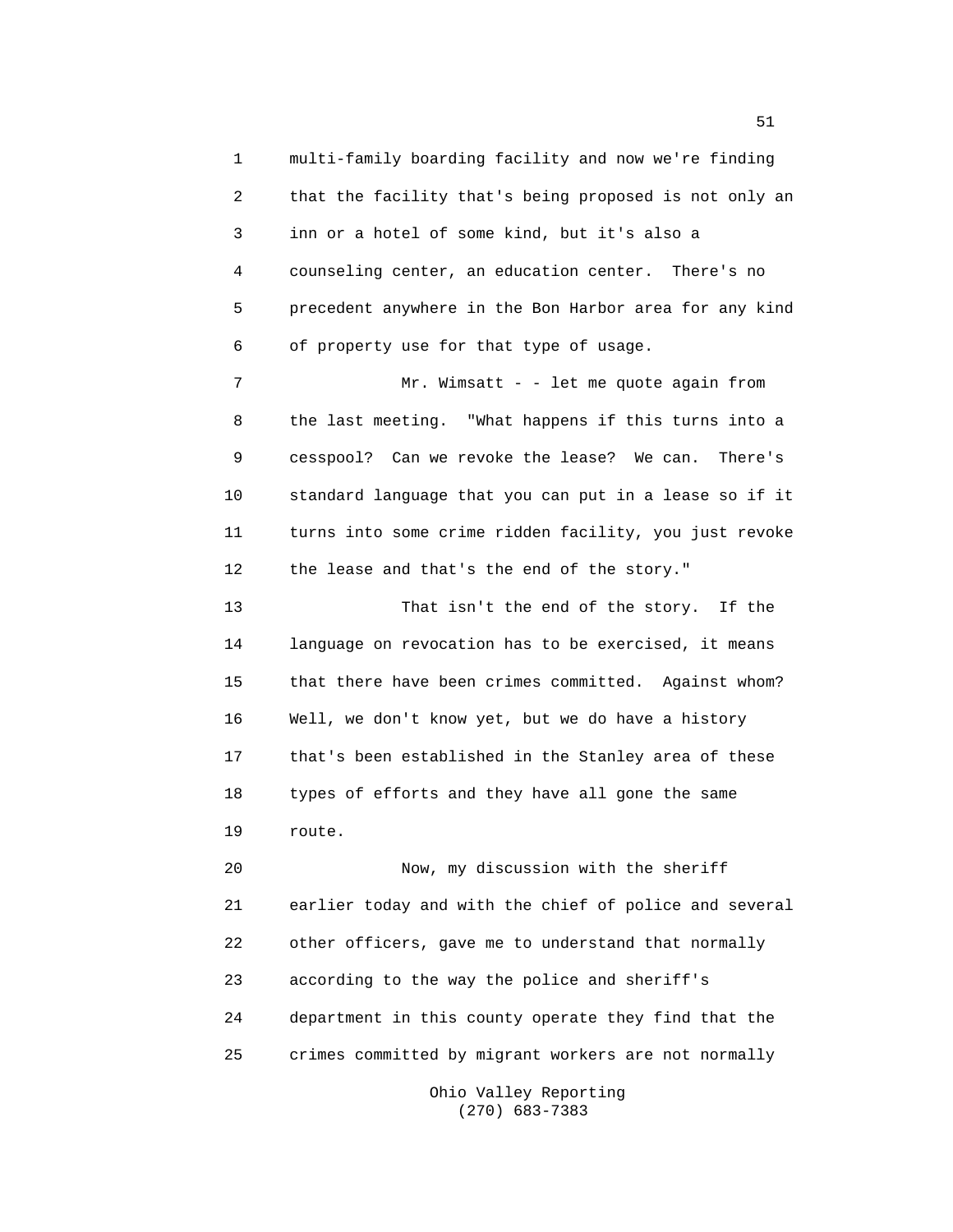multi-family boarding facility and now we're finding that the facility that's being proposed is not only an inn or a hotel of some kind, but it's also a counseling center, an education center. There's no precedent anywhere in the Bon Harbor area for any kind of property use for that type of usage.

Mr. Wimsatt - - let me quote again from the last meeting. "What happens if this turns into a cesspool? Can we revoke the lease? We can. There's standard language that you can put in a lease so if it turns into some crime ridden facility, you just revoke the lease and that's the end of the story."

That isn't the end of the story. If the language on revocation has to be exercised, it means that there have been crimes committed. Against whom? Well, we don't know yet, but we do have a history that's been established in the Stanley area of these types of efforts and they have all gone the same route.

Now, my discussion with the sheriff earlier today and with the chief of police and several other officers, gave me to understand that normally according to the way the police and sheriff's department in this county operate they find that the crimes committed by migrant workers are not normally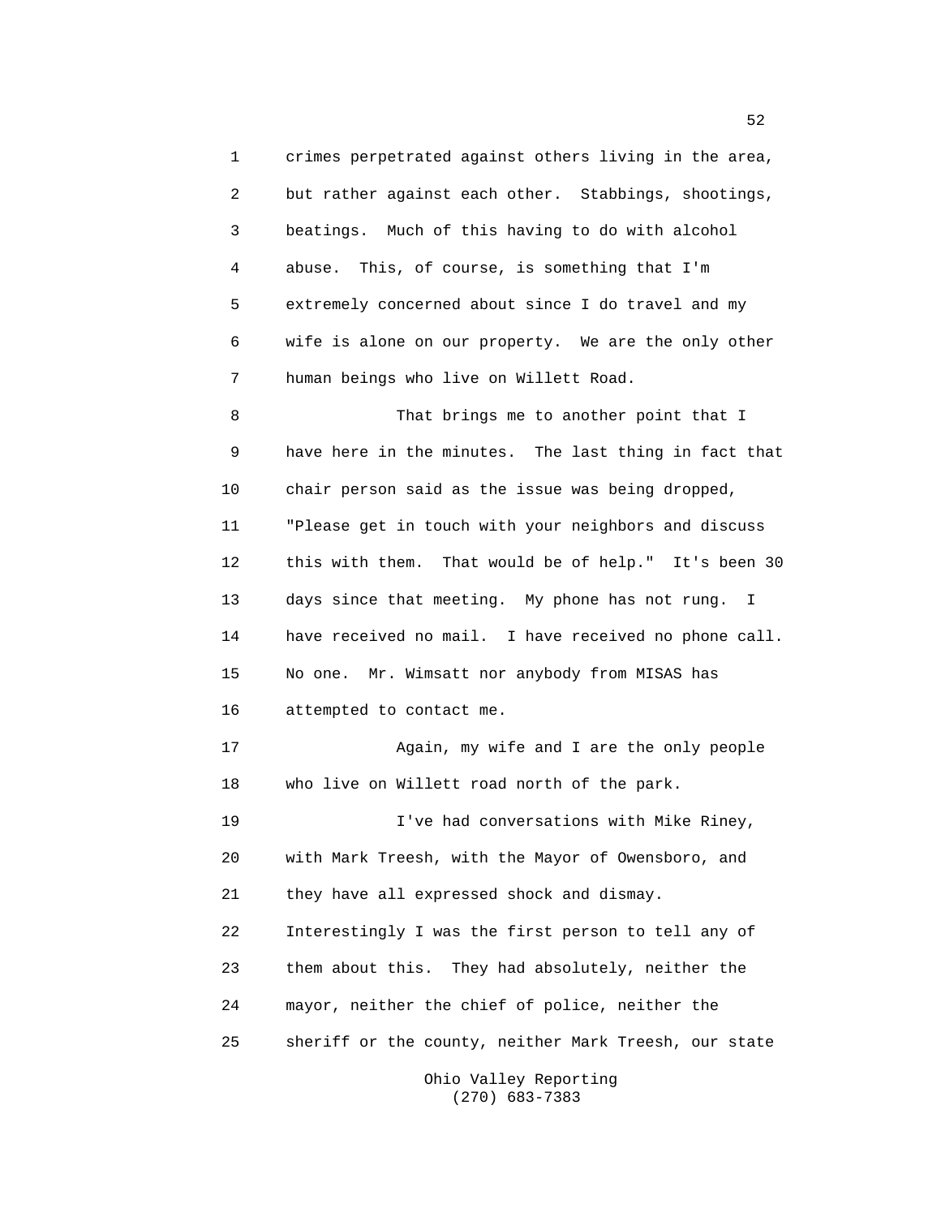crimes perpetrated against others living in the area, but rather against each other. Stabbings, shootings, beatings. Much of this having to do with alcohol abuse. This, of course, is something that I'm extremely concerned about since I do travel and my wife is alone on our property. We are the only other human beings who live on Willett Road.

That brings me to another point that I have here in the minutes. The last thing in fact that chair person said as the issue was being dropped, "Please get in touch with your neighbors and discuss this with them. That would be of help." It's been 30 days since that meeting. My phone has not rung. I have received no mail. I have received no phone call. No one. Mr. Wimsatt nor anybody from MISAS has attempted to contact me.

Again, my wife and I are the only people who live on Willett road north of the park.

I've had conversations with Mike Riney, with Mark Treesh, with the Mayor of Owensboro, and they have all expressed shock and dismay. Interestingly I was the first person to tell any of them about this. They had absolutely, neither the mayor, neither the chief of police, neither the sheriff or the county, neither Mark Treesh, our state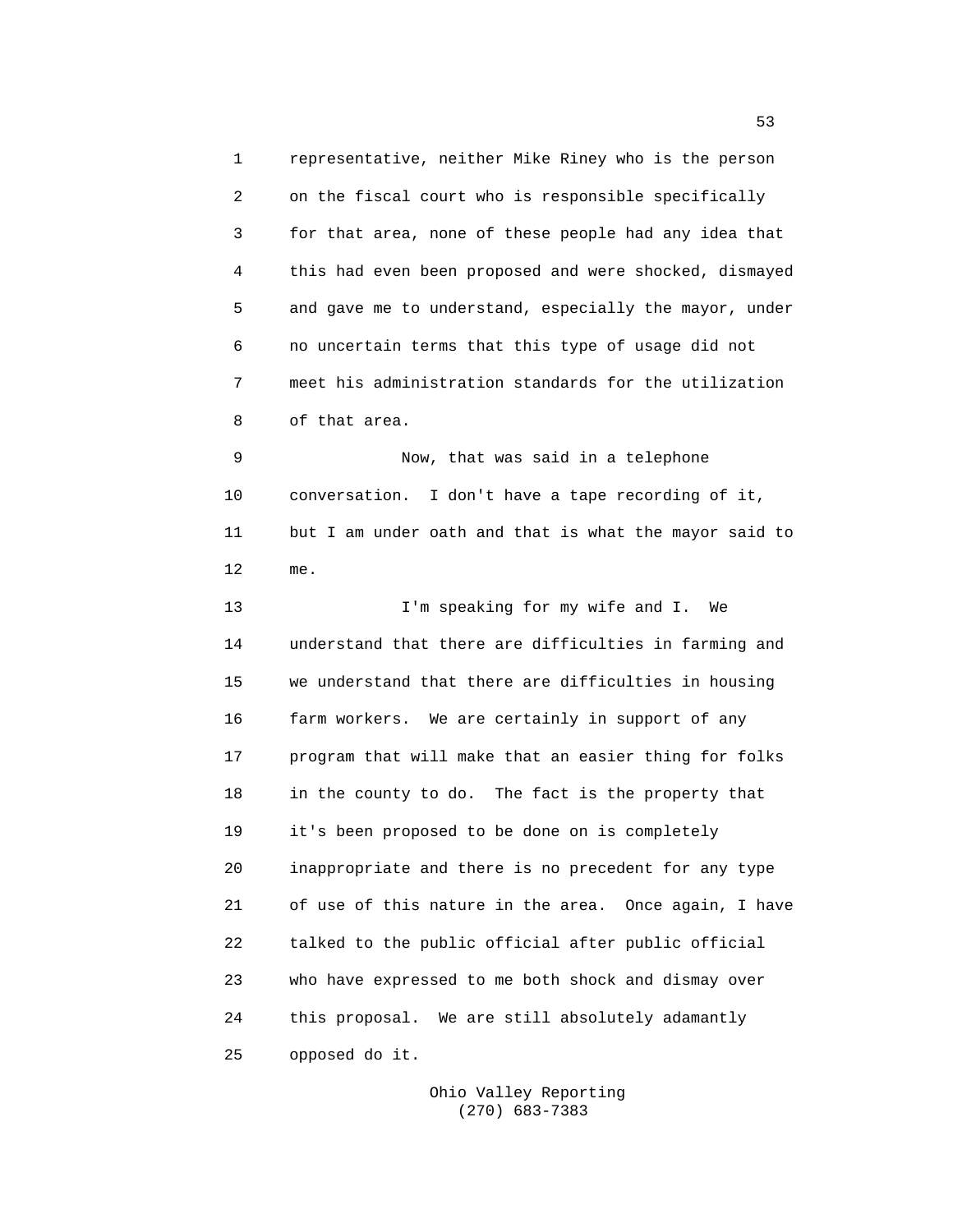representative, neither Mike Riney who is the person on the fiscal court who is responsible specifically for that area, none of these people had any idea that this had even been proposed and were shocked, dismayed and gave me to understand, especially the mayor, under no uncertain terms that this type of usage did not meet his administration standards for the utilization of that area.

Now, that was said in a telephone conversation. I don't have a tape recording of it, but I am under oath and that is what the mayor said to me.

I'm speaking for my wife and I. We understand that there are difficulties in farming and we understand that there are difficulties in housing farm workers. We are certainly in support of any program that will make that an easier thing for folks in the county to do. The fact is the property that it's been proposed to be done on is completely inappropriate and there is no precedent for any type of use of this nature in the area. Once again, I have talked to the public official after public official who have expressed to me both shock and dismay over this proposal. We are still absolutely adamantly opposed do it.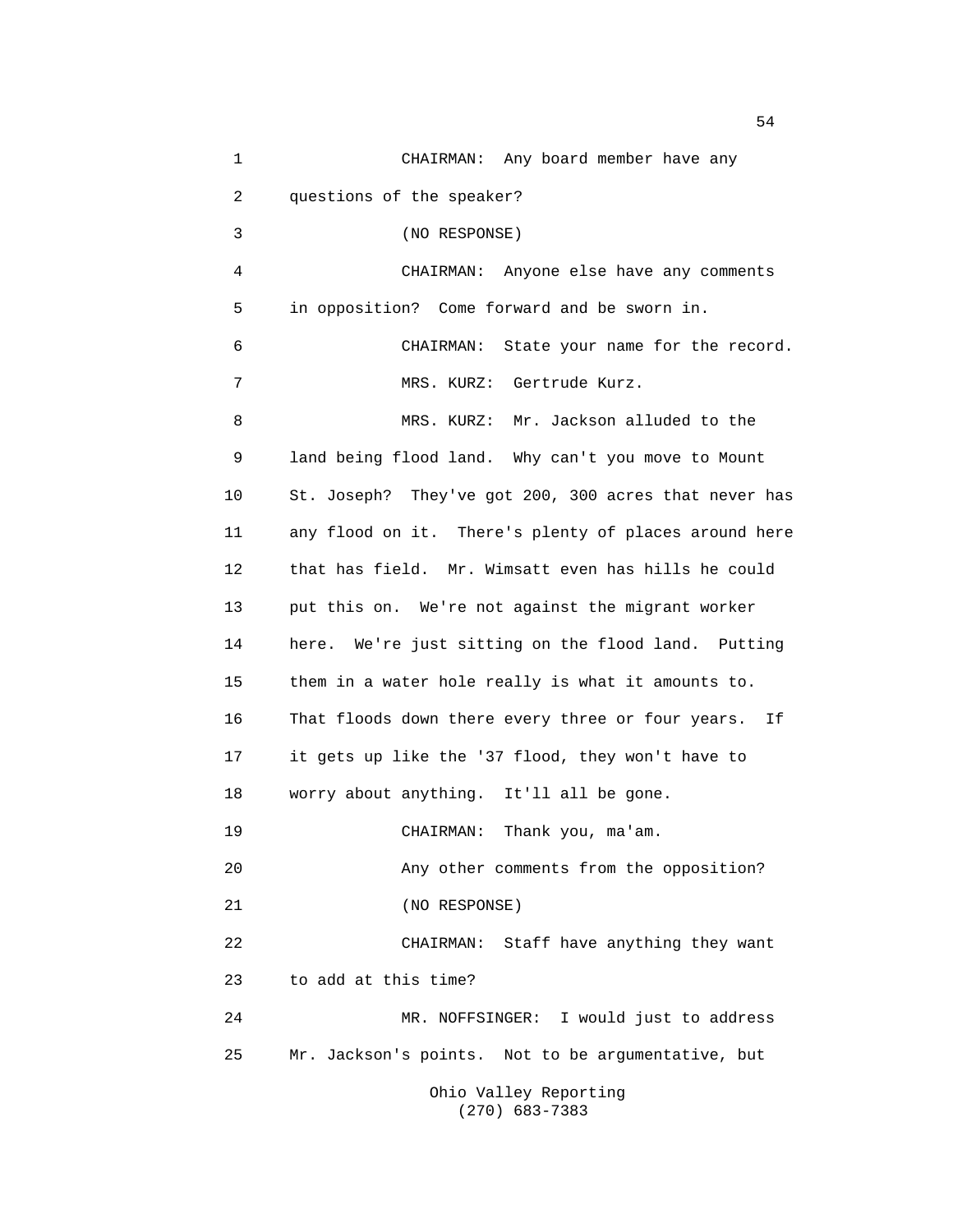CHAIRMAN: Any board member have any questions of the speaker?

(NO RESPONSE)

CHAIRMAN: Anyone else have any comments in opposition? Come forward and be sworn in.

CHAIRMAN: State your name for the record.

MRS. KURZ: Gertrude Kurz.

MRS. KURZ: Mr. Jackson alluded to the land being flood land. Why can't you move to Mount St. Joseph? They've got 200, 300 acres that never has any flood on it. There's plenty of places around here that has field. Mr. Wimsatt even has hills he could put this on. We're not against the migrant worker here. We're just sitting on the flood land. Putting them in a water hole really is what it amounts to. That floods down there every three or four years. If it gets up like the '37 flood, they won't have to worry about anything. It'll all be gone.

CHAIRMAN: Thank you, ma'am.

Any other comments from the opposition?

(NO RESPONSE)

CHAIRMAN: Staff have anything they want to add at this time?

MR. NOFFSINGER: I would just to address Mr. Jackson's points. Not to be argumentative, but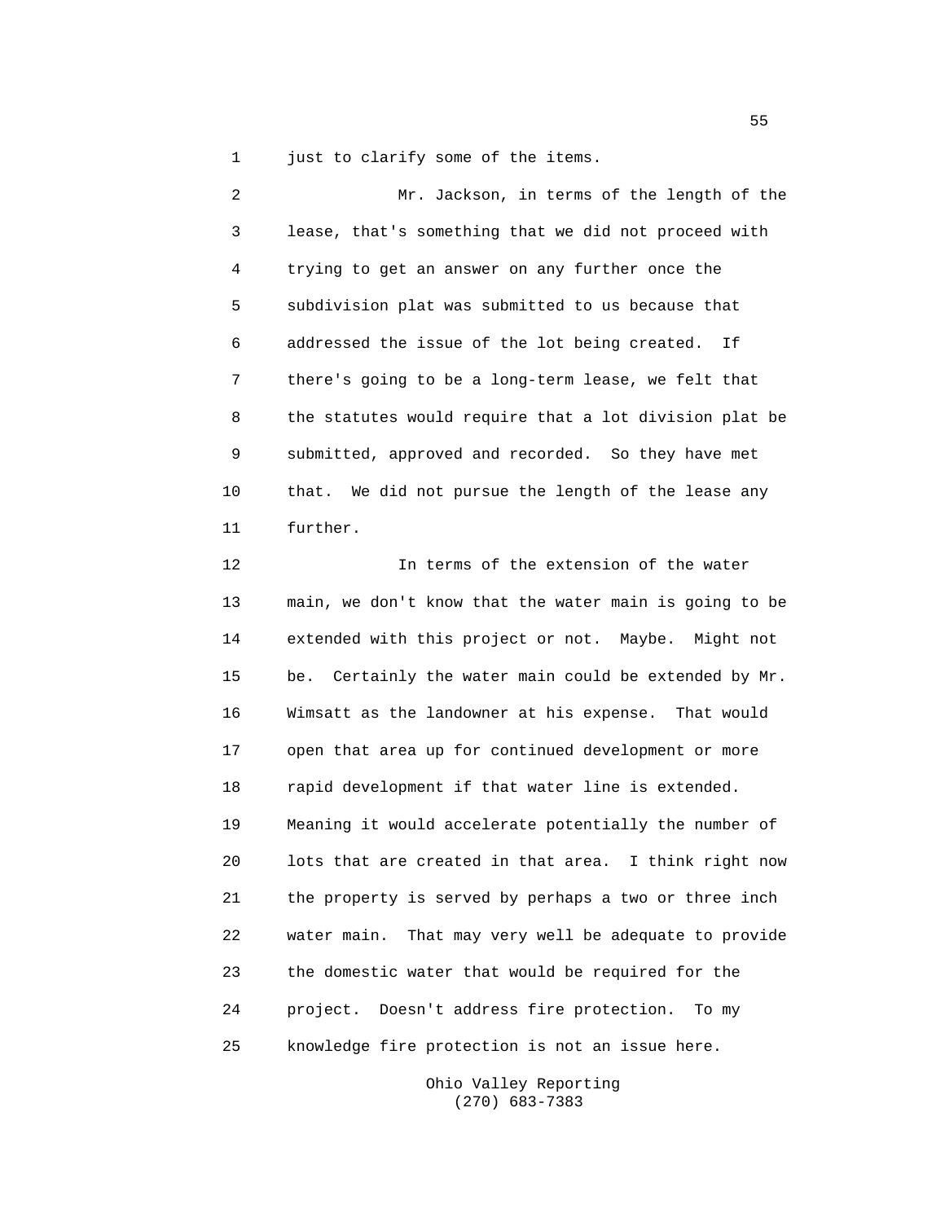just to clarify some of the items.

Mr. Jackson, in terms of the length of the lease, that's something that we did not proceed with trying to get an answer on any further once the subdivision plat was submitted to us because that addressed the issue of the lot being created. If there's going to be a long-term lease, we felt that the statutes would require that a lot division plat be submitted, approved and recorded. So they have met that. We did not pursue the length of the lease any further.

In terms of the extension of the water main, we don't know that the water main is going to be extended with this project or not. Maybe. Might not be. Certainly the water main could be extended by Mr. Wimsatt as the landowner at his expense. That would open that area up for continued development or more rapid development if that water line is extended. Meaning it would accelerate potentially the number of lots that are created in that area. I think right now the property is served by perhaps a two or three inch water main. That may very well be adequate to provide the domestic water that would be required for the project. Doesn't address fire protection. To my knowledge fire protection is not an issue here.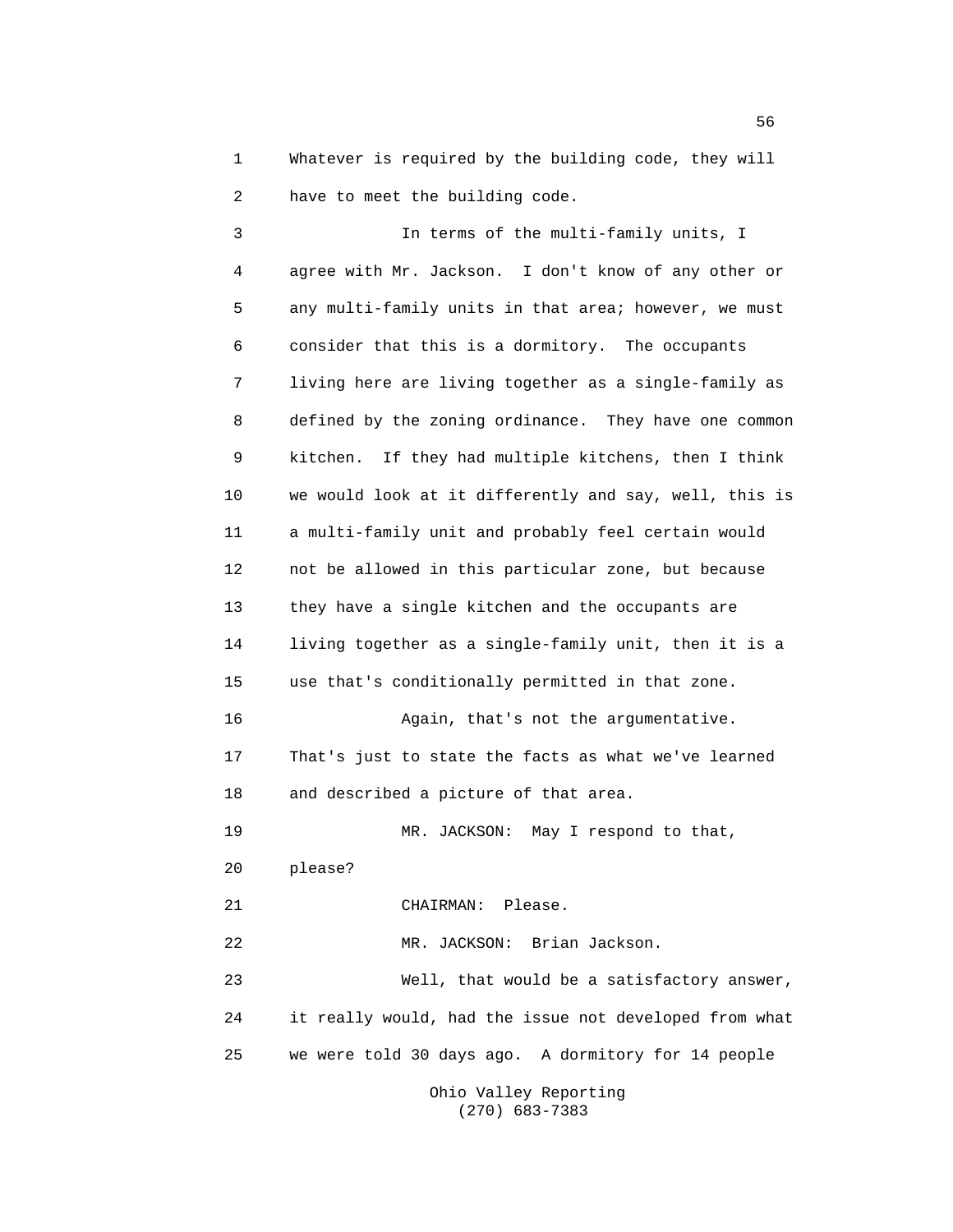Whatever is required by the building code, they will have to meet the building code.

In terms of the multi-family units, I agree with Mr. Jackson. I don't know of any other or any multi-family units in that area; however, we must consider that this is a dormitory. The occupants living here are living together as a single-family as defined by the zoning ordinance. They have one common kitchen. If they had multiple kitchens, then I think we would look at it differently and say, well, this is a multi-family unit and probably feel certain would not be allowed in this particular zone, but because they have a single kitchen and the occupants are living together as a single-family unit, then it is a use that's conditionally permitted in that zone.

Again, that's not the argumentative. That's just to state the facts as what we've learned and described a picture of that area.

MR. JACKSON: May I respond to that, please?

CHAIRMAN: Please.

MR. JACKSON: Brian Jackson.

Well, that would be a satisfactory answer, it really would, had the issue not developed from what we were told 30 days ago. A dormitory for 14 people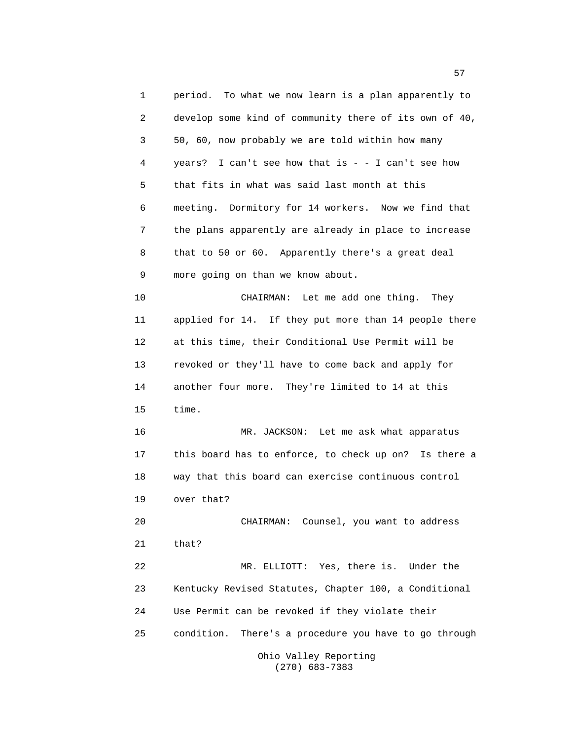period. To what we now learn is a plan apparently to develop some kind of community there of its own of 40, 50, 60, now probably we are told within how many years? I can't see how that is - - I can't see how that fits in what was said last month at this meeting. Dormitory for 14 workers. Now we find that the plans apparently are already in place to increase that to 50 or 60. Apparently there's a great deal more going on than we know about.

CHAIRMAN: Let me add one thing. They applied for 14. If they put more than 14 people there at this time, their Conditional Use Permit will be revoked or they'll have to come back and apply for another four more. They're limited to 14 at this time.

MR. JACKSON: Let me ask what apparatus this board has to enforce, to check up on? Is there a way that this board can exercise continuous control over that?

CHAIRMAN: Counsel, you want to address that?

MR. ELLIOTT: Yes, there is. Under the Kentucky Revised Statutes, Chapter 100, a Conditional Use Permit can be revoked if they violate their condition. There's a procedure you have to go through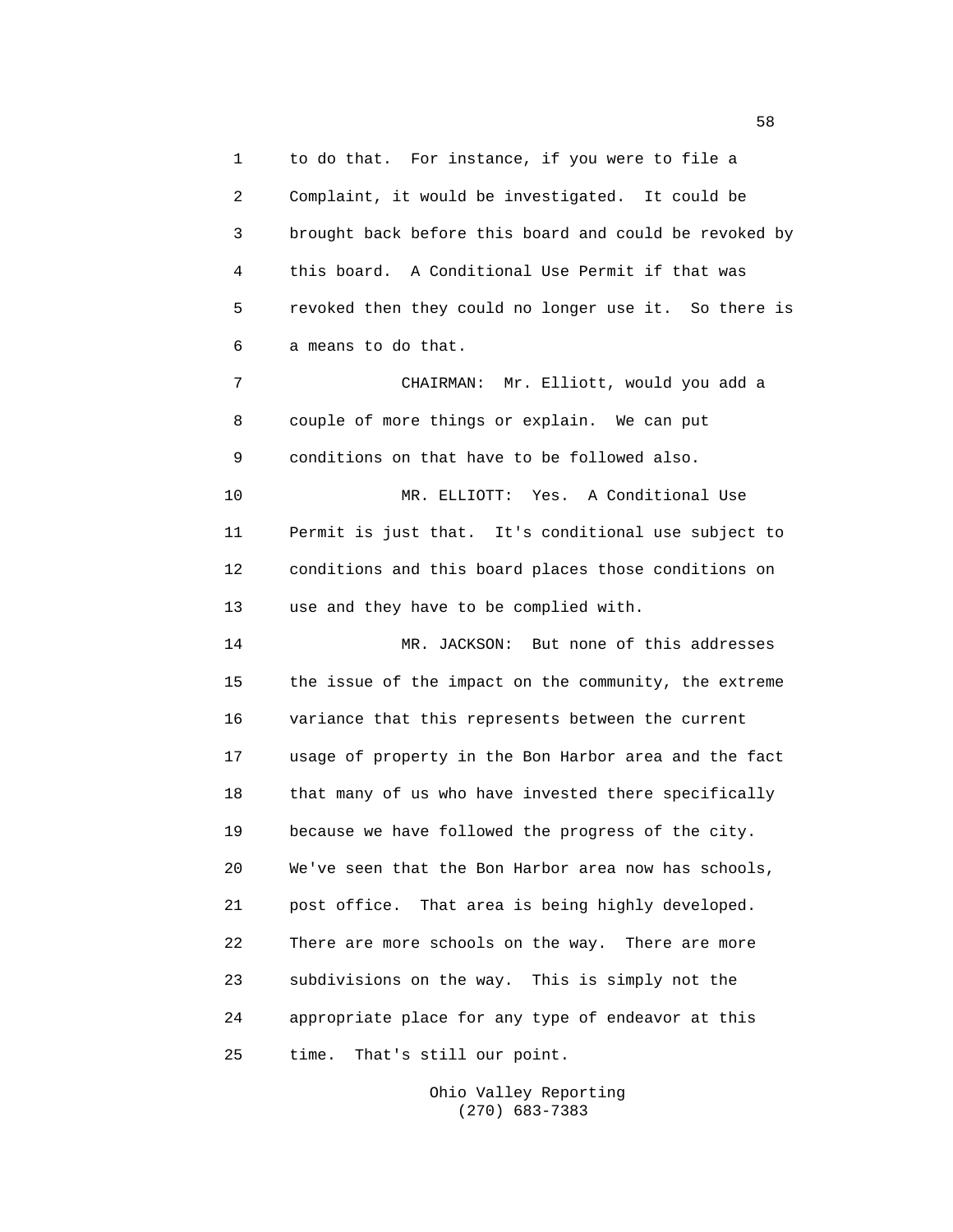to do that. For instance, if you were to file a Complaint, it would be investigated. It could be brought back before this board and could be revoked by this board. A Conditional Use Permit if that was revoked then they could no longer use it. So there is a means to do that.

CHAIRMAN: Mr. Elliott, would you add a couple of more things or explain. We can put conditions on that have to be followed also.

MR. ELLIOTT: Yes. A Conditional Use Permit is just that. It's conditional use subject to conditions and this board places those conditions on use and they have to be complied with.

MR. JACKSON: But none of this addresses the issue of the impact on the community, the extreme variance that this represents between the current usage of property in the Bon Harbor area and the fact that many of us who have invested there specifically because we have followed the progress of the city. We've seen that the Bon Harbor area now has schools, post office. That area is being highly developed. There are more schools on the way. There are more subdivisions on the way. This is simply not the appropriate place for any type of endeavor at this time. That's still our point.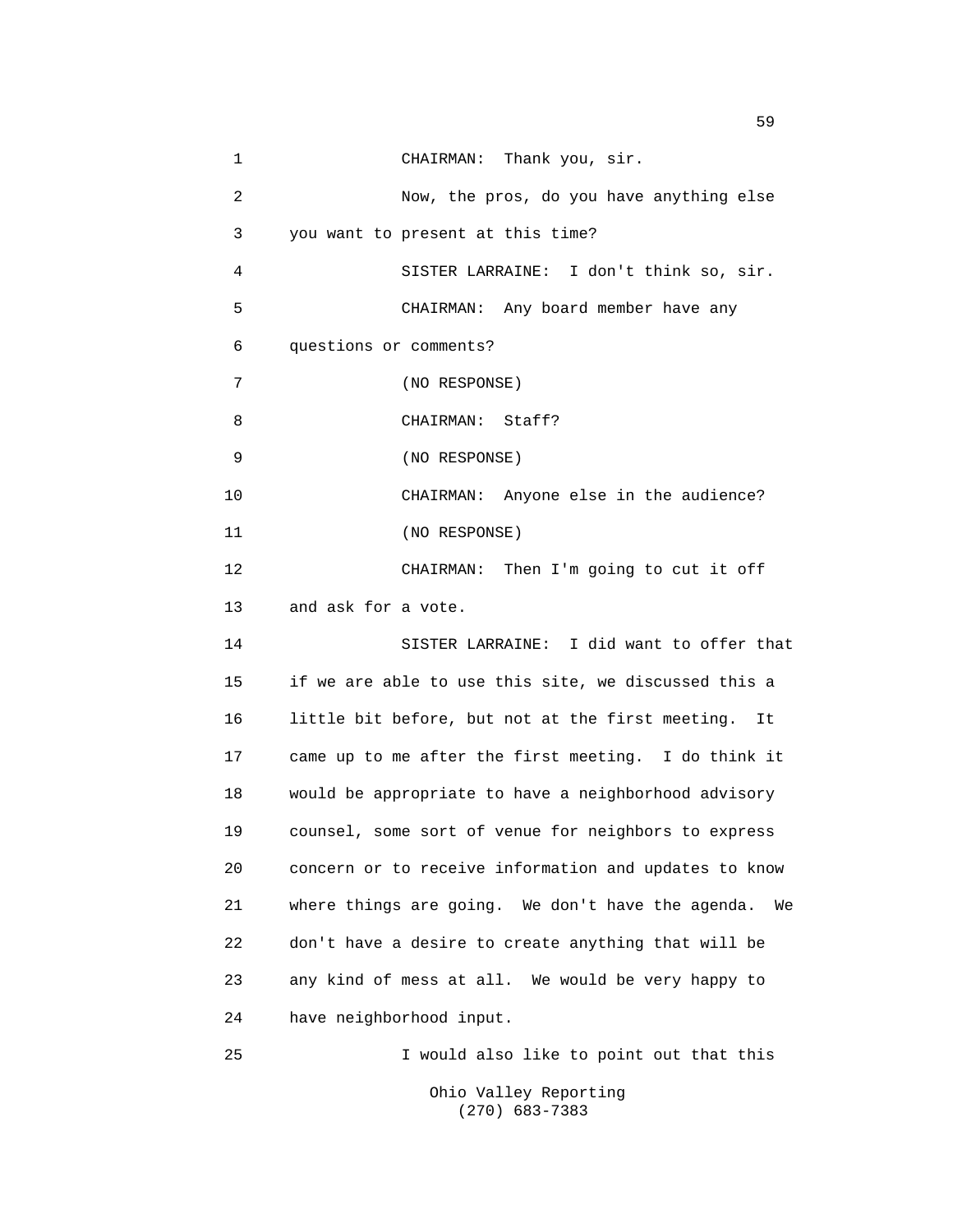CHAIRMAN: Thank you, sir.

Now, the pros, do you have anything else you want to present at this time?

SISTER LARRAINE: I don't think so, sir.

CHAIRMAN: Any board member have any questions or comments?

(NO RESPONSE)

CHAIRMAN: Staff?

(NO RESPONSE)

CHAIRMAN: Anyone else in the audience?

(NO RESPONSE)

CHAIRMAN: Then I'm going to cut it off and ask for a vote.

SISTER LARRAINE: I did want to offer that if we are able to use this site, we discussed this a little bit before, but not at the first meeting. It came up to me after the first meeting. I do think it would be appropriate to have a neighborhood advisory counsel, some sort of venue for neighbors to express concern or to receive information and updates to know where things are going. We don't have the agenda. We don't have a desire to create anything that will be any kind of mess at all. We would be very happy to have neighborhood input.

I would also like to point out that this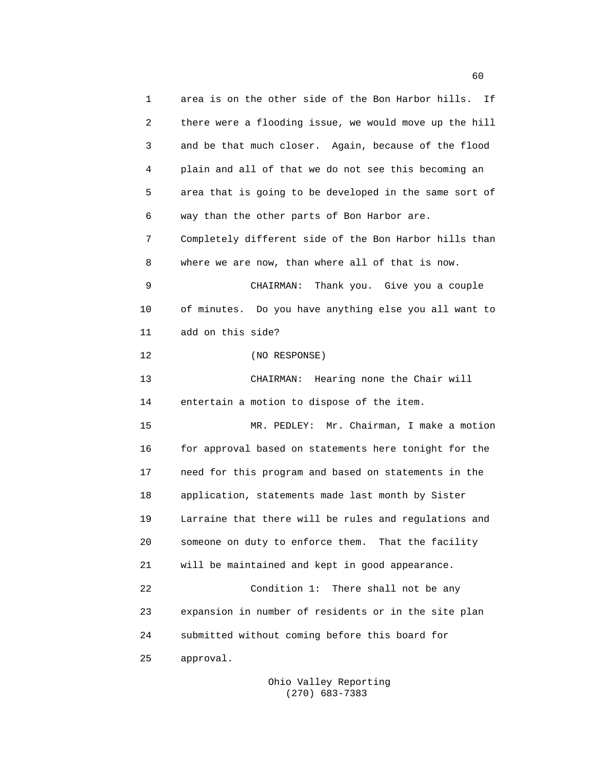area is on the other side of the Bon Harbor hills. If there were a flooding issue, we would move up the hill and be that much closer. Again, because of the flood plain and all of that we do not see this becoming an area that is going to be developed in the same sort of way than the other parts of Bon Harbor are. Completely different side of the Bon Harbor hills than where we are now, than where all of that is now.

CHAIRMAN: Thank you. Give you a couple of minutes. Do you have anything else you all want to add on this side?

(NO RESPONSE)

CHAIRMAN: Hearing none the Chair will entertain a motion to dispose of the item.

MR. PEDLEY: Mr. Chairman, I make a motion for approval based on statements here tonight for the need for this program and based on statements in the application, statements made last month by Sister Larraine that there will be rules and regulations and someone on duty to enforce them. That the facility will be maintained and kept in good appearance.

Condition 1: There shall not be any expansion in number of residents or in the site plan submitted without coming before this board for approval.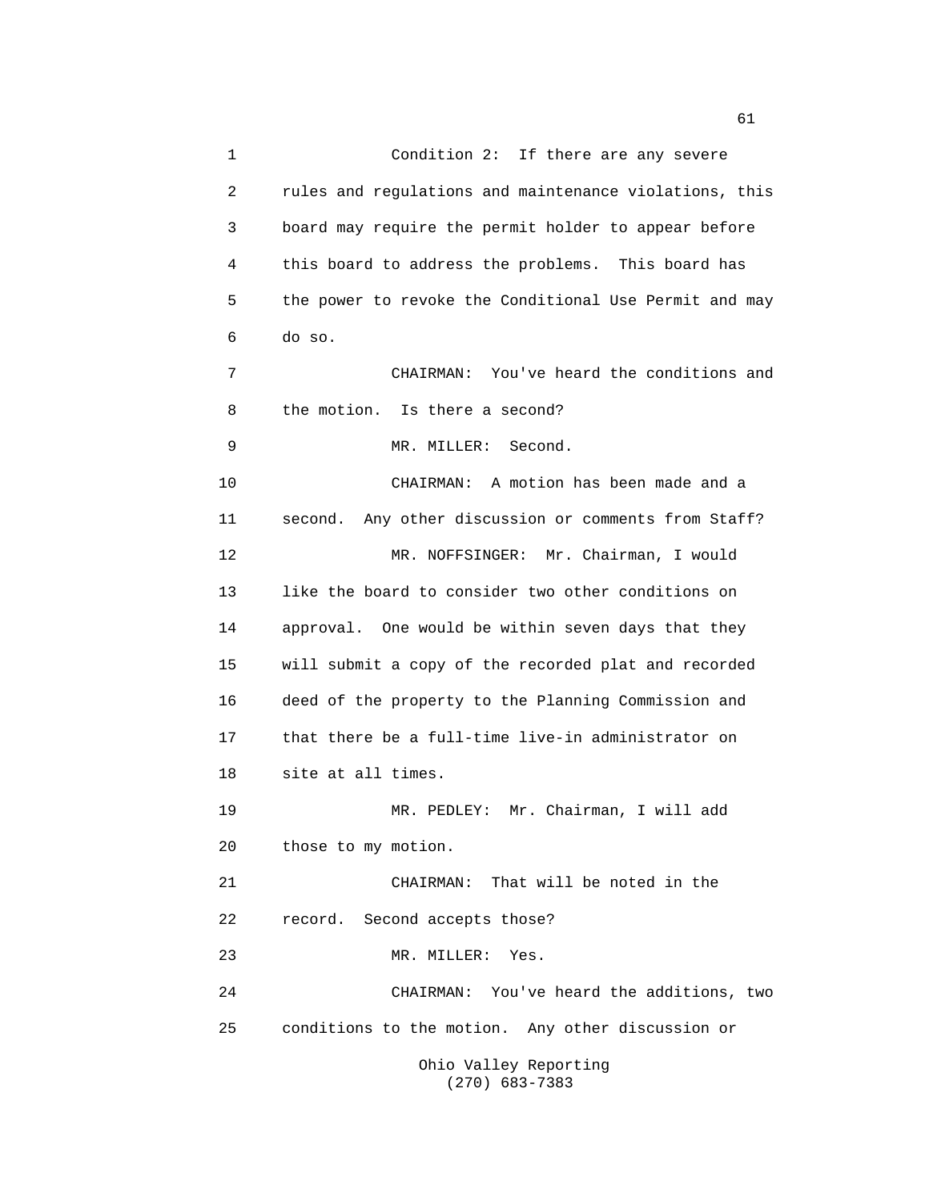Condition 2: If there are any severe rules and regulations and maintenance violations, this board may require the permit holder to appear before this board to address the problems. This board has the power to revoke the Conditional Use Permit and may do so.

CHAIRMAN: You've heard the conditions and the motion. Is there a second?

MR. MILLER: Second.

CHAIRMAN: A motion has been made and a second. Any other discussion or comments from Staff?

MR. NOFFSINGER: Mr. Chairman, I would like the board to consider two other conditions on approval. One would be within seven days that they will submit a copy of the recorded plat and recorded deed of the property to the Planning Commission and that there be a full-time live-in administrator on site at all times.

MR. PEDLEY: Mr. Chairman, I will add those to my motion.

CHAIRMAN: That will be noted in the record. Second accepts those?

MR. MILLER: Yes.

CHAIRMAN: You've heard the additions, two conditions to the motion. Any other discussion or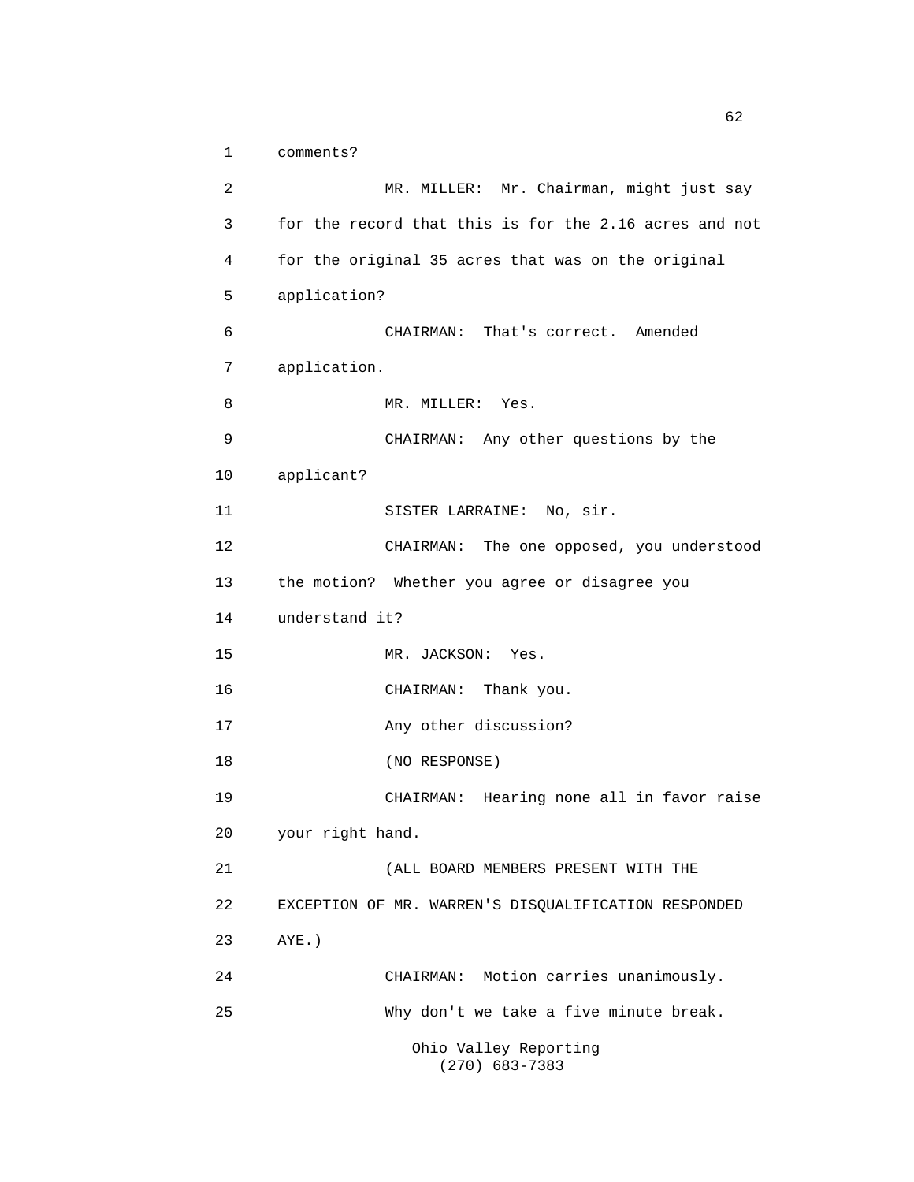comments?

MR. MILLER: Mr. Chairman, might just say for the record that this is for the 2.16 acres and not for the original 35 acres that was on the original application?

CHAIRMAN: That's correct. Amended application.

MR. MILLER: Yes.

CHAIRMAN: Any other questions by the applicant?

SISTER LARRAINE: No, sir.

CHAIRMAN: The one opposed, you understood the motion? Whether you agree or disagree you understand it?

MR. JACKSON: Yes.

CHAIRMAN: Thank you.

Any other discussion?

(NO RESPONSE)

CHAIRMAN: Hearing none all in favor raise your right hand.

(ALL BOARD MEMBERS PRESENT WITH THE EXCEPTION OF MR. WARREN'S DISQUALIFICATION RESPONDED AYE.)

CHAIRMAN: Motion carries unanimously.

Why don't we take a five minute break.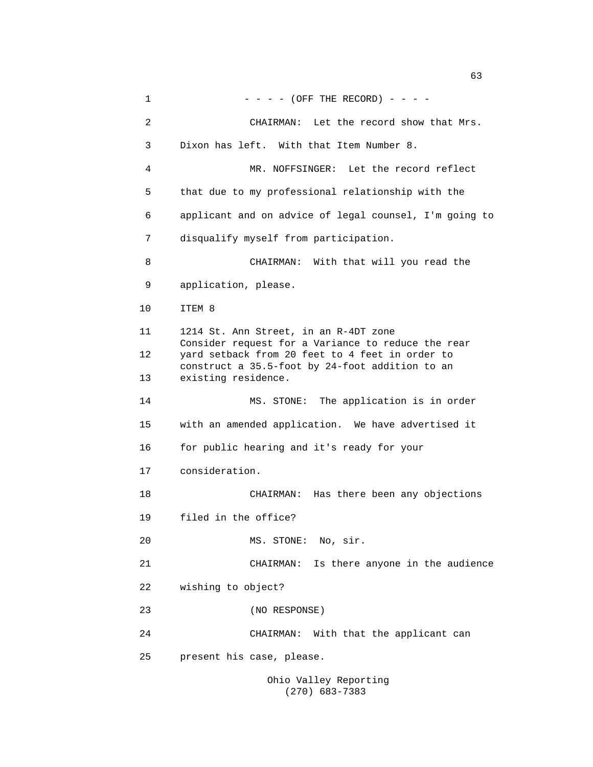- - - - (OFF THE RECORD) - - - -

CHAIRMAN: Let the record show that Mrs. Dixon has left. With that Item Number 8.

MR. NOFFSINGER: Let the record reflect that due to my professional relationship with the applicant and on advice of legal counsel, I'm going to disqualify myself from participation.

CHAIRMAN: With that will you read the application, please.

ITEM 8

1214 St. Ann Street, in an R-4DT zone
Consider request for a Variance to reduce the rear yard setback from 20 feet to 4 feet in order to construct a 35.5-foot by 24-foot addition to an existing residence.

MS. STONE: The application is in order with an amended application. We have advertised it for public hearing and it's ready for your consideration.

CHAIRMAN: Has there been any objections filed in the office?

MS. STONE: No, sir.

CHAIRMAN: Is there anyone in the audience wishing to object?

(NO RESPONSE)

CHAIRMAN: With that the applicant can present his case, please.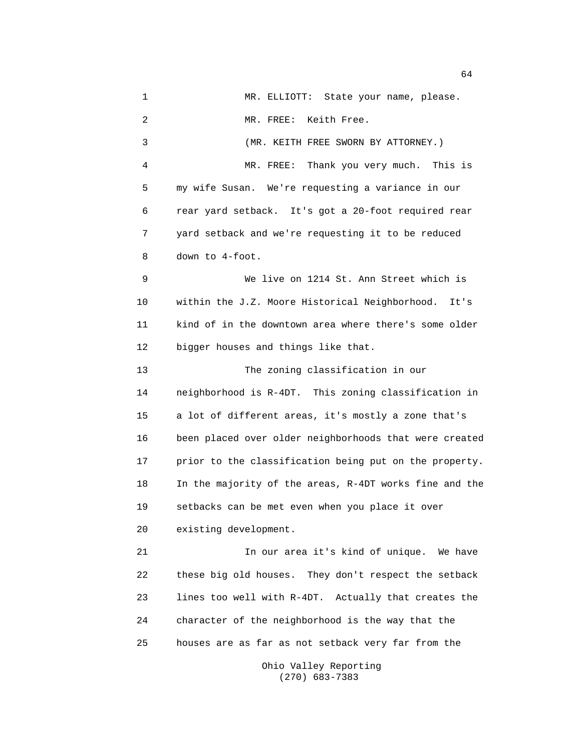MR. ELLIOTT: State your name, please.

MR. FREE: Keith Free.

(MR. KEITH FREE SWORN BY ATTORNEY.)

MR. FREE: Thank you very much. This is my wife Susan. We're requesting a variance in our rear yard setback. It's got a 20-foot required rear yard setback and we're requesting it to be reduced down to 4-foot.

We live on 1214 St. Ann Street which is within the J.Z. Moore Historical Neighborhood. It's kind of in the downtown area where there's some older bigger houses and things like that.

The zoning classification in our neighborhood is R-4DT. This zoning classification in a lot of different areas, it's mostly a zone that's been placed over older neighborhoods that were created prior to the classification being put on the property. In the majority of the areas, R-4DT works fine and the setbacks can be met even when you place it over existing development.

In our area it's kind of unique. We have these big old houses. They don't respect the setback lines too well with R-4DT. Actually that creates the character of the neighborhood is the way that the houses are as far as not setback very far from the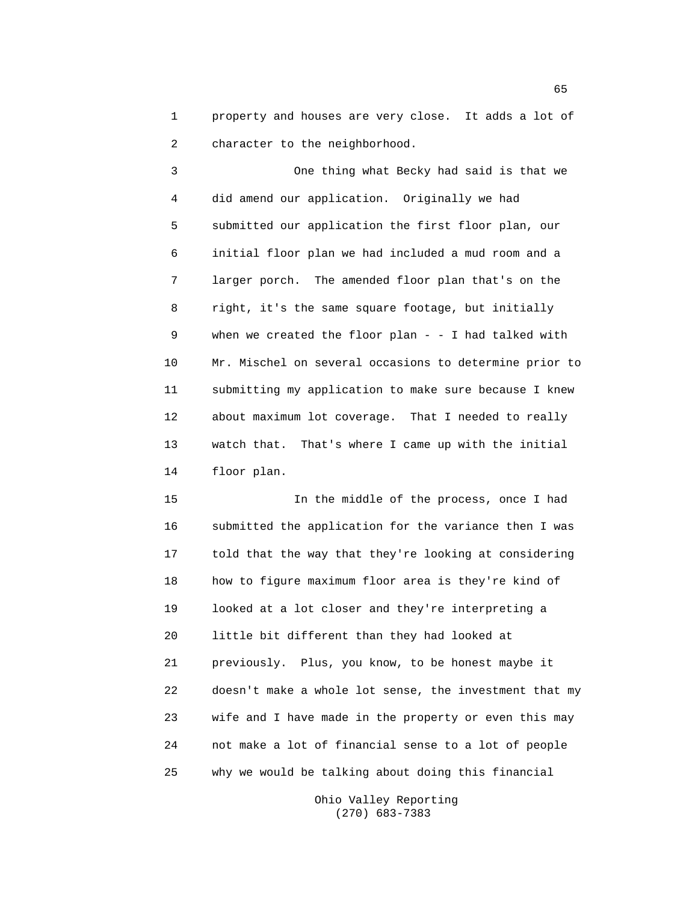property and houses are very close. It adds a lot of character to the neighborhood.

One thing what Becky had said is that we did amend our application. Originally we had submitted our application the first floor plan, our initial floor plan we had included a mud room and a larger porch. The amended floor plan that's on the right, it's the same square footage, but initially when we created the floor plan - - I had talked with Mr. Mischel on several occasions to determine prior to submitting my application to make sure because I knew about maximum lot coverage. That I needed to really watch that. That's where I came up with the initial floor plan.

In the middle of the process, once I had submitted the application for the variance then I was told that the way that they're looking at considering how to figure maximum floor area is they're kind of looked at a lot closer and they're interpreting a little bit different than they had looked at previously. Plus, you know, to be honest maybe it doesn't make a whole lot sense, the investment that my wife and I have made in the property or even this may not make a lot of financial sense to a lot of people why we would be talking about doing this financial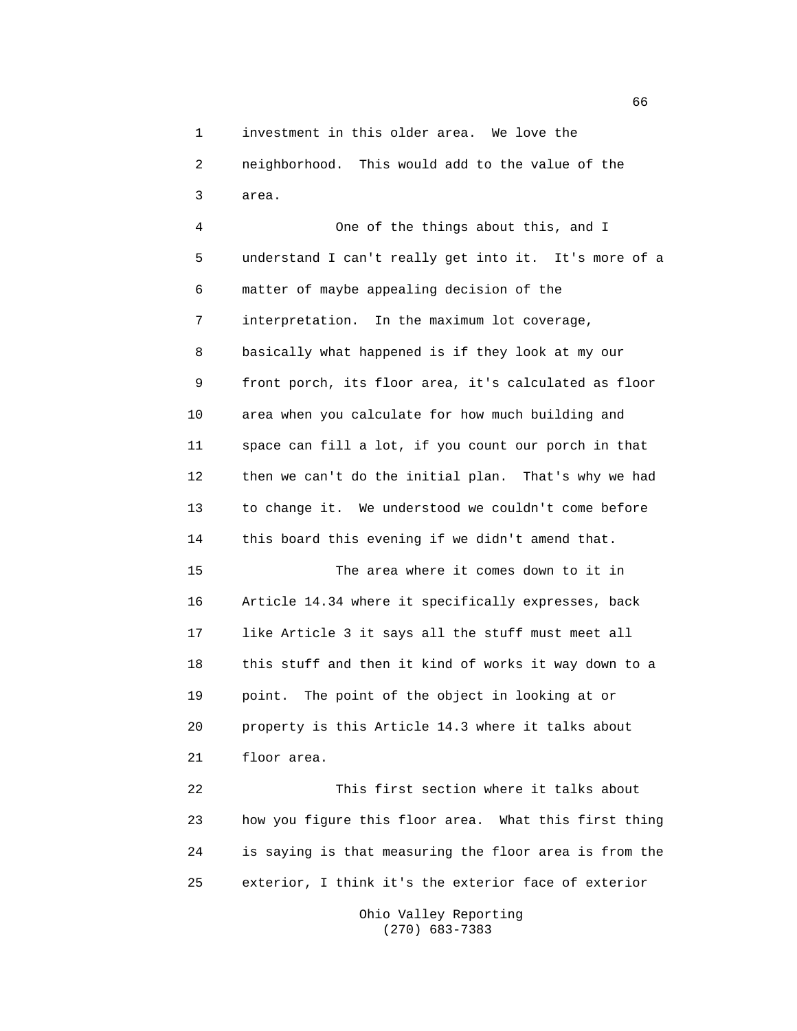investment in this older area. We love the neighborhood. This would add to the value of the area.

One of the things about this, and I understand I can't really get into it. It's more of a matter of maybe appealing decision of the interpretation. In the maximum lot coverage, basically what happened is if they look at my our front porch, its floor area, it's calculated as floor area when you calculate for how much building and space can fill a lot, if you count our porch in that then we can't do the initial plan. That's why we had to change it. We understood we couldn't come before this board this evening if we didn't amend that.

The area where it comes down to it in Article 14.34 where it specifically expresses, back like Article 3 it says all the stuff must meet all this stuff and then it kind of works it way down to a point. The point of the object in looking at or property is this Article 14.3 where it talks about floor area.

This first section where it talks about how you figure this floor area. What this first thing is saying is that measuring the floor area is from the exterior, I think it's the exterior face of exterior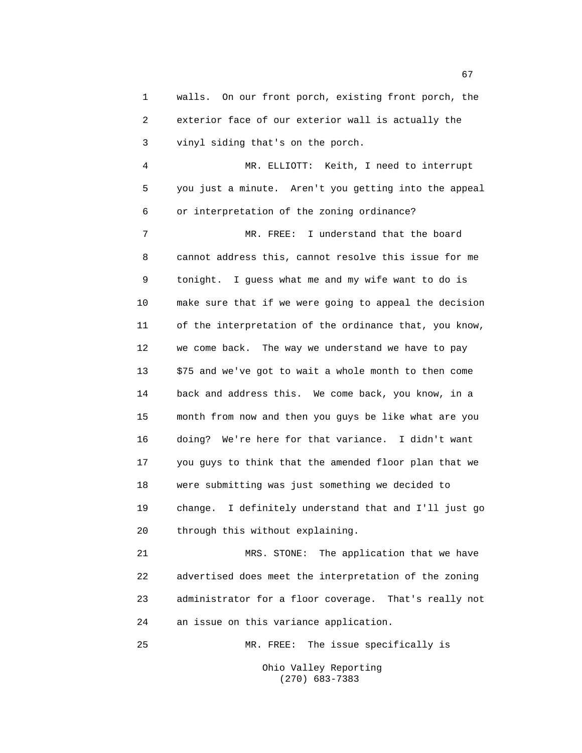walls. On our front porch, existing front porch, the exterior face of our exterior wall is actually the vinyl siding that's on the porch.

MR. ELLIOTT: Keith, I need to interrupt you just a minute. Aren't you getting into the appeal or interpretation of the zoning ordinance?

MR. FREE: I understand that the board cannot address this, cannot resolve this issue for me tonight. I guess what me and my wife want to do is make sure that if we were going to appeal the decision of the interpretation of the ordinance that, you know, we come back. The way we understand we have to pay $75 and we've got to wait a whole month to then come back and address this. We come back, you know, in a month from now and then you guys be like what are you doing? We're here for that variance. I didn't want you guys to think that the amended floor plan that we were submitting was just something we decided to change. I definitely understand that and I'll just go through this without explaining.

MRS. STONE: The application that we have advertised does meet the interpretation of the zoning administrator for a floor coverage. That's really not an issue on this variance application.

MR. FREE: The issue specifically is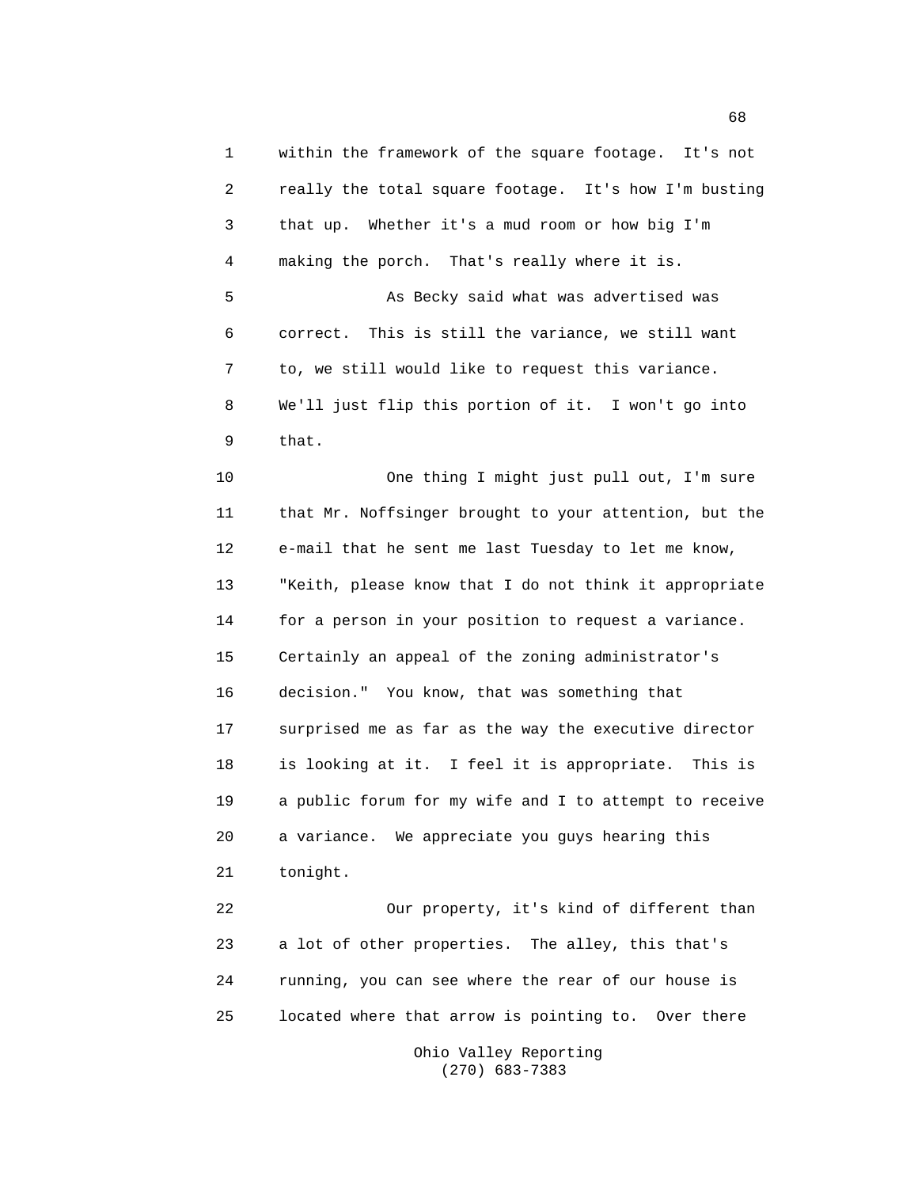within the framework of the square footage. It's not really the total square footage. It's how I'm busting that up. Whether it's a mud room or how big I'm making the porch. That's really where it is.

As Becky said what was advertised was correct. This is still the variance, we still want to, we still would like to request this variance. We'll just flip this portion of it. I won't go into that.

One thing I might just pull out, I'm sure that Mr. Noffsinger brought to your attention, but the e-mail that he sent me last Tuesday to let me know, "Keith, please know that I do not think it appropriate for a person in your position to request a variance. Certainly an appeal of the zoning administrator's decision." You know, that was something that surprised me as far as the way the executive director is looking at it. I feel it is appropriate. This is a public forum for my wife and I to attempt to receive a variance. We appreciate you guys hearing this tonight.

Our property, it's kind of different than a lot of other properties. The alley, this that's running, you can see where the rear of our house is located where that arrow is pointing to. Over there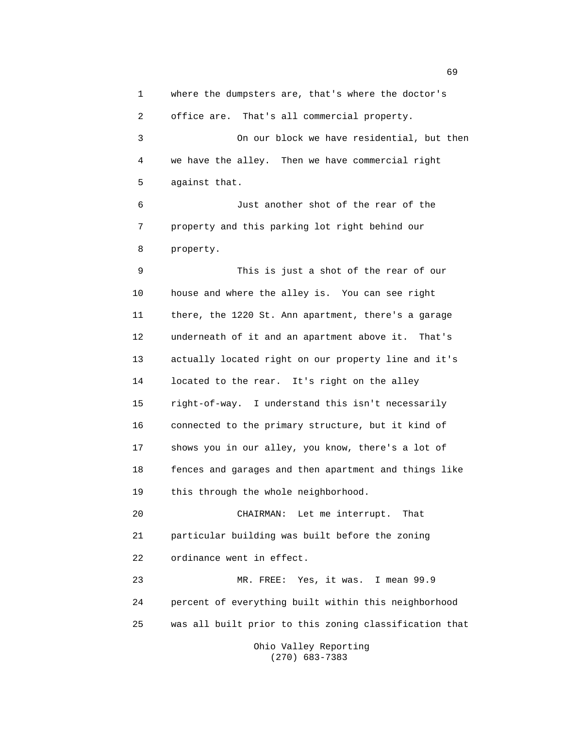where the dumpsters are, that's where the doctor's office are. That's all commercial property.

On our block we have residential, but then we have the alley. Then we have commercial right against that.

Just another shot of the rear of the property and this parking lot right behind our property.

This is just a shot of the rear of our house and where the alley is. You can see right there, the 1220 St. Ann apartment, there's a garage underneath of it and an apartment above it. That's actually located right on our property line and it's located to the rear. It's right on the alley right-of-way. I understand this isn't necessarily connected to the primary structure, but it kind of shows you in our alley, you know, there's a lot of fences and garages and then apartment and things like this through the whole neighborhood.

CHAIRMAN: Let me interrupt. That particular building was built before the zoning ordinance went in effect.

MR. FREE: Yes, it was. I mean 99.9 percent of everything built within this neighborhood was all built prior to this zoning classification that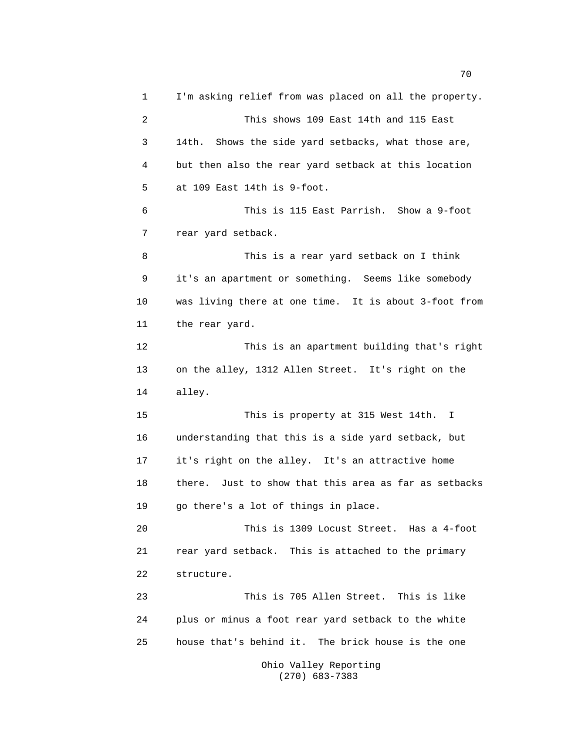1 I'm asking relief from was placed on all the property.

2 This shows 109 East 14th and 115 East

3 14th. Shows the side yard setbacks, what those are,

4 but then also the rear yard setback at this location

5 at 109 East 14th is 9-foot.

6 This is 115 East Parrish. Show a 9-foot

7 rear yard setback.

8 This is a rear yard setback on I think

9 it's an apartment or something. Seems like somebody

10 was living there at one time. It is about 3-foot from

11 the rear yard.

12 This is an apartment building that's right

13 on the alley, 1312 Allen Street. It's right on the

14 alley.

15 This is property at 315 West 14th. I

16 understanding that this is a side yard setback, but

17 it's right on the alley. It's an attractive home

18 there. Just to show that this area as far as setbacks

19 go there's a lot of things in place.

20 This is 1309 Locust Street. Has a 4-foot

21 rear yard setback. This is attached to the primary

22 structure.

23 This is 705 Allen Street. This is like

24 plus or minus a foot rear yard setback to the white

25 house that's behind it. The brick house is the one

Ohio Valley Reporting
(270) 683-7383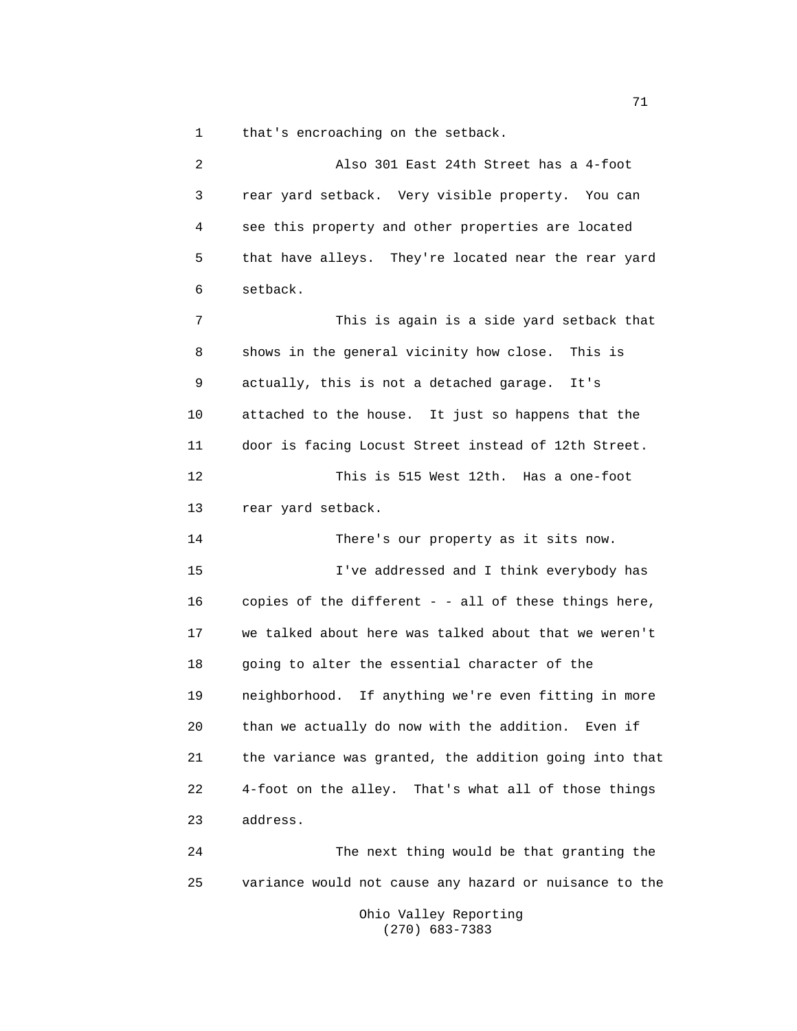that's encroaching on the setback.

Also 301 East 24th Street has a 4-foot rear yard setback. Very visible property. You can see this property and other properties are located that have alleys. They're located near the rear yard setback.

This is again is a side yard setback that shows in the general vicinity how close. This is actually, this is not a detached garage. It's attached to the house. It just so happens that the door is facing Locust Street instead of 12th Street.

This is 515 West 12th. Has a one-foot rear yard setback.

There's our property as it sits now.

I've addressed and I think everybody has copies of the different - - all of these things here, we talked about here was talked about that we weren't going to alter the essential character of the neighborhood. If anything we're even fitting in more than we actually do now with the addition. Even if the variance was granted, the addition going into that 4-foot on the alley. That's what all of those things address.

The next thing would be that granting the variance would not cause any hazard or nuisance to the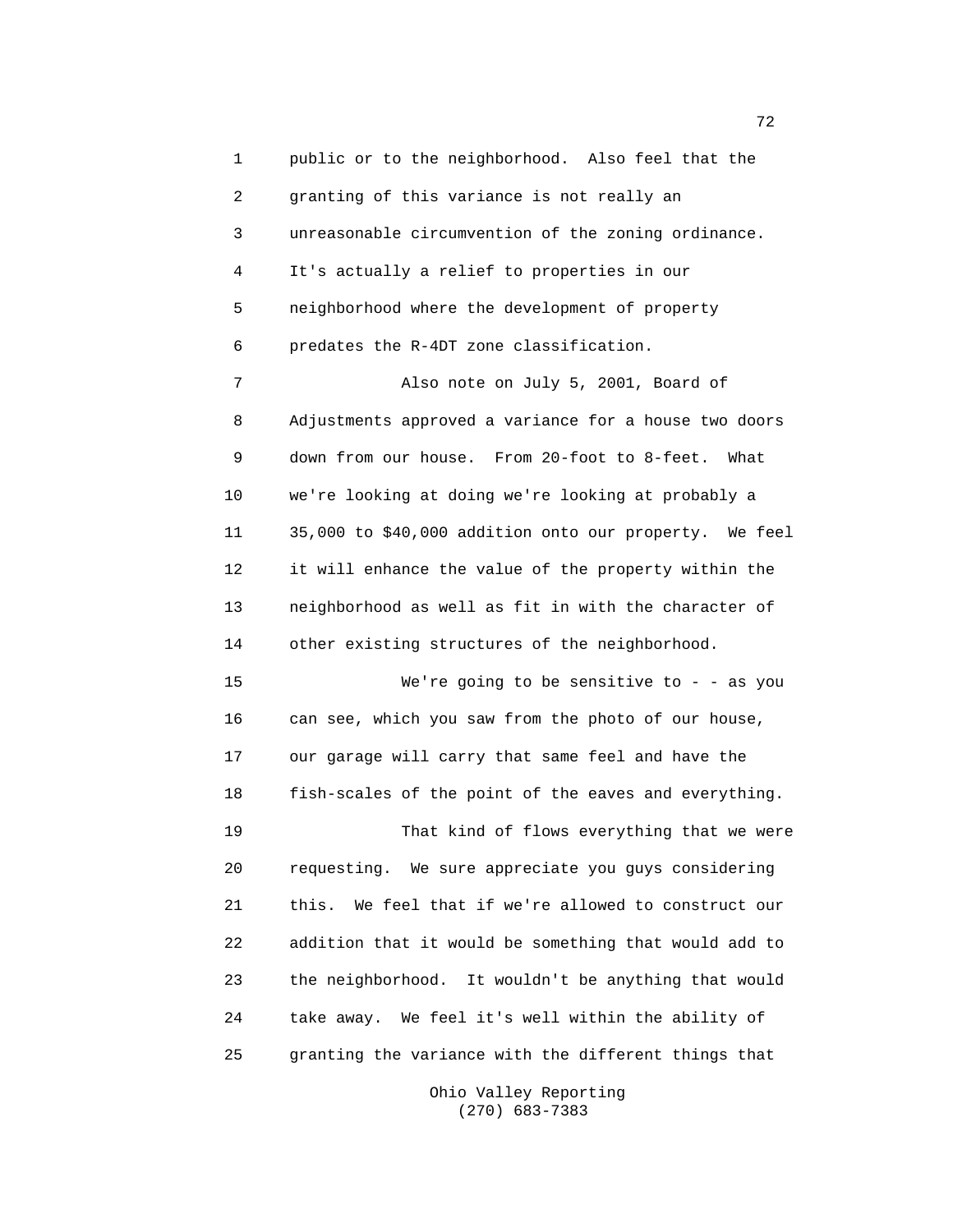public or to the neighborhood. Also feel that the granting of this variance is not really an unreasonable circumvention of the zoning ordinance. It's actually a relief to properties in our neighborhood where the development of property predates the R-4DT zone classification.

Also note on July 5, 2001, Board of Adjustments approved a variance for a house two doors down from our house. From 20-foot to 8-feet. What we're looking at doing we're looking at probably a 35,000 to $40,000 addition onto our property. We feel it will enhance the value of the property within the neighborhood as well as fit in with the character of other existing structures of the neighborhood.

We're going to be sensitive to - - as you can see, which you saw from the photo of our house, our garage will carry that same feel and have the fish-scales of the point of the eaves and everything.

That kind of flows everything that we were requesting. We sure appreciate you guys considering this. We feel that if we're allowed to construct our addition that it would be something that would add to the neighborhood. It wouldn't be anything that would take away. We feel it's well within the ability of granting the variance with the different things that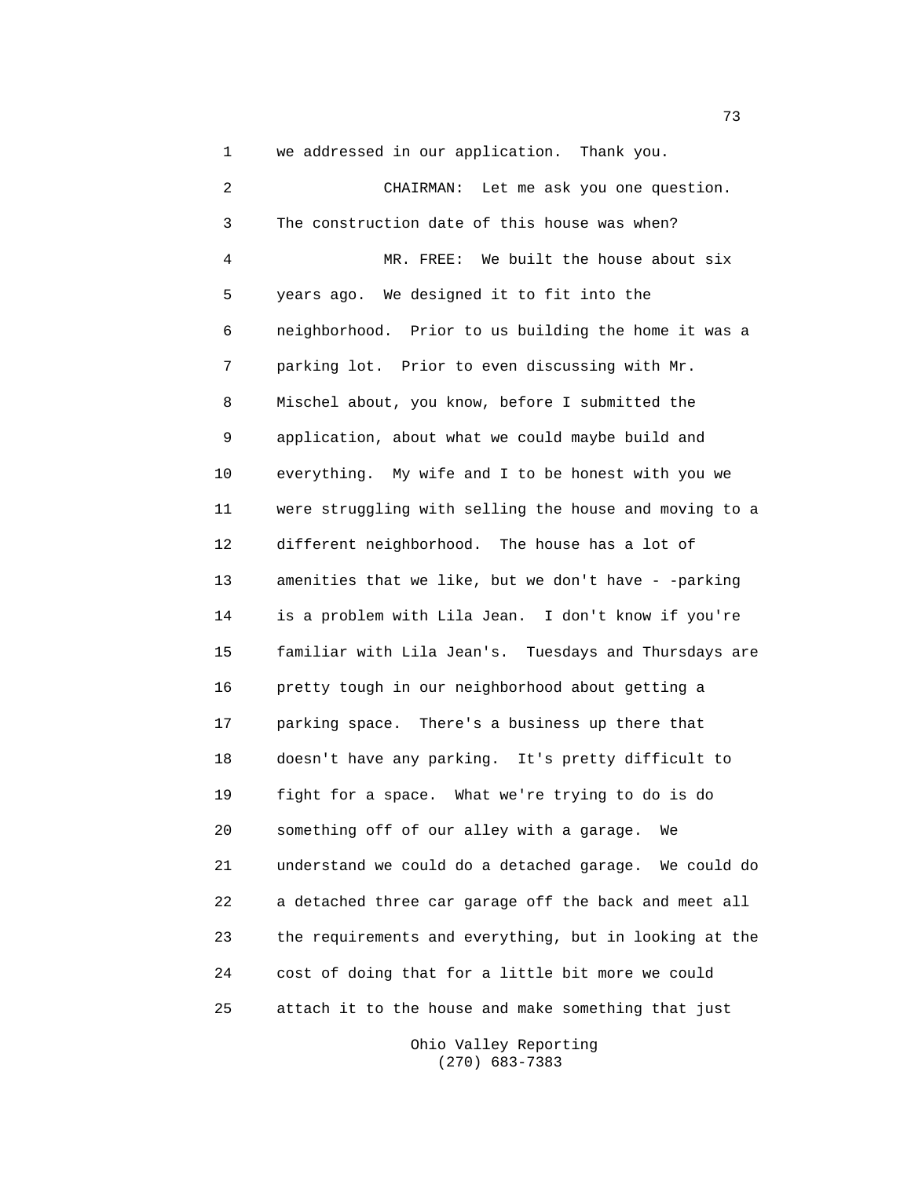we addressed in our application. Thank you.

CHAIRMAN: Let me ask you one question. The construction date of this house was when?

MR. FREE: We built the house about six years ago. We designed it to fit into the neighborhood. Prior to us building the home it was a parking lot. Prior to even discussing with Mr. Mischel about, you know, before I submitted the application, about what we could maybe build and everything. My wife and I to be honest with you we were struggling with selling the house and moving to a different neighborhood. The house has a lot of amenities that we like, but we don't have - -parking is a problem with Lila Jean. I don't know if you're familiar with Lila Jean's. Tuesdays and Thursdays are pretty tough in our neighborhood about getting a parking space. There's a business up there that doesn't have any parking. It's pretty difficult to fight for a space. What we're trying to do is do something off of our alley with a garage. We understand we could do a detached garage. We could do a detached three car garage off the back and meet all the requirements and everything, but in looking at the cost of doing that for a little bit more we could attach it to the house and make something that just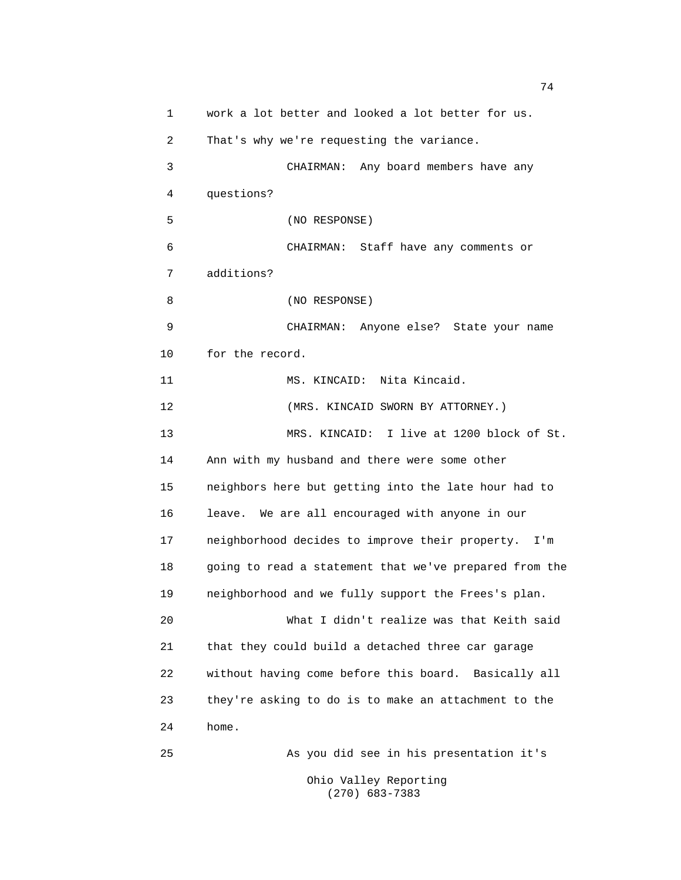work a lot better and looked a lot better for us. That's why we're requesting the variance.

CHAIRMAN: Any board members have any questions?

(NO RESPONSE)

CHAIRMAN: Staff have any comments or additions?

(NO RESPONSE)

CHAIRMAN: Anyone else? State your name for the record.

MS. KINCAID: Nita Kincaid.

(MRS. KINCAID SWORN BY ATTORNEY.)

MRS. KINCAID: I live at 1200 block of St. Ann with my husband and there were some other neighbors here but getting into the late hour had to leave. We are all encouraged with anyone in our neighborhood decides to improve their property. I'm going to read a statement that we've prepared from the neighborhood and we fully support the Frees's plan.

What I didn't realize was that Keith said that they could build a detached three car garage without having come before this board. Basically all they're asking to do is to make an attachment to the home.

As you did see in his presentation it's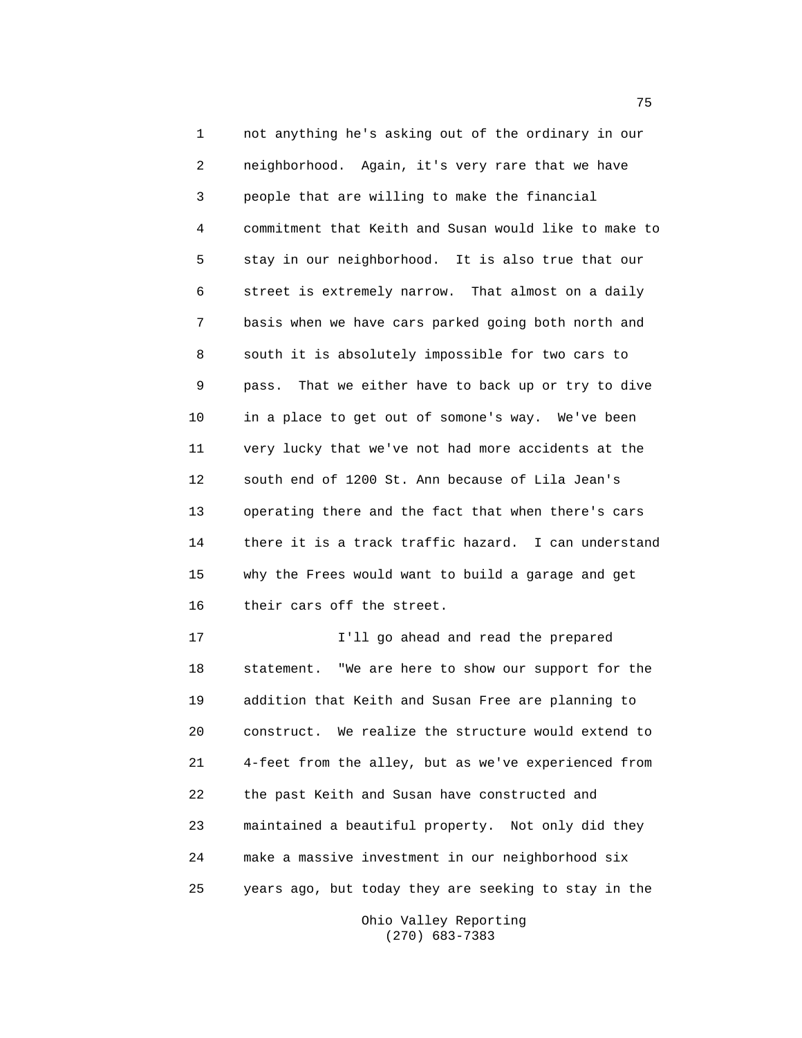not anything he's asking out of the ordinary in our neighborhood. Again, it's very rare that we have people that are willing to make the financial commitment that Keith and Susan would like to make to stay in our neighborhood. It is also true that our street is extremely narrow. That almost on a daily basis when we have cars parked going both north and south it is absolutely impossible for two cars to pass. That we either have to back up or try to dive in a place to get out of somone's way. We've been very lucky that we've not had more accidents at the south end of 1200 St. Ann because of Lila Jean's operating there and the fact that when there's cars there it is a track traffic hazard. I can understand why the Frees would want to build a garage and get their cars off the street.

I'll go ahead and read the prepared statement. "We are here to show our support for the addition that Keith and Susan Free are planning to construct. We realize the structure would extend to 4-feet from the alley, but as we've experienced from the past Keith and Susan have constructed and maintained a beautiful property. Not only did they make a massive investment in our neighborhood six years ago, but today they are seeking to stay in the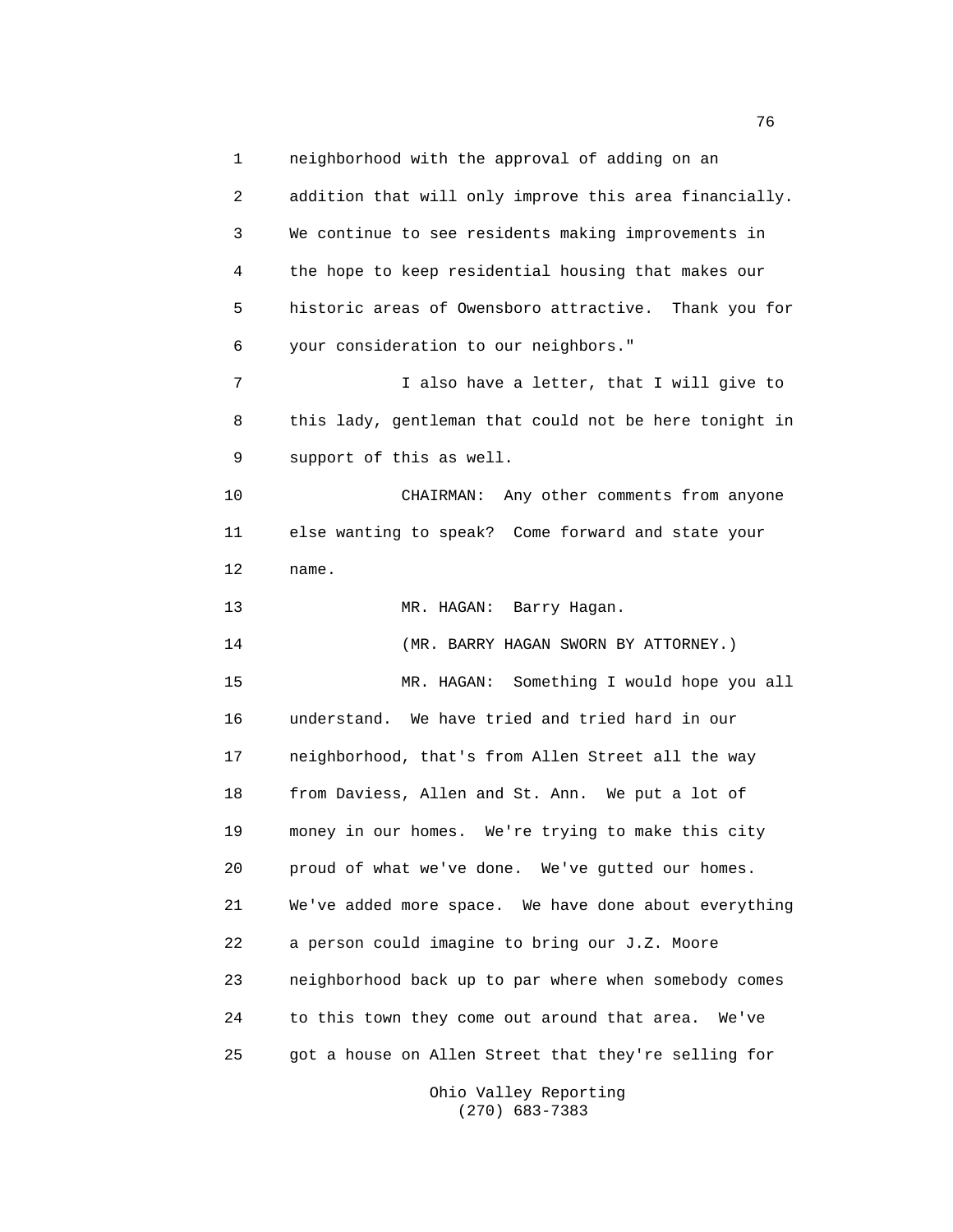neighborhood with the approval of adding on an addition that will only improve this area financially. We continue to see residents making improvements in the hope to keep residential housing that makes our historic areas of Owensboro attractive. Thank you for your consideration to our neighbors."

I also have a letter, that I will give to this lady, gentleman that could not be here tonight in support of this as well.

CHAIRMAN: Any other comments from anyone else wanting to speak? Come forward and state your name.

MR. HAGAN: Barry Hagan.

(MR. BARRY HAGAN SWORN BY ATTORNEY.)

MR. HAGAN: Something I would hope you all understand. We have tried and tried hard in our neighborhood, that's from Allen Street all the way from Daviess, Allen and St. Ann. We put a lot of money in our homes. We're trying to make this city proud of what we've done. We've gutted our homes. We've added more space. We have done about everything a person could imagine to bring our J.Z. Moore neighborhood back up to par where when somebody comes to this town they come out around that area. We've got a house on Allen Street that they're selling for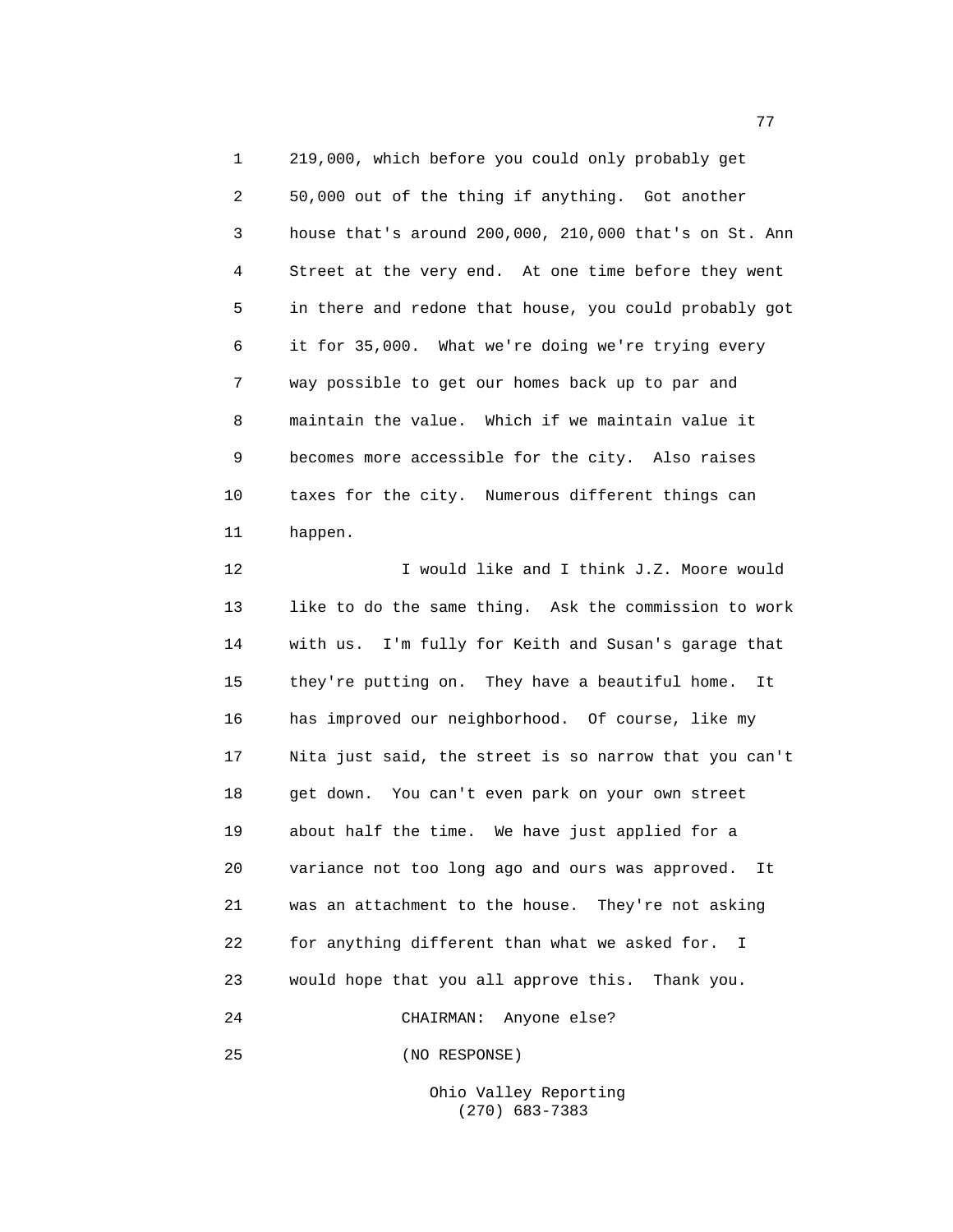219,000, which before you could only probably get 50,000 out of the thing if anything. Got another house that's around 200,000, 210,000 that's on St. Ann Street at the very end. At one time before they went in there and redone that house, you could probably got it for 35,000. What we're doing we're trying every way possible to get our homes back up to par and maintain the value. Which if we maintain value it becomes more accessible for the city. Also raises taxes for the city. Numerous different things can happen.

I would like and I think J.Z. Moore would like to do the same thing. Ask the commission to work with us. I'm fully for Keith and Susan's garage that they're putting on. They have a beautiful home. It has improved our neighborhood. Of course, like my Nita just said, the street is so narrow that you can't get down. You can't even park on your own street about half the time. We have just applied for a variance not too long ago and ours was approved. It was an attachment to the house. They're not asking for anything different than what we asked for. I would hope that you all approve this. Thank you.

CHAIRMAN: Anyone else?

(NO RESPONSE)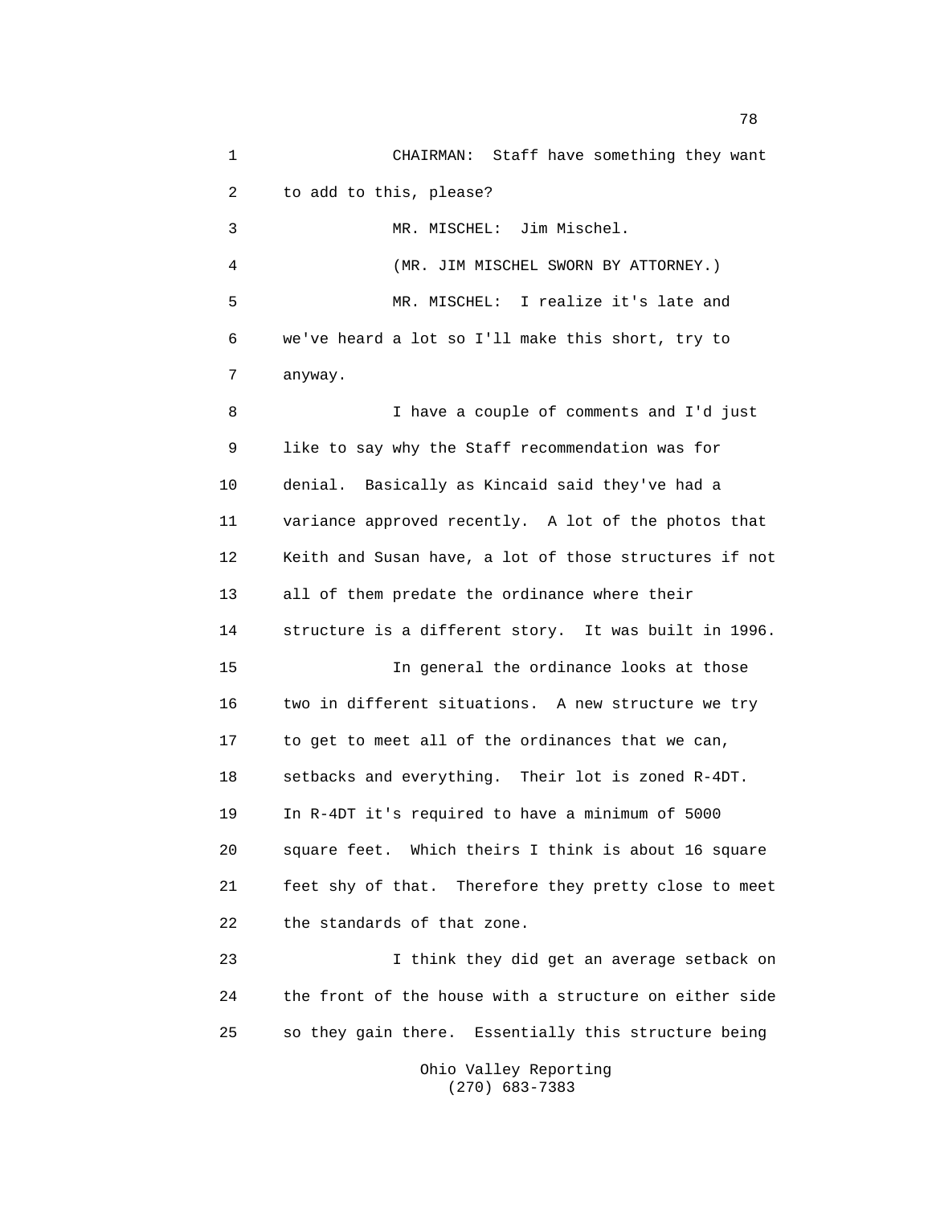CHAIRMAN: Staff have something they want to add to this, please?

MR. MISCHEL: Jim Mischel.

(MR. JIM MISCHEL SWORN BY ATTORNEY.)

MR. MISCHEL: I realize it's late and we've heard a lot so I'll make this short, try to anyway.

I have a couple of comments and I'd just like to say why the Staff recommendation was for denial. Basically as Kincaid said they've had a variance approved recently. A lot of the photos that Keith and Susan have, a lot of those structures if not all of them predate the ordinance where their structure is a different story. It was built in 1996.

In general the ordinance looks at those two in different situations. A new structure we try to get to meet all of the ordinances that we can, setbacks and everything. Their lot is zoned R-4DT. In R-4DT it's required to have a minimum of 5000 square feet. Which theirs I think is about 16 square feet shy of that. Therefore they pretty close to meet the standards of that zone.

I think they did get an average setback on the front of the house with a structure on either side so they gain there. Essentially this structure being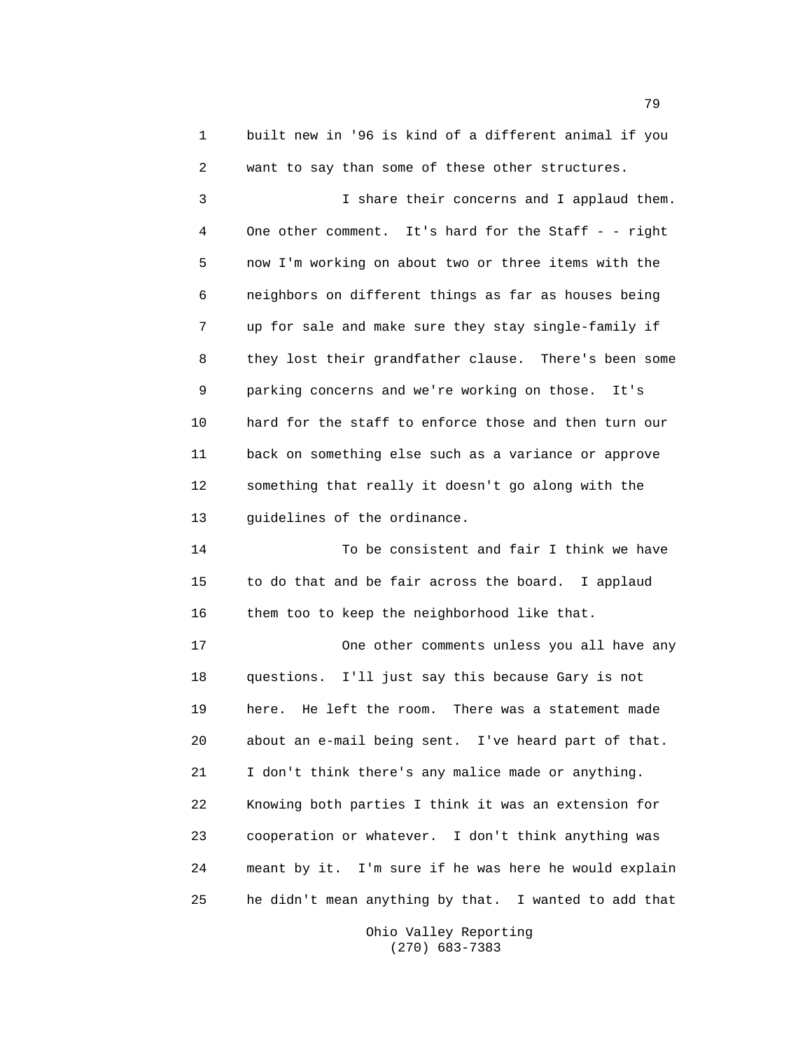built new in '96 is kind of a different animal if you want to say than some of these other structures.

I share their concerns and I applaud them. One other comment. It's hard for the Staff - - right now I'm working on about two or three items with the neighbors on different things as far as houses being up for sale and make sure they stay single-family if they lost their grandfather clause. There's been some parking concerns and we're working on those. It's hard for the staff to enforce those and then turn our back on something else such as a variance or approve something that really it doesn't go along with the guidelines of the ordinance.

To be consistent and fair I think we have to do that and be fair across the board. I applaud them too to keep the neighborhood like that.

One other comments unless you all have any questions. I'll just say this because Gary is not here. He left the room. There was a statement made about an e-mail being sent. I've heard part of that. I don't think there's any malice made or anything. Knowing both parties I think it was an extension for cooperation or whatever. I don't think anything was meant by it. I'm sure if he was here he would explain he didn't mean anything by that. I wanted to add that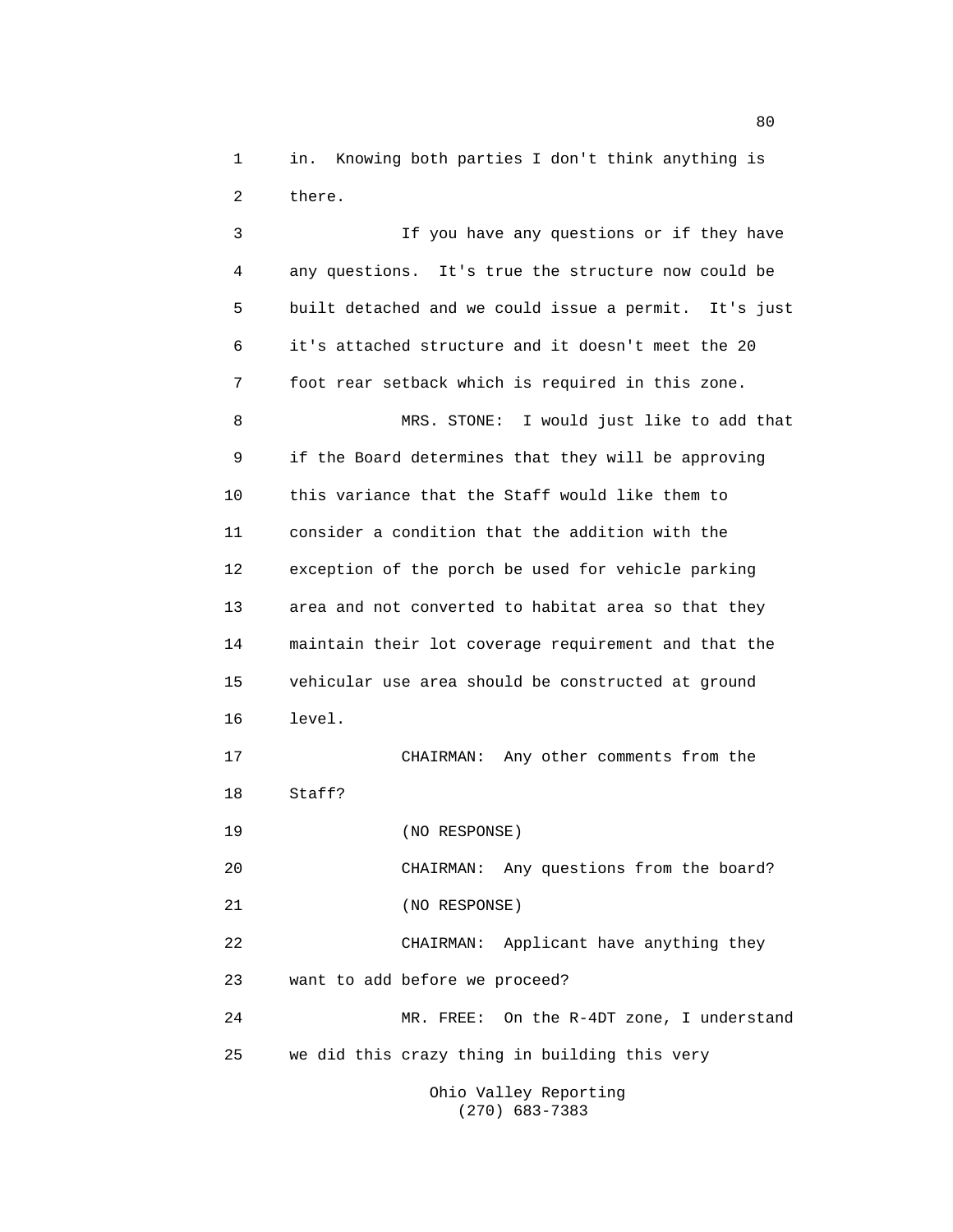in. Knowing both parties I don't think anything is there.

If you have any questions or if they have any questions. It's true the structure now could be built detached and we could issue a permit. It's just it's attached structure and it doesn't meet the 20 foot rear setback which is required in this zone.

MRS. STONE: I would just like to add that if the Board determines that they will be approving this variance that the Staff would like them to consider a condition that the addition with the exception of the porch be used for vehicle parking area and not converted to habitat area so that they maintain their lot coverage requirement and that the vehicular use area should be constructed at ground level.

CHAIRMAN: Any other comments from the Staff?

(NO RESPONSE)

CHAIRMAN: Any questions from the board?

(NO RESPONSE)

CHAIRMAN: Applicant have anything they want to add before we proceed?

MR. FREE: On the R-4DT zone, I understand we did this crazy thing in building this very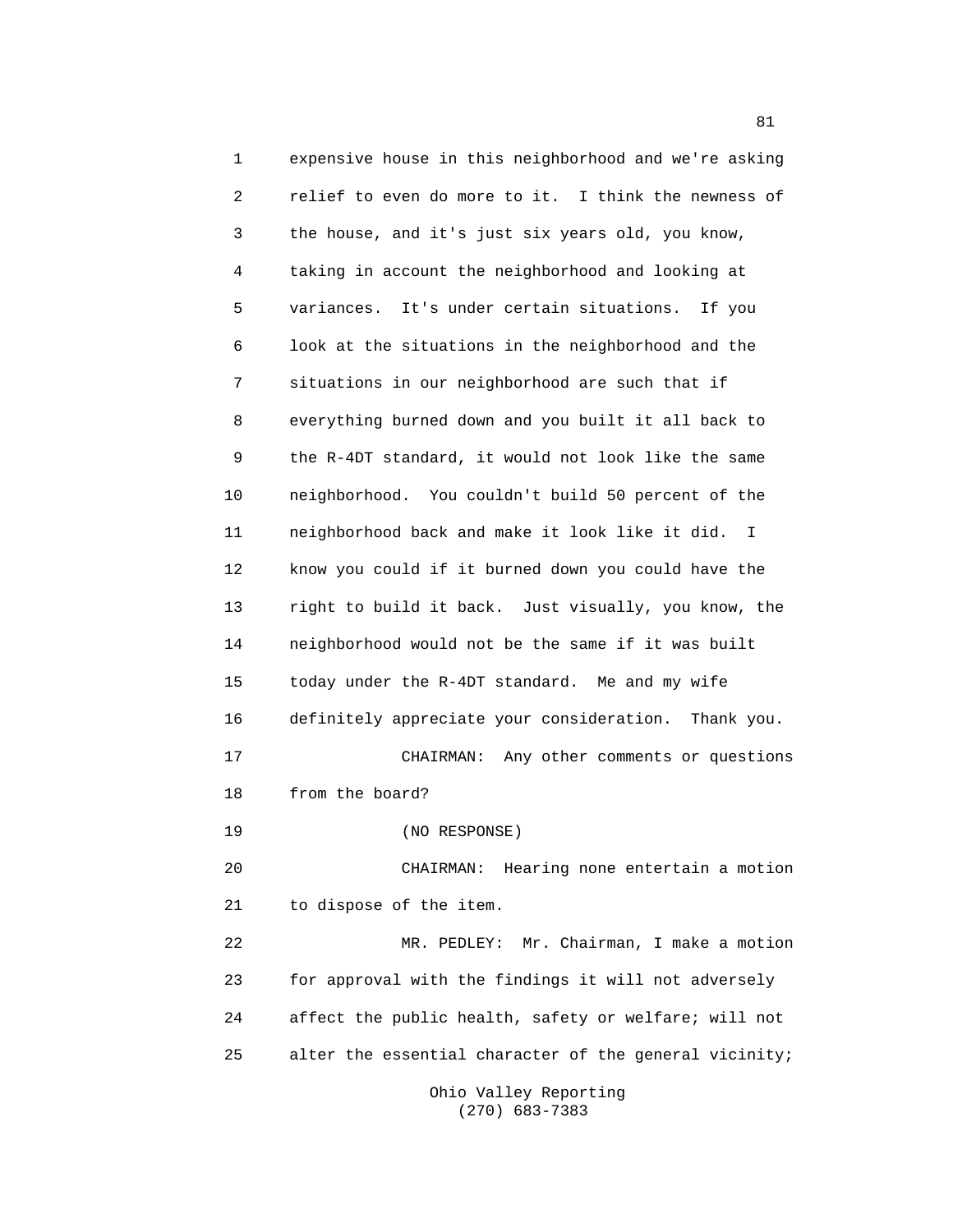expensive house in this neighborhood and we're asking relief to even do more to it. I think the newness of the house, and it's just six years old, you know, taking in account the neighborhood and looking at variances. It's under certain situations. If you look at the situations in the neighborhood and the situations in our neighborhood are such that if everything burned down and you built it all back to the R-4DT standard, it would not look like the same neighborhood. You couldn't build 50 percent of the neighborhood back and make it look like it did. I know you could if it burned down you could have the right to build it back. Just visually, you know, the neighborhood would not be the same if it was built today under the R-4DT standard. Me and my wife definitely appreciate your consideration. Thank you.

CHAIRMAN: Any other comments or questions from the board?

(NO RESPONSE)

CHAIRMAN: Hearing none entertain a motion to dispose of the item.

MR. PEDLEY: Mr. Chairman, I make a motion for approval with the findings it will not adversely affect the public health, safety or welfare; will not alter the essential character of the general vicinity;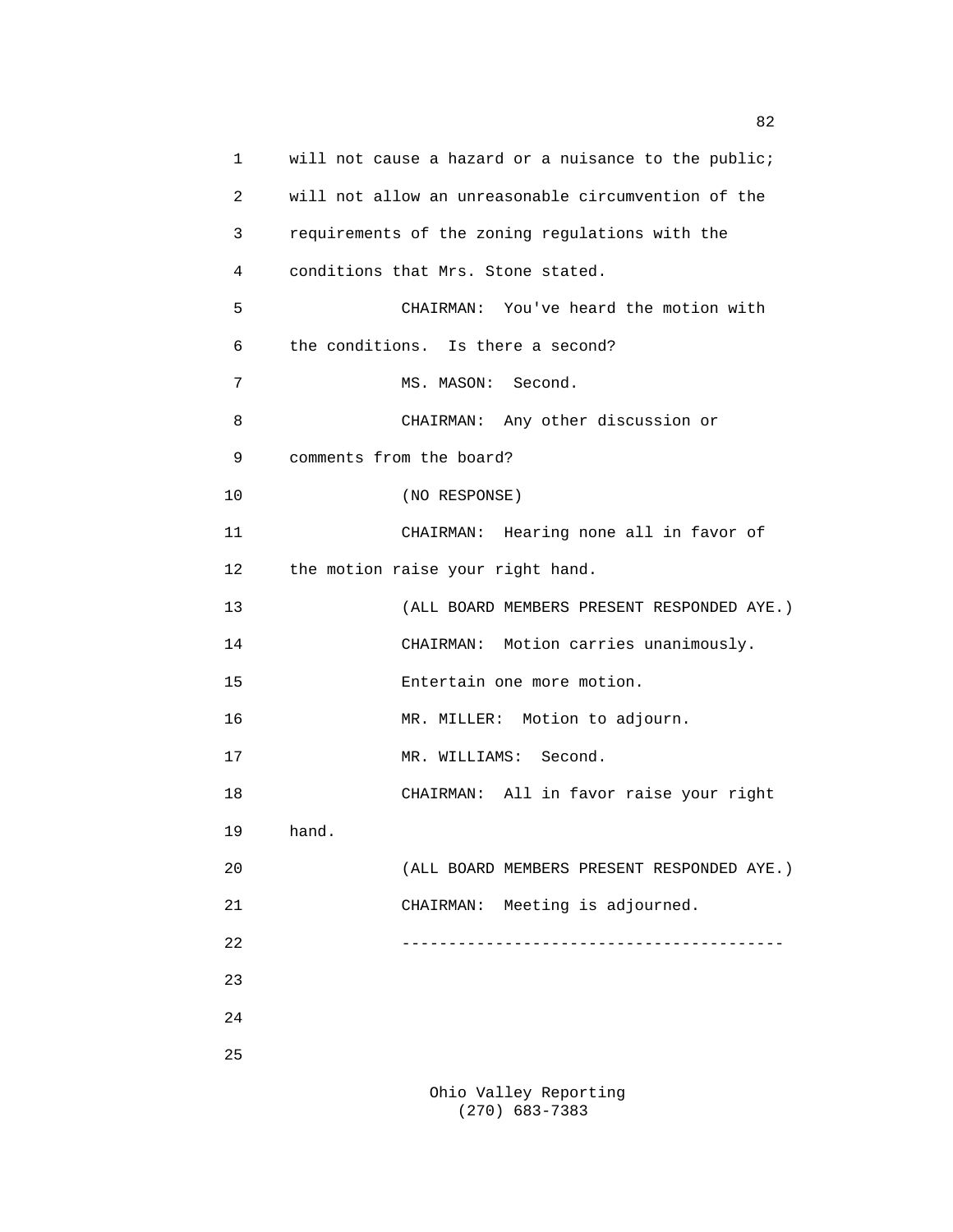1 will not cause a hazard or a nuisance to the public;

2 will not allow an unreasonable circumvention of the

3 requirements of the zoning regulations with the

4 conditions that Mrs. Stone stated.

5 CHAIRMAN: You've heard the motion with

6 the conditions. Is there a second?

7 MS. MASON: Second.

8 CHAIRMAN: Any other discussion or

9 comments from the board?

10 (NO RESPONSE)

11 CHAIRMAN: Hearing none all in favor of

12 the motion raise your right hand.

13 (ALL BOARD MEMBERS PRESENT RESPONDED AYE.)

14 CHAIRMAN: Motion carries unanimously.

15 Entertain one more motion.

16 MR. MILLER: Motion to adjourn.

17 MR. WILLIAMS: Second.

18 CHAIRMAN: All in favor raise your right

19 hand.

20 (ALL BOARD MEMBERS PRESENT RESPONDED AYE.)

21 CHAIRMAN: Meeting is adjourned.

22 ----------------------------------------

23

24

25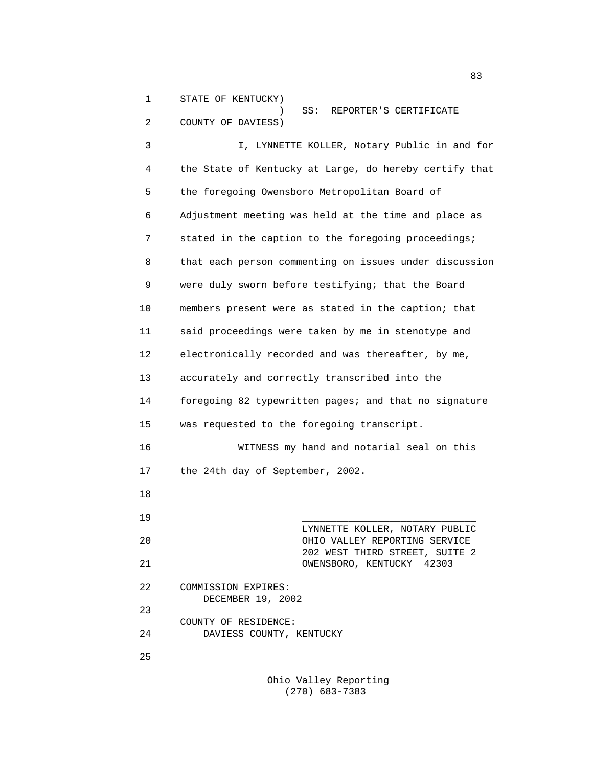STATE OF KENTUCKY)
) SS: REPORTER'S CERTIFICATE
COUNTY OF DAVIESS)

I, LYNNETTE KOLLER, Notary Public in and for the State of Kentucky at Large, do hereby certify that the foregoing Owensboro Metropolitan Board of Adjustment meeting was held at the time and place as stated in the caption to the foregoing proceedings; that each person commenting on issues under discussion were duly sworn before testifying; that the Board members present were as stated in the caption; that said proceedings were taken by me in stenotype and electronically recorded and was thereafter, by me, accurately and correctly transcribed into the foregoing 82 typewritten pages; and that no signature was requested to the foregoing transcript.

WITNESS my hand and notarial seal on this the 24th day of September, 2002.

______________________________
LYNNETTE KOLLER, NOTARY PUBLIC
OHIO VALLEY REPORTING SERVICE
202 WEST THIRD STREET, SUITE 2
OWENSBORO, KENTUCKY 42303

COMMISSION EXPIRES:
DECEMBER 19, 2002

COUNTY OF RESIDENCE:
DAVIESS COUNTY, KENTUCKY